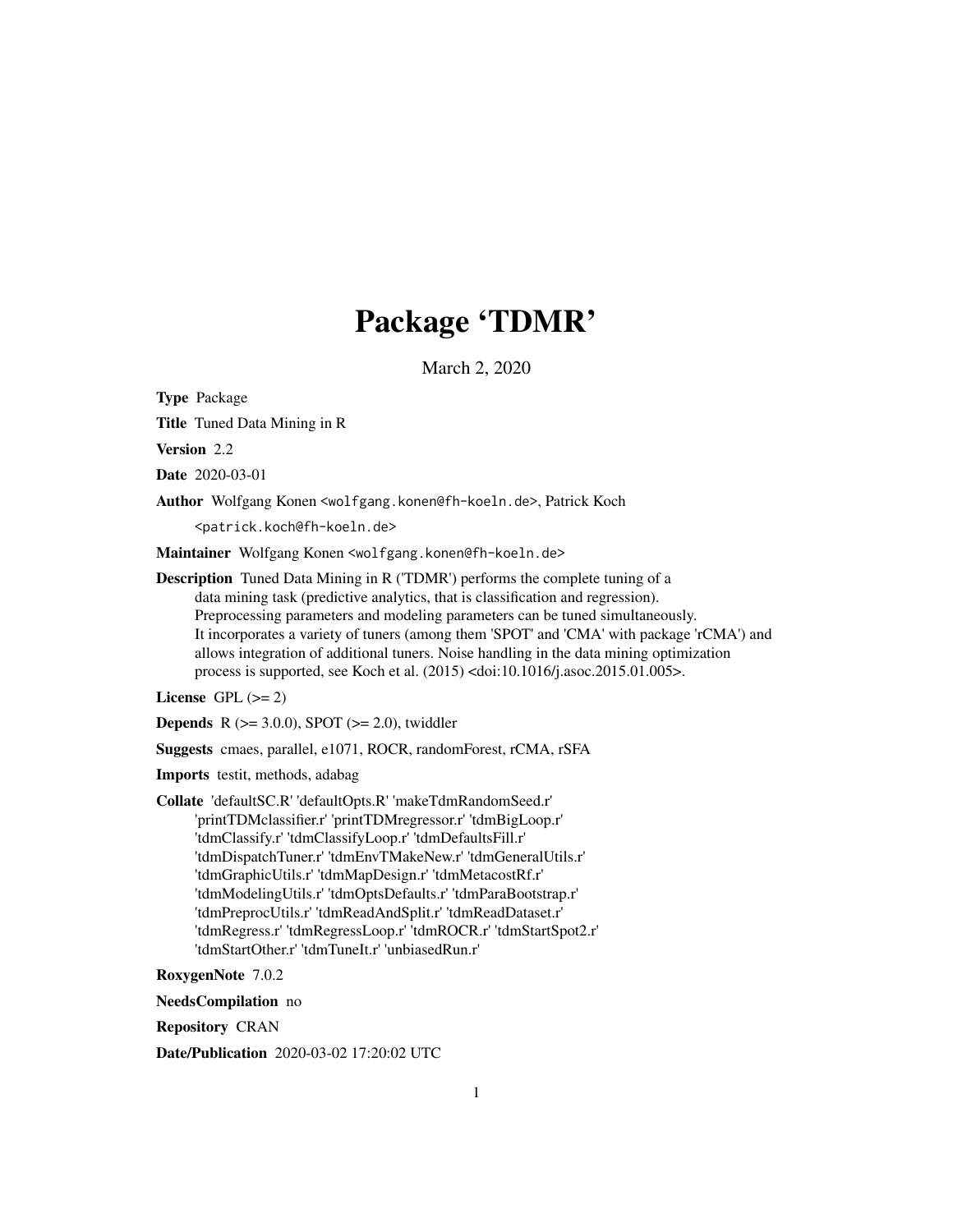# Package 'TDMR'

March 2, 2020

**Type** Package

**Title** Tuned Data Mining in R

**Version** 2.2

**Date** 2020-03-01

**Author** Wolfgang Konen <wolfgang.konen@fh-koeln.de>, Patrick Koch <patrick.koch@fh-koeln.de>

**Maintainer** Wolfgang Konen <wolfgang.konen@fh-koeln.de>

**Description** Tuned Data Mining in R ('TDMR') performs the complete tuning of a data mining task (predictive analytics, that is classification and regression). Preprocessing parameters and modeling parameters can be tuned simultaneously. It incorporates a variety of tuners (among them 'SPOT' and 'CMA' with package 'rCMA') and allows integration of additional tuners. Noise handling in the data mining optimization process is supported, see Koch et al. (2015) <doi:10.1016/j.asoc.2015.01.005>.

**License** GPL (>= 2)

**Depends** R (>= 3.0.0), SPOT (>= 2.0), twiddler

**Suggests** cmaes, parallel, e1071, ROCR, randomForest, rCMA, rSFA

**Imports** testit, methods, adabag

**Collate** 'defaultSC.R' 'defaultOpts.R' 'makeTdmRandomSeed.r' 'printTDMclassifier.r' 'printTDMregressor.r' 'tdmBigLoop.r' 'tdmClassify.r' 'tdmClassifyLoop.r' 'tdmDefaultsFill.r' 'tdmDispatchTuner.r' 'tdmEnvTMakeNew.r' 'tdmGeneralUtils.r' 'tdmGraphicUtils.r' 'tdmMapDesign.r' 'tdmMetacostRf.r' 'tdmModelingUtils.r' 'tdmOptsDefaults.r' 'tdmParaBootstrap.r' 'tdmPreprocUtils.r' 'tdmReadAndSplit.r' 'tdmReadDataset.r' 'tdmRegress.r' 'tdmRegressLoop.r' 'tdmROCR.r' 'tdmStartSpot2.r' 'tdmStartOther.r' 'tdmTuneIt.r' 'unbiasedRun.r'

**RoxygenNote** 7.0.2

**NeedsCompilation** no

**Repository** CRAN

**Date/Publication** 2020-03-02 17:20:02 UTC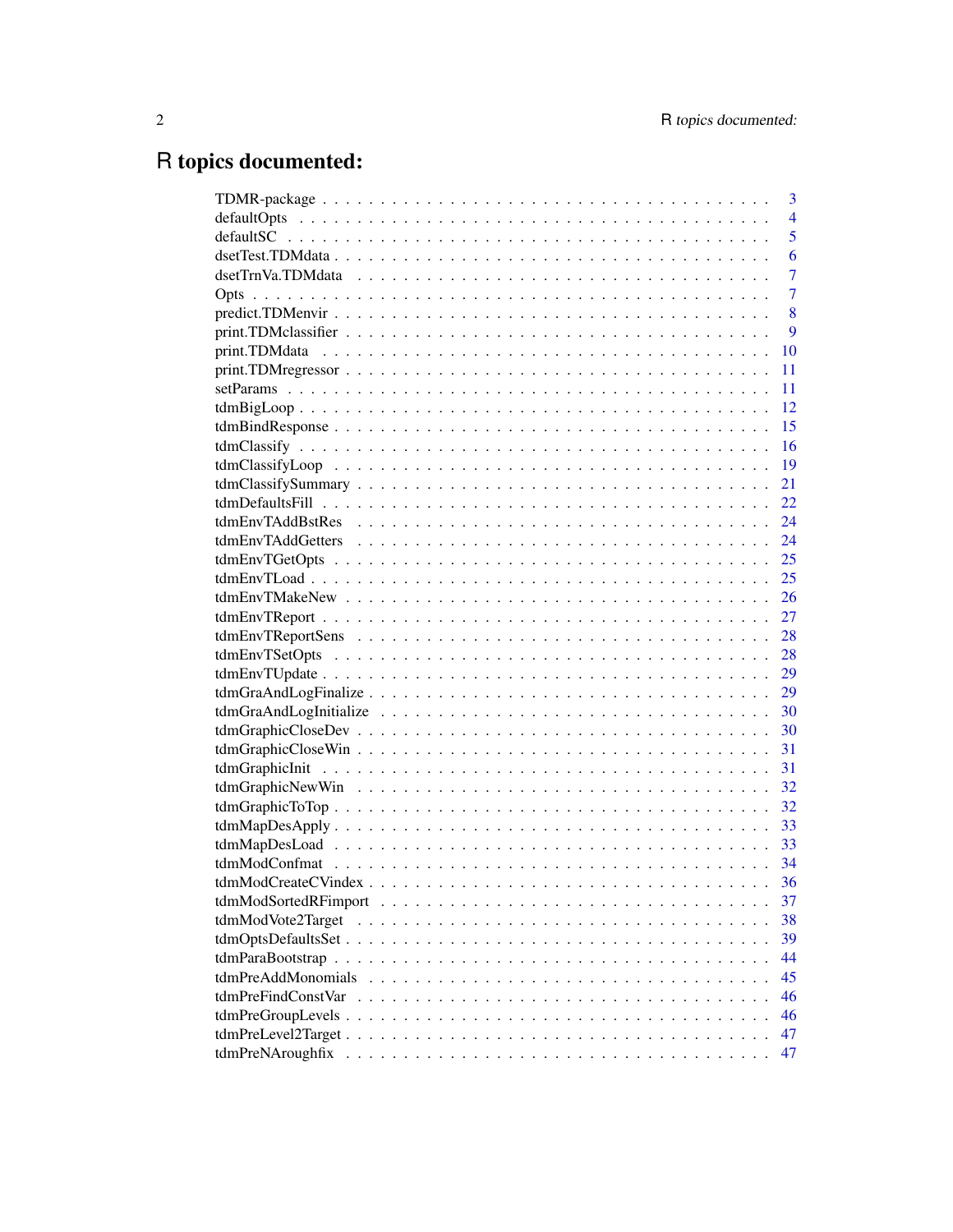# R topics documented:

| | |
|---|---|
| TDMR-package | 3 |
| defaultOpts | 4 |
| defaultSC | 5 |
| dsetTest.TDMdata | 6 |
| dsetTrnVa.TDMdata | 7 |
| Opts | 7 |
| predict.TDMenvir | 8 |
| print.TDMclassifier | 9 |
| print.TDMdata | 10 |
| print.TDMregressor | 11 |
| setParams | 11 |
| tdmBigLoop | 12 |
| tdmBindResponse | 15 |
| tdmClassify | 16 |
| tdmClassifyLoop | 19 |
| tdmClassifySummary | 21 |
| tdmDefaultsFill | 22 |
| tdmEnvTAddBstRes | 24 |
| tdmEnvTAddGetters | 24 |
| tdmEnvTGetOpts | 25 |
| tdmEnvTLoad | 25 |
| tdmEnvTMakeNew | 26 |
| tdmEnvTReport | 27 |
| tdmEnvTReportSens | 28 |
| tdmEnvTSetOpts | 28 |
| tdmEnvTUpdate | 29 |
| tdmGraAndLogFinalize | 29 |
| tdmGraAndLogInitialize | 30 |
| tdmGraphicCloseDev | 30 |
| tdmGraphicCloseWin | 31 |
| tdmGraphicInit | 31 |
| tdmGraphicNewWin | 32 |
| tdmGraphicToTop | 32 |
| tdmMapDesApply | 33 |
| tdmMapDesLoad | 33 |
| tdmModConfmat | 34 |
| tdmModCreateCVindex | 36 |
| tdmModSortedRFimport | 37 |
| tdmModVote2Target | 38 |
| tdmOptsDefaultsSet | 39 |
| tdmParaBootstrap | 44 |
| tdmPreAddMonomials | 45 |
| tdmPreFindConstVar | 46 |
| tdmPreGroupLevels | 46 |
| tdmPreLevel2Target | 47 |
| tdmPreNAroughfix | 47 |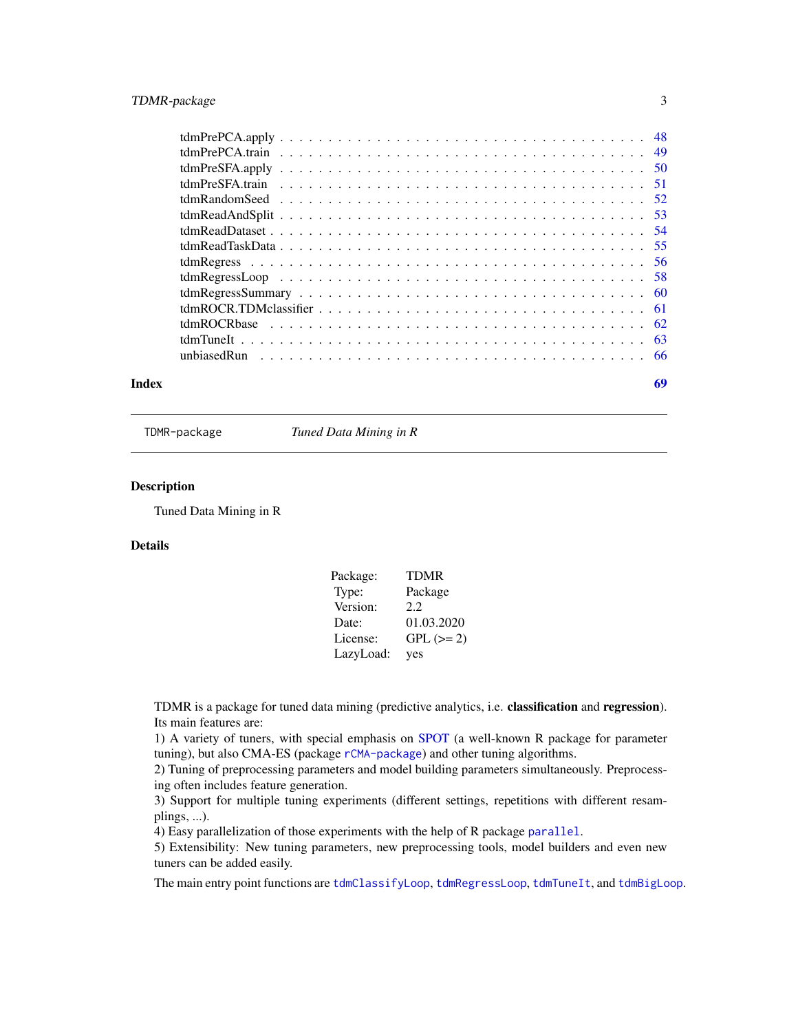tdmPrePCA.apply . . . . . . . . . . . . . . . . . . . . . . . . . . . . . . . . . . . 48
tdmPrePCA.train . . . . . . . . . . . . . . . . . . . . . . . . . . . . . . . . . . . 49
tdmPreSFA.apply . . . . . . . . . . . . . . . . . . . . . . . . . . . . . . . . . . . 50
tdmPreSFA.train . . . . . . . . . . . . . . . . . . . . . . . . . . . . . . . . . . . 51
tdmRandomSeed . . . . . . . . . . . . . . . . . . . . . . . . . . . . . . . . . . . 52
tdmReadAndSplit . . . . . . . . . . . . . . . . . . . . . . . . . . . . . . . . . . . 53
tdmReadDataset . . . . . . . . . . . . . . . . . . . . . . . . . . . . . . . . . . . 54
tdmReadTaskData . . . . . . . . . . . . . . . . . . . . . . . . . . . . . . . . . . . 55
tdmRegress . . . . . . . . . . . . . . . . . . . . . . . . . . . . . . . . . . . 56
tdmRegressLoop . . . . . . . . . . . . . . . . . . . . . . . . . . . . . . . . . . . 58
tdmRegressSummary . . . . . . . . . . . . . . . . . . . . . . . . . . . . . . . . . . . 60
tdmROCR.TDMclassifier . . . . . . . . . . . . . . . . . . . . . . . . . . . . . . . . . . . 61
tdmROCRbase . . . . . . . . . . . . . . . . . . . . . . . . . . . . . . . . . . . 62
tdmTuneIt . . . . . . . . . . . . . . . . . . . . . . . . . . . . . . . . . . . 63
unbiasedRun . . . . . . . . . . . . . . . . . . . . . . . . . . . . . . . . . . . 66

**Index** 69

---

`TDMR-package` *Tuned Data Mining in R*

---

## Description

Tuned Data Mining in R

## Details

| | |
|---|---|
| Package: | TDMR |
| Type: | Package |
| Version: | 2.2 |
| Date: | 01.03.2020 |
| License: | GPL (>= 2) |
| LazyLoad: | yes |

TDMR is a package for tuned data mining (predictive analytics, i.e. **classification** and **regression**). Its main features are:

1) A variety of tuners, with special emphasis on SPOT (a well-known R package for parameter tuning), but also CMA-ES (package `rCMA-package`) and other tuning algorithms.
2) Tuning of preprocessing parameters and model building parameters simultaneously. Preprocessing often includes feature generation.
3) Support for multiple tuning experiments (different settings, repetitions with different resamplings, ...).
4) Easy parallelization of those experiments with the help of R package `parallel`.
5) Extensibility: New tuning parameters, new preprocessing tools, model builders and even new tuners can be added easily.

The main entry point functions are `tdmClassifyLoop`, `tdmRegressLoop`, `tdmTuneIt`, and `tdmBigLoop`.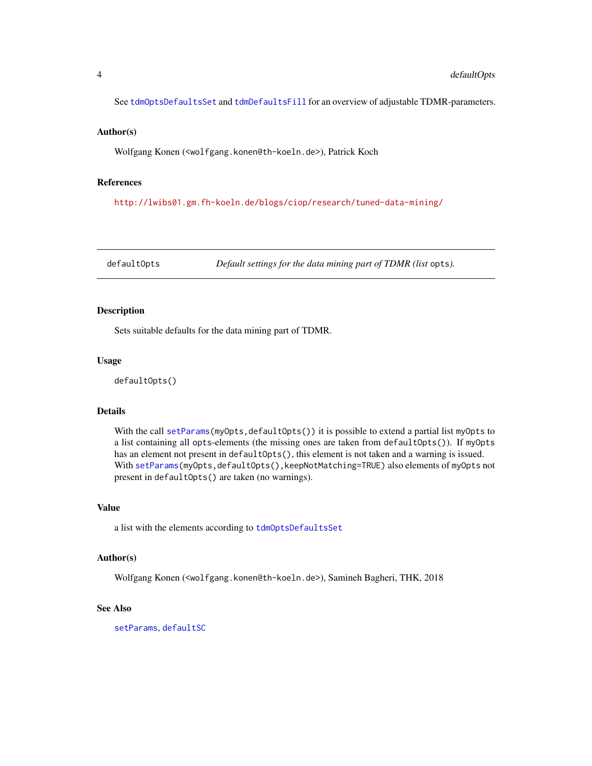See `tdmOptsDefaultsSet` and `tdmDefaultsFill` for an overview of adjustable TDMR-parameters.

### Author(s)

Wolfgang Konen (<wolfgang.konen@th-koeln.de>), Patrick Koch

### References

http://lwibs01.gm.fh-koeln.de/blogs/ciop/research/tuned-data-mining/

---

## defaultOpts — *Default settings for the data mining part of TDMR (list `opts`).*

---

### Description

Sets suitable defaults for the data mining part of TDMR.

### Usage

```
defaultOpts()
```

### Details

With the call `setParams(myOpts,defaultOpts())` it is possible to extend a partial list `myOpts` to a list containing all `opts`-elements (the missing ones are taken from `defaultOpts()`). If `myOpts` has an element not present in `defaultOpts()`, this element is not taken and a warning is issued. With `setParams(myOpts,defaultOpts(),keepNotMatching=TRUE)` also elements of `myOpts` not present in `defaultOpts()` are taken (no warnings).

### Value

a list with the elements according to `tdmOptsDefaultsSet`

### Author(s)

Wolfgang Konen (<wolfgang.konen@th-koeln.de>), Samineh Bagheri, THK, 2018

### See Also

`setParams`, `defaultSC`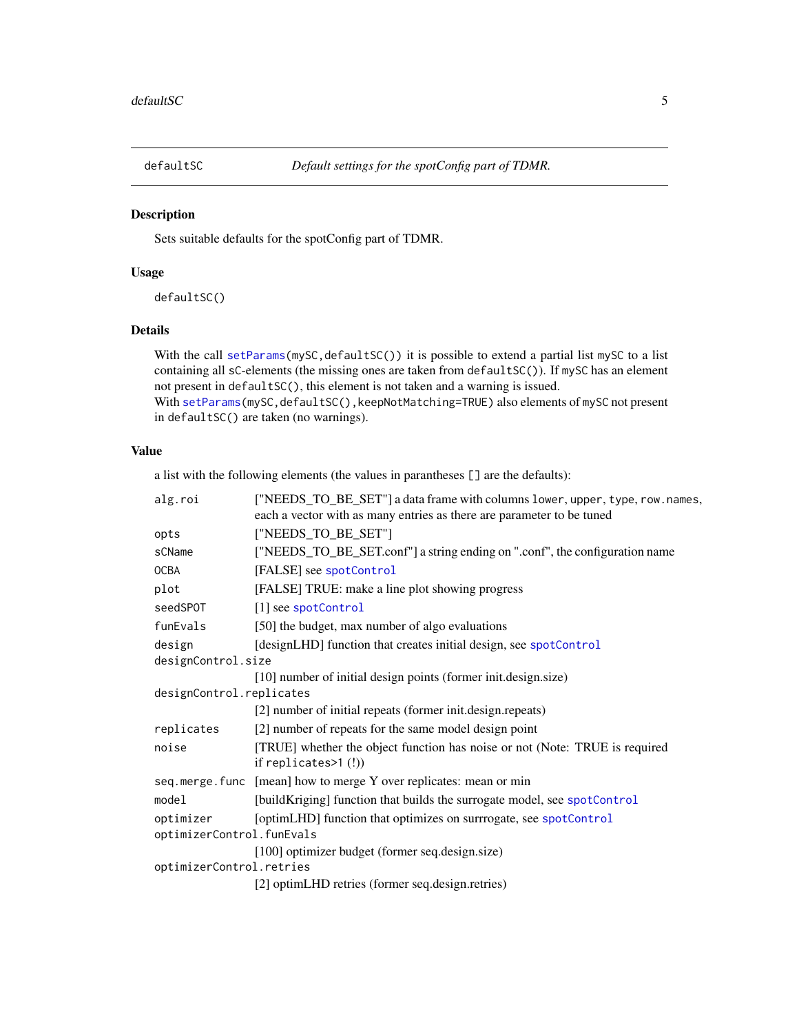`defaultSC` *Default settings for the spotConfig part of TDMR.*

## Description

Sets suitable defaults for the spotConfig part of TDMR.

## Usage

```
defaultSC()
```

## Details

With the call `setParams(mySC,defaultSC())` it is possible to extend a partial list `mySC` to a list containing all `sC`-elements (the missing ones are taken from `defaultSC()`). If `mySC` has an element not present in `defaultSC()`, this element is not taken and a warning is issued.
With `setParams(mySC,defaultSC(),keepNotMatching=TRUE)` also elements of `mySC` not present in `defaultSC()` are taken (no warnings).

## Value

a list with the following elements (the values in parantheses [] are the defaults):

| | |
|---|---|
| `alg.roi` | ["NEEDS_TO_BE_SET"] a data frame with columns `lower`, `upper`, `type`, `row.names`, each a vector with as many entries as there are parameter to be tuned |
| `opts` | ["NEEDS_TO_BE_SET"] |
| `sCName` | ["NEEDS_TO_BE_SET.conf"] a string ending on ".conf", the configuration name |
| `OCBA` | [FALSE] see `spotControl` |
| `plot` | [FALSE] TRUE: make a line plot showing progress |
| `seedSPOT` | [1] see `spotControl` |
| `funEvals` | [50] the budget, max number of algo evaluations |
| `design` | [designLHD] function that creates initial design, see `spotControl` |
| `designControl.size` | [10] number of initial design points (former init.design.size) |
| `designControl.replicates` | [2] number of initial repeats (former init.design.repeats) |
| `replicates` | [2] number of repeats for the same model design point |
| `noise` | [TRUE] whether the object function has noise or not (Note: TRUE is required if `replicates>1` (!)) |
| `seq.merge.func` | [mean] how to merge Y over replicates: mean or min |
| `model` | [buildKriging] function that builds the surrogate model, see `spotControl` |
| `optimizer` | [optimLHD] function that optimizes on surrrogate, see `spotControl` |
| `optimizerControl.funEvals` | [100] optimizer budget (former seq.design.size) |
| `optimizerControl.retries` | [2] optimLHD retries (former seq.design.retries) |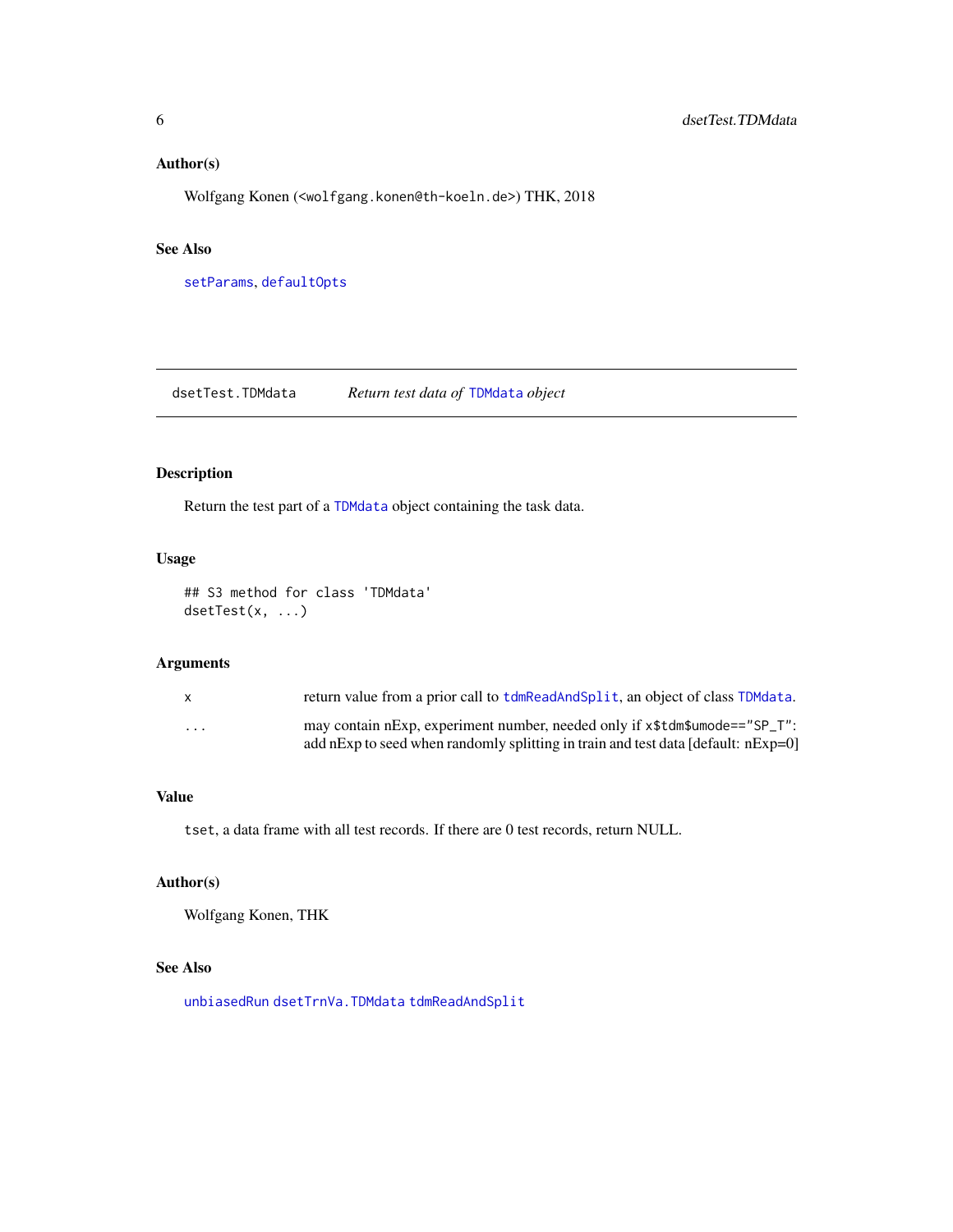## Author(s)

Wolfgang Konen (<wolfgang.konen@th-koeln.de>) THK, 2018

## See Also

`setParams`, `defaultOpts`

---

# dsetTest.TDMdata — *Return test data of* `TDMdata` *object*

## Description

Return the test part of a `TDMdata` object containing the task data.

## Usage

```
## S3 method for class 'TDMdata'
dsetTest(x, ...)
```

## Arguments

| | |
|---|---|
| `x` | return value from a prior call to `tdmReadAndSplit`, an object of class `TDMdata`. |
| `...` | may contain nExp, experiment number, needed only if `x$tdm$umode=="SP_T"`: add nExp to seed when randomly splitting in train and test data [default: nExp=0] |

## Value

`tset`, a data frame with all test records. If there are 0 test records, return NULL.

## Author(s)

Wolfgang Konen, THK

## See Also

`unbiasedRun` `dsetTrnVa.TDMdata` `tdmReadAndSplit`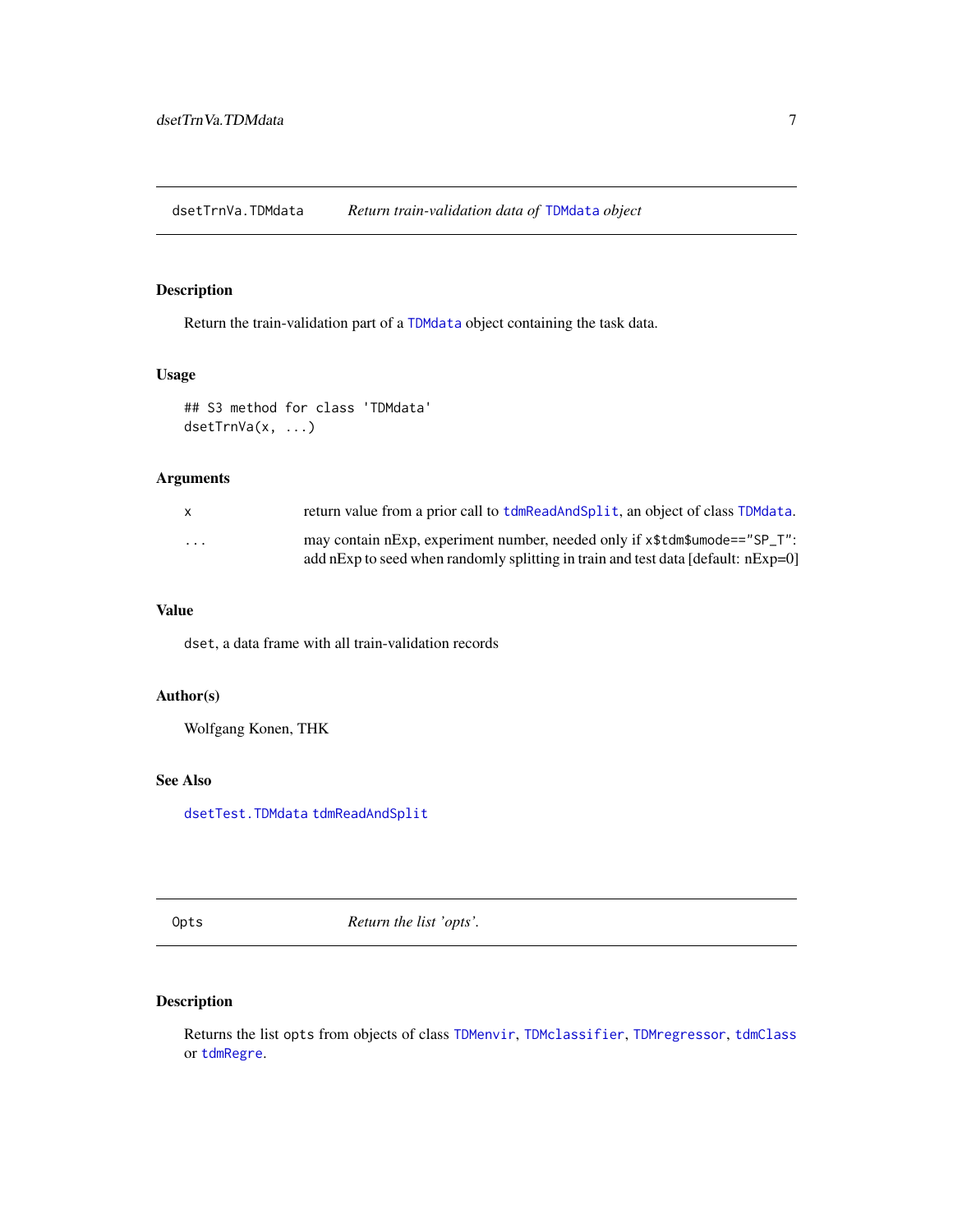## dsetTrnVa.TDMdata — *Return train-validation data of* `TDMdata` *object*

### Description

Return the train-validation part of a `TDMdata` object containing the task data.

### Usage

```
## S3 method for class 'TDMdata'
dsetTrnVa(x, ...)
```

### Arguments

| | |
|---|---|
| `x` | return value from a prior call to `tdmReadAndSplit`, an object of class `TDMdata`. |
| `...` | may contain nExp, experiment number, needed only if `x$tdm$umode=="SP_T"`: add nExp to seed when randomly splitting in train and test data [default: nExp=0] |

### Value

`dset`, a data frame with all train-validation records

### Author(s)

Wolfgang Konen, THK

### See Also

`dsetTest.TDMdata` `tdmReadAndSplit`

## Opts — *Return the list 'opts'.*

### Description

Returns the list `opts` from objects of class `TDMenvir`, `TDMclassifier`, `TDMregressor`, `tdmClass` or `tdmRegre`.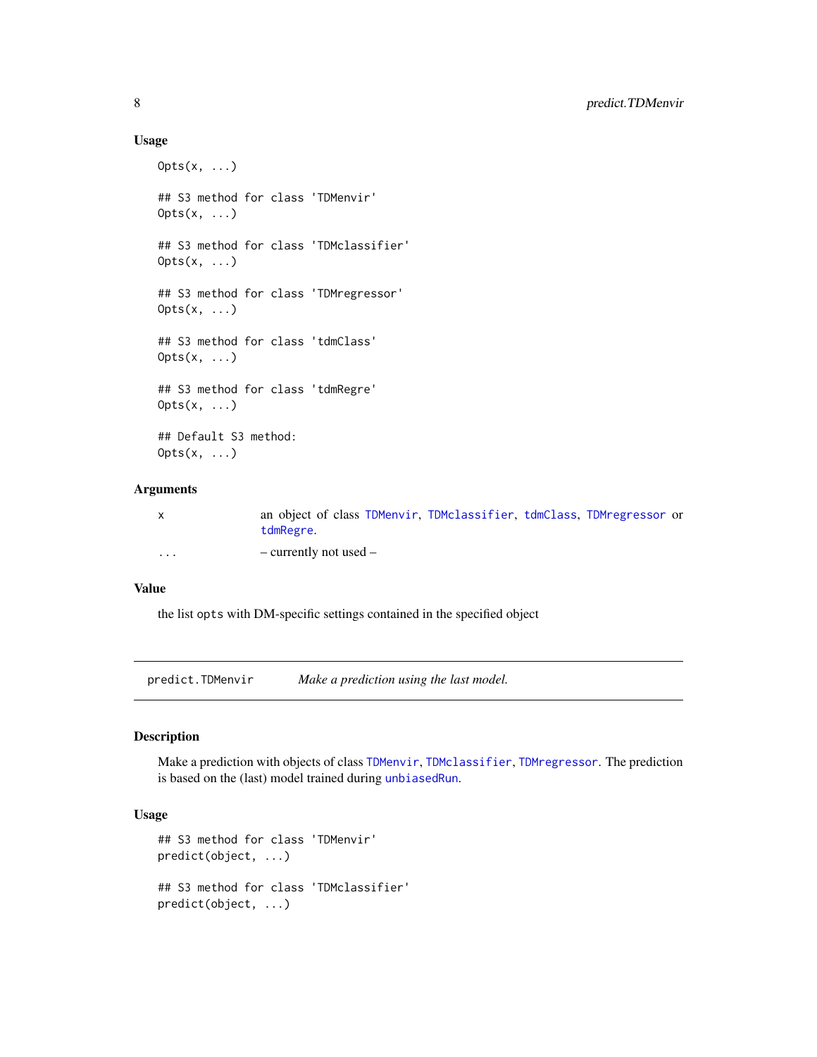### Usage

```
Opts(x, ...)

## S3 method for class 'TDMenvir'
Opts(x, ...)

## S3 method for class 'TDMclassifier'
Opts(x, ...)

## S3 method for class 'TDMregressor'
Opts(x, ...)

## S3 method for class 'tdmClass'
Opts(x, ...)

## S3 method for class 'tdmRegre'
Opts(x, ...)

## Default S3 method:
Opts(x, ...)
```

### Arguments

| | |
|---|---|
| `x` | an object of class `TDMenvir`, `TDMclassifier`, `tdmClass`, `TDMregressor` or `tdmRegre`. |
| `...` | – currently not used – |

### Value

the list `opts` with DM-specific settings contained in the specified object

---

## predict.TDMenvir — *Make a prediction using the last model.*

---

### Description

Make a prediction with objects of class `TDMenvir`, `TDMclassifier`, `TDMregressor`. The prediction is based on the (last) model trained during `unbiasedRun`.

### Usage

```
## S3 method for class 'TDMenvir'
predict(object, ...)

## S3 method for class 'TDMclassifier'
predict(object, ...)
```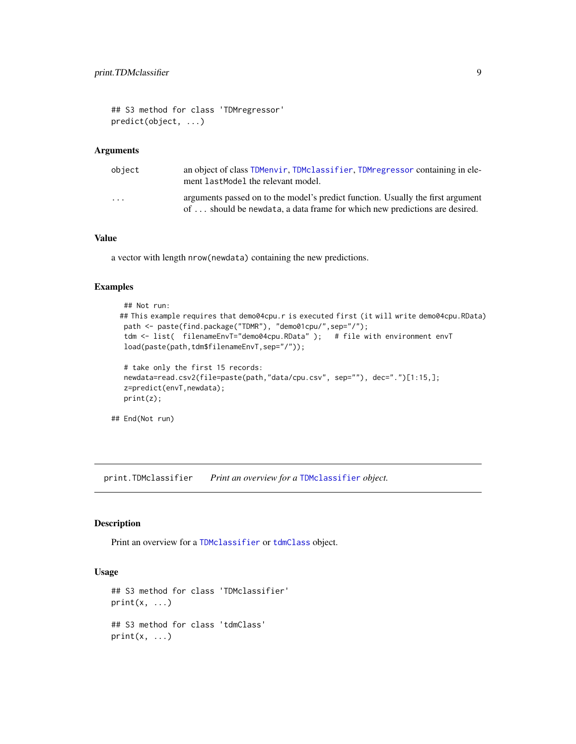```
## S3 method for class 'TDMregressor'
predict(object, ...)
```

### Arguments

| | |
|---|---|
| object | an object of class TDMenvir, TDMclassifier, TDMregressor containing in element lastModel the relevant model. |
| ... | arguments passed on to the model's predict function. Usually the first argument of ... should be newdata, a data frame for which new predictions are desired. |

### Value

a vector with length nrow(newdata) containing the new predictions.

### Examples

```
  ## Not run:
 ## This example requires that demo04cpu.r is executed first (it will write demo04cpu.RData)
  path <- paste(find.package("TDMR"), "demo01cpu/",sep="/");
  tdm <- list(  filenameEnvT="demo04cpu.RData" );   # file with environment envT
  load(paste(path,tdm$filenameEnvT,sep="/"));

  # take only the first 15 records:
  newdata=read.csv2(file=paste(path,"data/cpu.csv", sep=""), dec=".")[1:15,];
  z=predict(envT,newdata);
  print(z);

## End(Not run)
```

## print.TDMclassifier    *Print an overview for a* TDMclassifier *object.*

### Description

Print an overview for a TDMclassifier or tdmClass object.

### Usage

```
## S3 method for class 'TDMclassifier'
print(x, ...)

## S3 method for class 'tdmClass'
print(x, ...)
```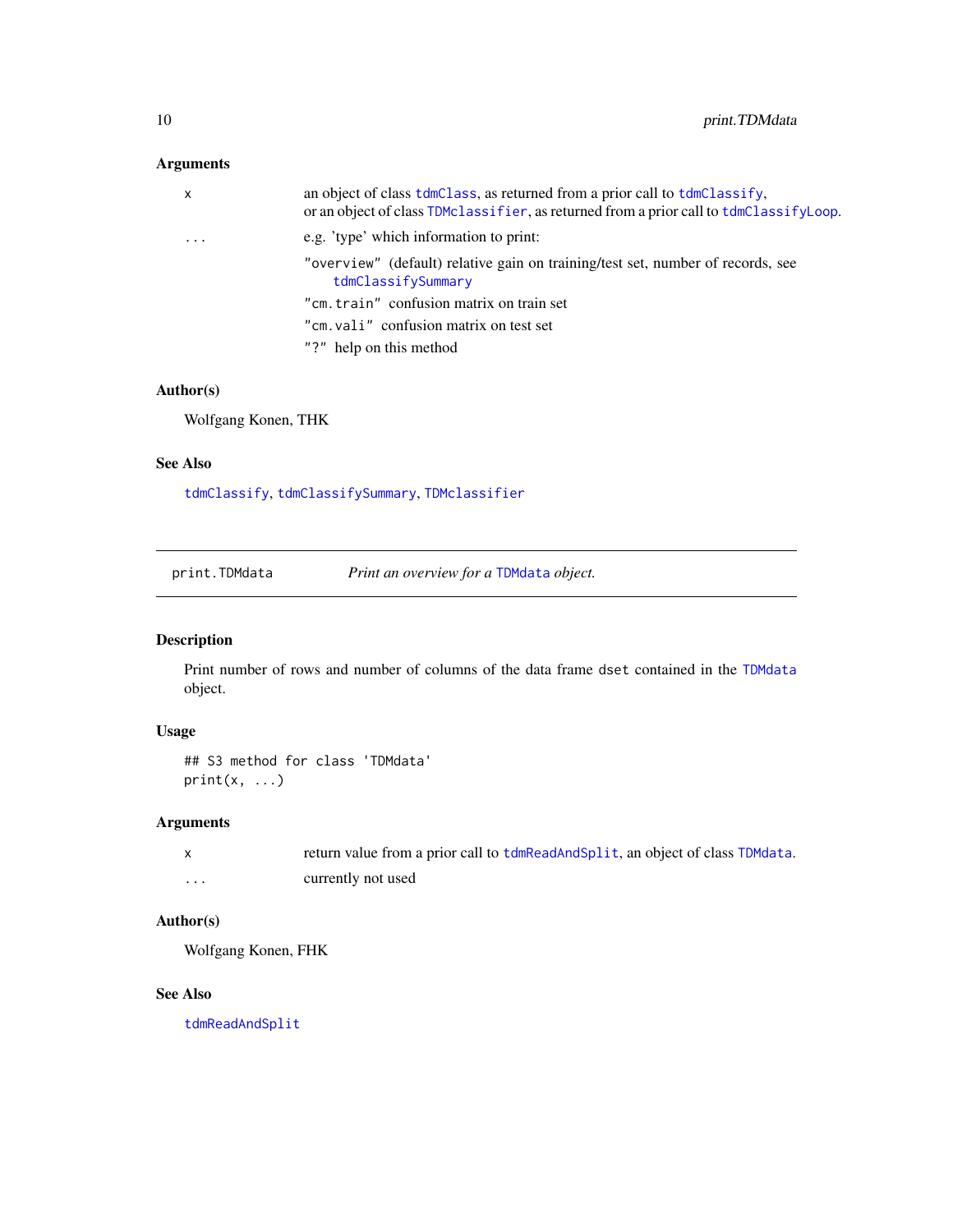### Arguments

- `x` — an object of class `tdmClass`, as returned from a prior call to `tdmClassify`, or an object of class `TDMclassifier`, as returned from a prior call to `tdmClassifyLoop`.
- `...` — e.g. 'type' which information to print:
  - `"overview"` (default) relative gain on training/test set, number of records, see `tdmClassifySummary`
  - `"cm.train"` confusion matrix on train set
  - `"cm.vali"` confusion matrix on test set
  - `"?"` help on this method

### Author(s)

Wolfgang Konen, THK

### See Also

`tdmClassify`, `tdmClassifySummary`, `TDMclassifier`

---

## print.TDMdata — *Print an overview for a `TDMdata` object.*

### Description

Print number of rows and number of columns of the data frame `dset` contained in the `TDMdata` object.

### Usage

```
## S3 method for class 'TDMdata'
print(x, ...)
```

### Arguments

- `x` — return value from a prior call to `tdmReadAndSplit`, an object of class `TDMdata`.
- `...` — currently not used

### Author(s)

Wolfgang Konen, FHK

### See Also

`tdmReadAndSplit`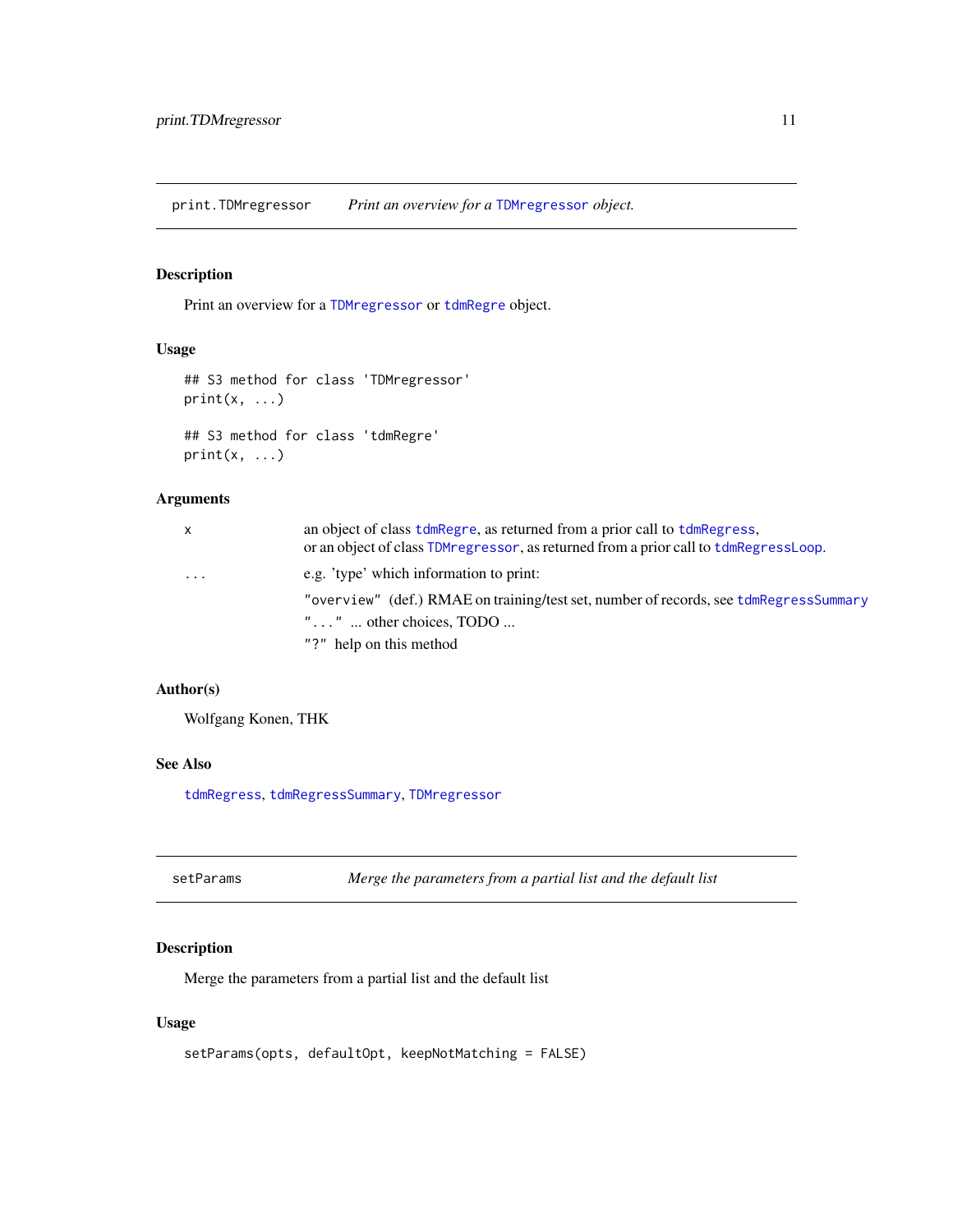## print.TDMregressor — *Print an overview for a `TDMregressor` object.*

### Description

Print an overview for a `TDMregressor` or `tdmRegre` object.

### Usage

```
## S3 method for class 'TDMregressor'
print(x, ...)

## S3 method for class 'tdmRegre'
print(x, ...)
```

### Arguments

| | |
|---|---|
| `x` | an object of class `tdmRegre`, as returned from a prior call to `tdmRegress`, or an object of class `TDMregressor`, as returned from a prior call to `tdmRegressLoop`. |
| `...` | e.g. 'type' which information to print:<br>`"overview"` (def.) RMAE on training/test set, number of records, see `tdmRegressSummary`<br>`"..."` ... other choices, TODO ...<br>`"?"` help on this method |

### Author(s)

Wolfgang Konen, THK

### See Also

`tdmRegress`, `tdmRegressSummary`, `TDMregressor`

## setParams — *Merge the parameters from a partial list and the default list*

### Description

Merge the parameters from a partial list and the default list

### Usage

```
setParams(opts, defaultOpt, keepNotMatching = FALSE)
```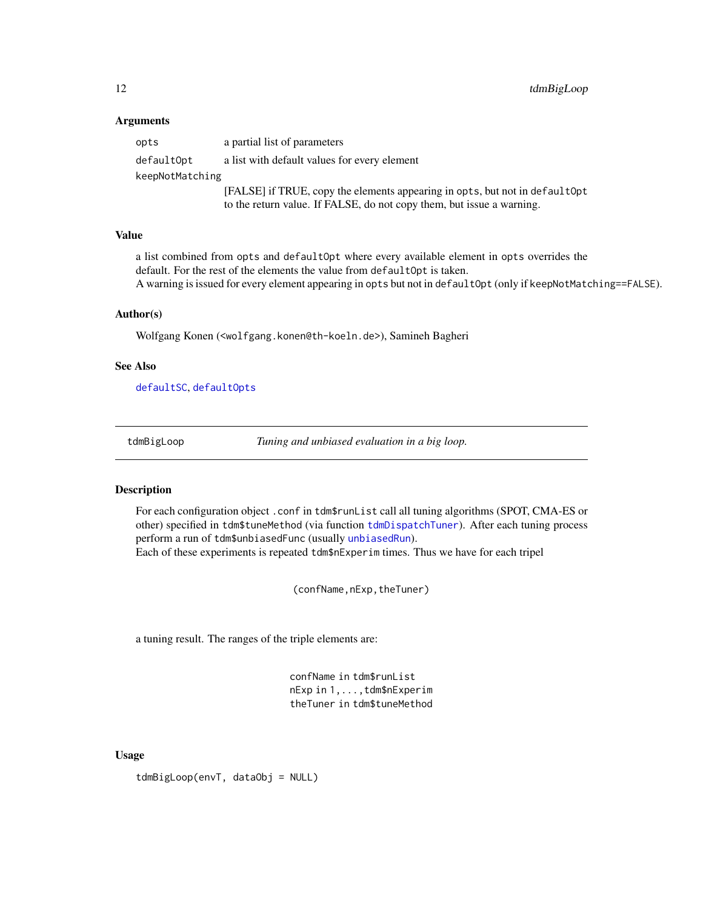### Arguments

| | |
|---|---|
| `opts` | a partial list of parameters |
| `defaultOpt` | a list with default values for every element |
| `keepNotMatching` | [FALSE] if TRUE, copy the elements appearing in `opts`, but not in `defaultOpt` to the return value. If FALSE, do not copy them, but issue a warning. |

### Value

a list combined from `opts` and `defaultOpt` where every available element in `opts` overrides the default. For the rest of the elements the value from `defaultOpt` is taken.
A warning is issued for every element appearing in `opts` but not in `defaultOpt` (only if `keepNotMatching==FALSE`).

### Author(s)

Wolfgang Konen (<wolfgang.konen@th-koeln.de>), Samineh Bagheri

### See Also

`defaultSC`, `defaultOpts`

---

## tdmBigLoop — *Tuning and unbiased evaluation in a big loop.*

### Description

For each configuration object `.conf` in `tdm$runList` call all tuning algorithms (SPOT, CMA-ES or other) specified in `tdm$tuneMethod` (via function `tdmDispatchTuner`). After each tuning process perform a run of `tdm$unbiasedFunc` (usually `unbiasedRun`).
Each of these experiments is repeated `tdm$nExperim` times. Thus we have for each tripel

```
(confName,nExp,theTuner)
```

a tuning result. The ranges of the triple elements are:

```
confName in tdm$runList
nExp in 1,...,tdm$nExperim
theTuner in tdm$tuneMethod
```

### Usage

```
tdmBigLoop(envT, dataObj = NULL)
```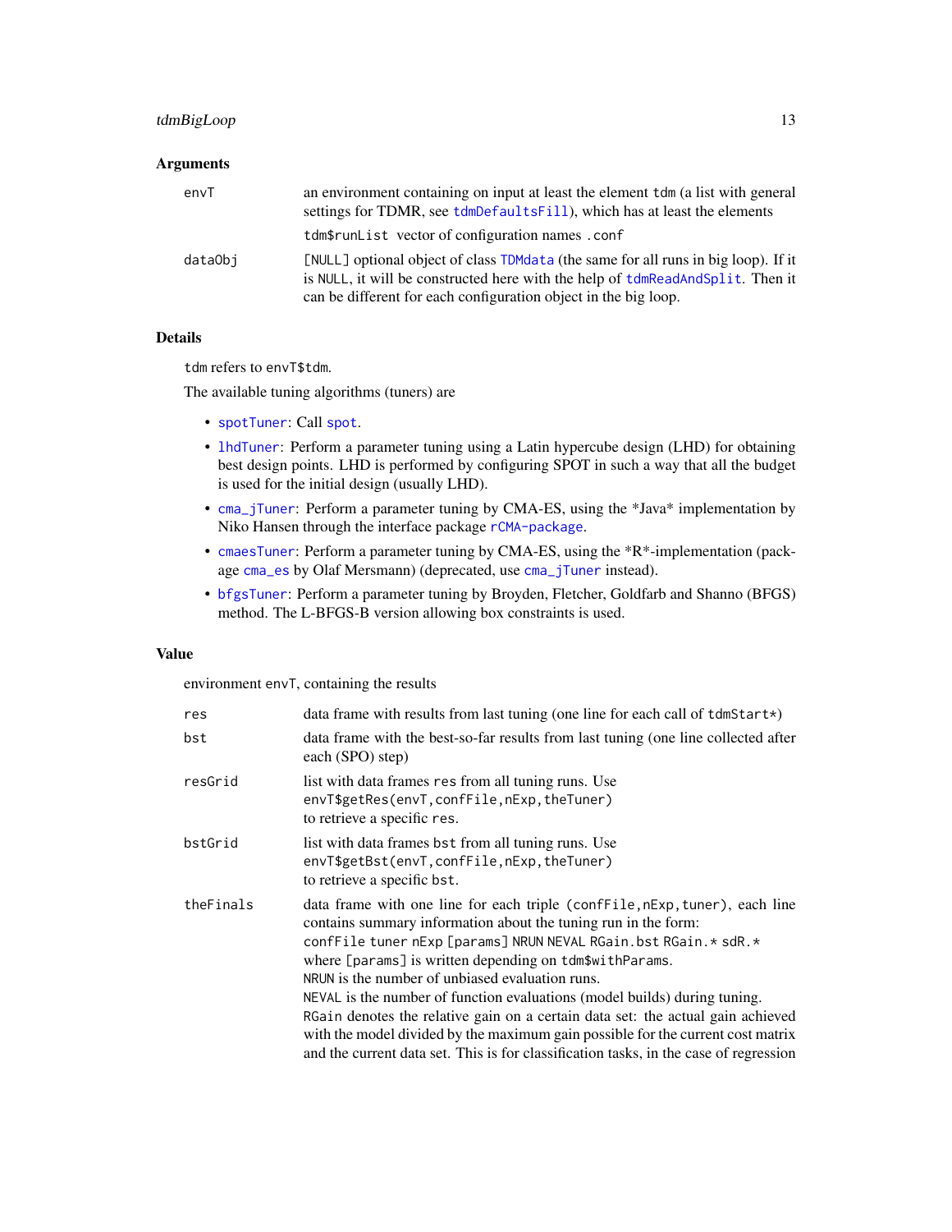### Arguments

| | |
|---|---|
| envT | an environment containing on input at least the element tdm (a list with general settings for TDMR, see tdmDefaultsFill), which has at least the elements<br>tdm$runList vector of configuration names .conf |
| dataObj | [NULL] optional object of class TDMdata (the same for all runs in big loop). If it is NULL, it will be constructed here with the help of tdmReadAndSplit. Then it can be different for each configuration object in the big loop. |

### Details

tdm refers to envT$tdm.

The available tuning algorithms (tuners) are

- spotTuner: Call spot.
- lhdTuner: Perform a parameter tuning using a Latin hypercube design (LHD) for obtaining best design points. LHD is performed by configuring SPOT in such a way that all the budget is used for the initial design (usually LHD).
- cma_jTuner: Perform a parameter tuning by CMA-ES, using the *Java* implementation by Niko Hansen through the interface package rCMA-package.
- cmaesTuner: Perform a parameter tuning by CMA-ES, using the *R*-implementation (package cma_es by Olaf Mersmann) (deprecated, use cma_jTuner instead).
- bfgsTuner: Perform a parameter tuning by Broyden, Fletcher, Goldfarb and Shanno (BFGS) method. The L-BFGS-B version allowing box constraints is used.

### Value

environment envT, containing the results

| | |
|---|---|
| res | data frame with results from last tuning (one line for each call of tdmStart*) |
| bst | data frame with the best-so-far results from last tuning (one line collected after each (SPO) step) |
| resGrid | list with data frames res from all tuning runs. Use<br>envT$getRes(envT,confFile,nExp,theTuner)<br>to retrieve a specific res. |
| bstGrid | list with data frames bst from all tuning runs. Use<br>envT$getBst(envT,confFile,nExp,theTuner)<br>to retrieve a specific bst. |
| theFinals | data frame with one line for each triple (confFile,nExp,tuner), each line contains summary information about the tuning run in the form:<br>confFile tuner nExp [params] NRUN NEVAL RGain.bst RGain.* sdR.*<br>where [params] is written depending on tdm$withParams.<br>NRUN is the number of unbiased evaluation runs.<br>NEVAL is the number of function evaluations (model builds) during tuning.<br>RGain denotes the relative gain on a certain data set: the actual gain achieved with the model divided by the maximum gain possible for the current cost matrix and the current data set. This is for classification tasks, in the case of regression |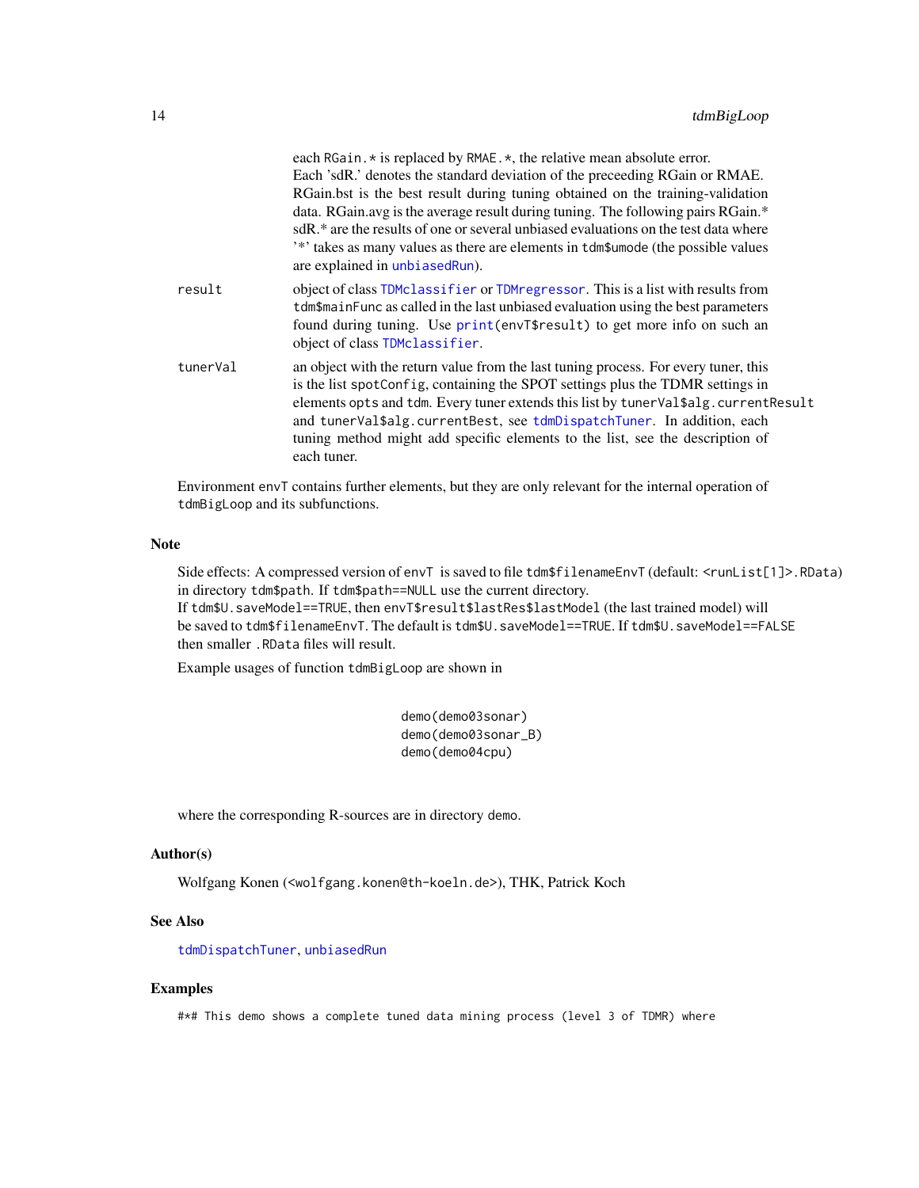each `RGain.*` is replaced by `RMAE.*`, the relative mean absolute error. Each 'sdR.' denotes the standard deviation of the preceeding RGain or RMAE. RGain.bst is the best result during tuning obtained on the training-validation data. RGain.avg is the average result during tuning. The following pairs RGain.* sdR.* are the results of one or several unbiased evaluations on the test data where '*' takes as many values as there are elements in `tdm$umode` (the possible values are explained in `unbiasedRun`).

`result`
: object of class `TDMclassifier` or `TDMregressor`. This is a list with results from `tdm$mainFunc` as called in the last unbiased evaluation using the best parameters found during tuning. Use `print(envT$result)` to get more info on such an object of class `TDMclassifier`.

`tunerVal`
: an object with the return value from the last tuning process. For every tuner, this is the list `spotConfig`, containing the SPOT settings plus the TDMR settings in elements `opts` and `tdm`. Every tuner extends this list by `tunerVal$alg.currentResult` and `tunerVal$alg.currentBest`, see `tdmDispatchTuner`. In addition, each tuning method might add specific elements to the list, see the description of each tuner.

Environment `envT` contains further elements, but they are only relevant for the internal operation of `tdmBigLoop` and its subfunctions.

## Note

Side effects: A compressed version of `envT` is saved to file `tdm$filenameEnvT` (default: `<runList[1]>.RData`) in directory `tdm$path`. If `tdm$path==NULL` use the current directory.
If `tdm$U.saveModel==TRUE`, then `envT$result$lastRes$lastModel` (the last trained model) will be saved to `tdm$filenameEnvT`. The default is `tdm$U.saveModel==TRUE`. If `tdm$U.saveModel==FALSE` then smaller `.RData` files will result.

Example usages of function `tdmBigLoop` are shown in

```
demo(demo03sonar)
demo(demo03sonar_B)
demo(demo04cpu)
```

where the corresponding R-sources are in directory `demo`.

## Author(s)

Wolfgang Konen (<wolfgang.konen@th-koeln.de>), THK, Patrick Koch

## See Also

`tdmDispatchTuner`, `unbiasedRun`

## Examples

```
#*# This demo shows a complete tuned data mining process (level 3 of TDMR) where
```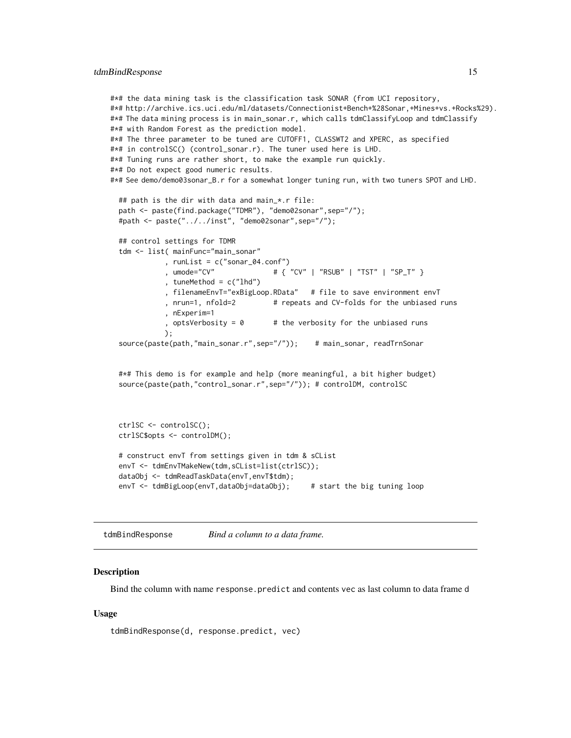```
#*# the data mining task is the classification task SONAR (from UCI repository,
#*# http://archive.ics.uci.edu/ml/datasets/Connectionist+Bench+%28Sonar,+Mines+vs.+Rocks%29).
#*# The data mining process is in main_sonar.r, which calls tdmClassifyLoop and tdmClassify
#*# with Random Forest as the prediction model.
#*# The three parameter to be tuned are CUTOFF1, CLASSWT2 and XPERC, as specified
#*# in controlSC() (control_sonar.r). The tuner used here is LHD.
#*# Tuning runs are rather short, to make the example run quickly.
#*# Do not expect good numeric results.
#*# See demo/demo03sonar_B.r for a somewhat longer tuning run, with two tuners SPOT and LHD.

  ## path is the dir with data and main_*.r file:
  path <- paste(find.package("TDMR"), "demo02sonar",sep="/");
  #path <- paste("../../inst", "demo02sonar",sep="/");

  ## control settings for TDMR
  tdm <- list( mainFunc="main_sonar"
             , runList = c("sonar_04.conf")
             , umode="CV"              # { "CV" | "RSUB" | "TST" | "SP_T" }
             , tuneMethod = c("lhd")
             , filenameEnvT="exBigLoop.RData"   # file to save environment envT
             , nrun=1, nfold=2         # repeats and CV-folds for the unbiased runs
             , nExperim=1
             , optsVerbosity = 0       # the verbosity for the unbiased runs
             );
  source(paste(path,"main_sonar.r",sep="/"));    # main_sonar, readTrnSonar


  #*# This demo is for example and help (more meaningful, a bit higher budget)
  source(paste(path,"control_sonar.r",sep="/")); # controlDM, controlSC



  ctrlSC <- controlSC();
  ctrlSC$opts <- controlDM();

  # construct envT from settings given in tdm & sCList
  envT <- tdmEnvTMakeNew(tdm,sCList=list(ctrlSC));
  dataObj <- tdmReadTaskData(envT,envT$tdm);
  envT <- tdmBigLoop(envT,dataObj=dataObj);     # start the big tuning loop
```

---

## tdmBindResponse — *Bind a column to a data frame.*

### Description

Bind the column with name `response.predict` and contents vec as last column to data frame d

### Usage

```
tdmBindResponse(d, response.predict, vec)
```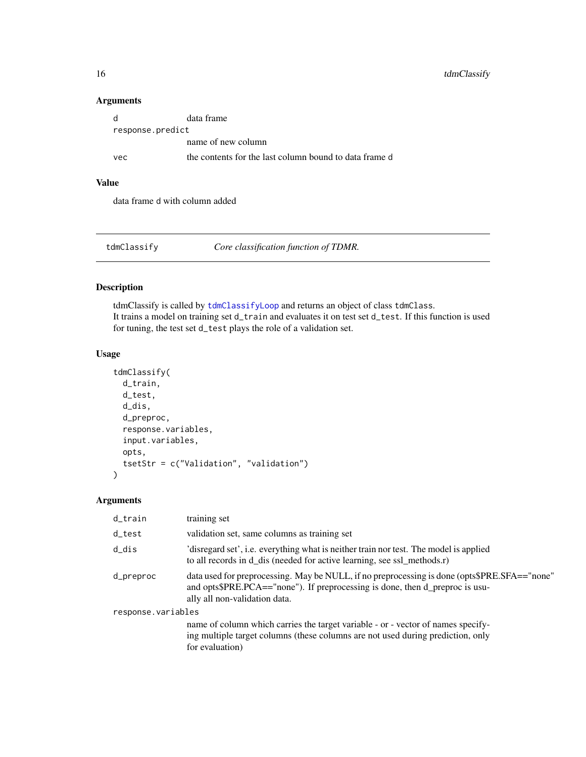### Arguments

| | |
|---|---|
| `d` | data frame |
| `response.predict` | name of new column |
| `vec` | the contents for the last column bound to data frame d |

### Value

data frame d with column added

---

## tdmClassify — *Core classification function of TDMR.*

### Description

tdmClassify is called by `tdmClassifyLoop` and returns an object of class `tdmClass`.
It trains a model on training set `d_train` and evaluates it on test set `d_test`. If this function is used for tuning, the test set `d_test` plays the role of a validation set.

### Usage

```
tdmClassify(
  d_train,
  d_test,
  d_dis,
  d_preproc,
  response.variables,
  input.variables,
  opts,
  tsetStr = c("Validation", "validation")
)
```

### Arguments

| | |
|---|---|
| `d_train` | training set |
| `d_test` | validation set, same columns as training set |
| `d_dis` | 'disregard set', i.e. everything what is neither train nor test. The model is applied to all records in d_dis (needed for active learning, see ssl_methods.r) |
| `d_preproc` | data used for preprocessing. May be NULL, if no preprocessing is done (opts$PRE.SFA=="none" and opts$PRE.PCA=="none"). If preprocessing is done, then d_preproc is usually all non-validation data. |
| `response.variables` | name of column which carries the target variable - or - vector of names specifying multiple target columns (these columns are not used during prediction, only for evaluation) |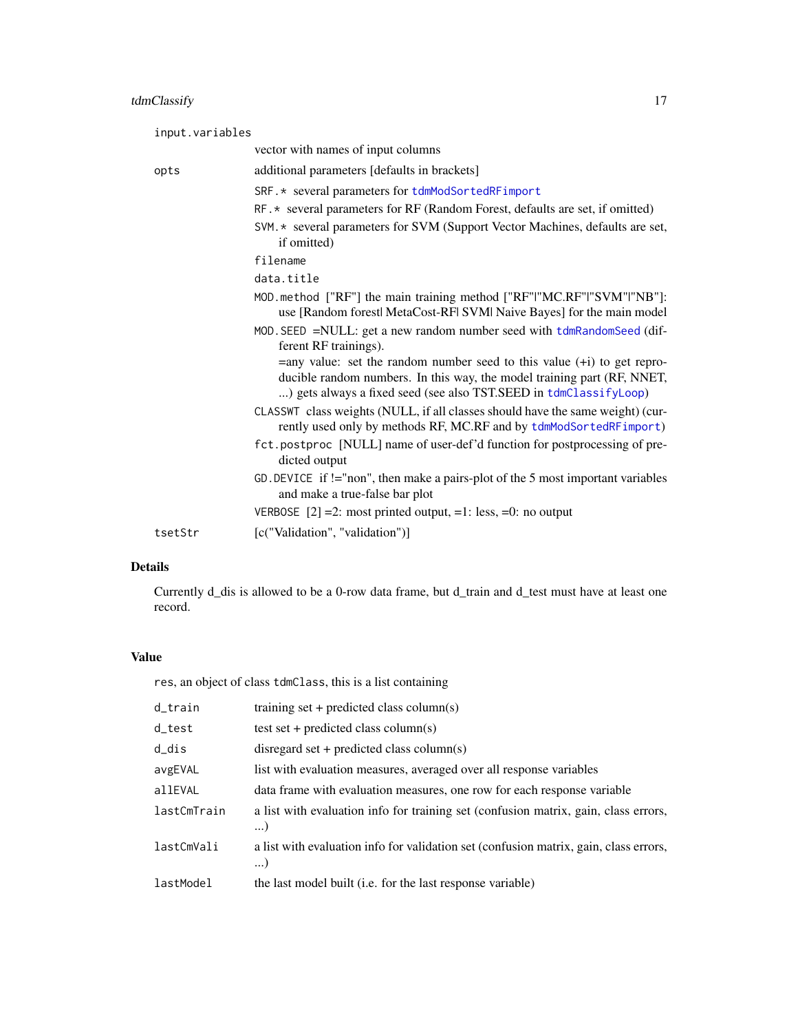| | |
|---|---|
| `input.variables` | vector with names of input columns |
| `opts` | additional parameters [defaults in brackets]<br>`SRF.*` several parameters for `tdmModSortedRFimport`<br>`RF.*` several parameters for RF (Random Forest, defaults are set, if omitted)<br>`SVM.*` several parameters for SVM (Support Vector Machines, defaults are set, if omitted)<br>`filename`<br>`data.title`<br>`MOD.method` ["RF"] the main training method ["RF"\|"MC.RF"\|"SVM"\|"NB"]: use [Random forest\| MetaCost-RF\| SVM\| Naive Bayes] for the main model<br>`MOD.SEED` =NULL: get a new random number seed with `tdmRandomSeed` (different RF trainings).<br>=any value: set the random number seed to this value (+i) to get reproducible random numbers. In this way, the model training part (RF, NNET, ...) gets always a fixed seed (see also TST.SEED in `tdmClassifyLoop`)<br>`CLASSWT` class weights (NULL, if all classes should have the same weight) (currently used only by methods RF, MC.RF and by `tdmModSortedRFimport`)<br>`fct.postproc` [NULL] name of user-def'd function for postprocessing of predicted output<br>`GD.DEVICE` if !="non", then make a pairs-plot of the 5 most important variables and make a true-false bar plot<br>`VERBOSE` [2] =2: most printed output, =1: less, =0: no output |
| `tsetStr` | [c("Validation", "validation")] |

## Details

Currently d_dis is allowed to be a 0-row data frame, but d_train and d_test must have at least one record.

## Value

`res`, an object of class `tdmClass`, this is a list containing

| | |
|---|---|
| `d_train` | training set + predicted class column(s) |
| `d_test` | test set + predicted class column(s) |
| `d_dis` | disregard set + predicted class column(s) |
| `avgEVAL` | list with evaluation measures, averaged over all response variables |
| `allEVAL` | data frame with evaluation measures, one row for each response variable |
| `lastCmTrain` | a list with evaluation info for training set (confusion matrix, gain, class errors, ...) |
| `lastCmVali` | a list with evaluation info for validation set (confusion matrix, gain, class errors, ...) |
| `lastModel` | the last model built (i.e. for the last response variable) |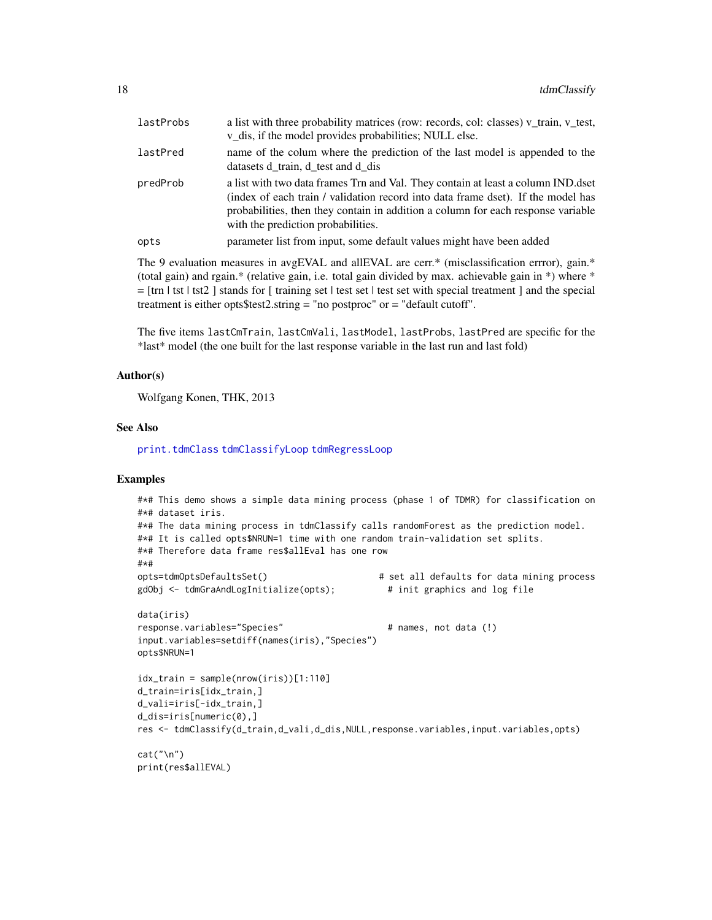| | |
|---|---|
| lastProbs | a list with three probability matrices (row: records, col: classes) v_train, v_test, v_dis, if the model provides probabilities; NULL else. |
| lastPred | name of the colum where the prediction of the last model is appended to the datasets d_train, d_test and d_dis |
| predProb | a list with two data frames Trn and Val. They contain at least a column IND.dset (index of each train / validation record into data frame dset). If the model has probabilities, then they contain in addition a column for each response variable with the prediction probabilities. |
| opts | parameter list from input, some default values might have been added |

The 9 evaluation measures in avgEVAL and allEVAL are cerr.* (misclassification errror), gain.* (total gain) and rgain.* (relative gain, i.e. total gain divided by max. achievable gain in *) where * = [trn | tst | tst2 ] stands for [ training set | test set | test set with special treatment ] and the special treatment is either opts$test2.string = "no postproc" or = "default cutoff".

The five items `lastCmTrain`, `lastCmVali`, `lastModel`, `lastProbs`, `lastPred` are specific for the *last* model (the one built for the last response variable in the last run and last fold)

### Author(s)

Wolfgang Konen, THK, 2013

### See Also

print.tdmClass tdmClassifyLoop tdmRegressLoop

### Examples

```
#*# This demo shows a simple data mining process (phase 1 of TDMR) for classification on
#*# dataset iris.
#*# The data mining process in tdmClassify calls randomForest as the prediction model.
#*# It is called opts$NRUN=1 time with one random train-validation set splits.
#*# Therefore data frame res$allEval has one row
#*#
opts=tdmOptsDefaultsSet()                    # set all defaults for data mining process
gdObj <- tdmGraAndLogInitialize(opts);        # init graphics and log file

data(iris)
response.variables="Species"                  # names, not data (!)
input.variables=setdiff(names(iris),"Species")
opts$NRUN=1

idx_train = sample(nrow(iris))[1:110]
d_train=iris[idx_train,]
d_vali=iris[-idx_train,]
d_dis=iris[numeric(0),]
res <- tdmClassify(d_train,d_vali,d_dis,NULL,response.variables,input.variables,opts)

cat("\n")
print(res$allEVAL)
```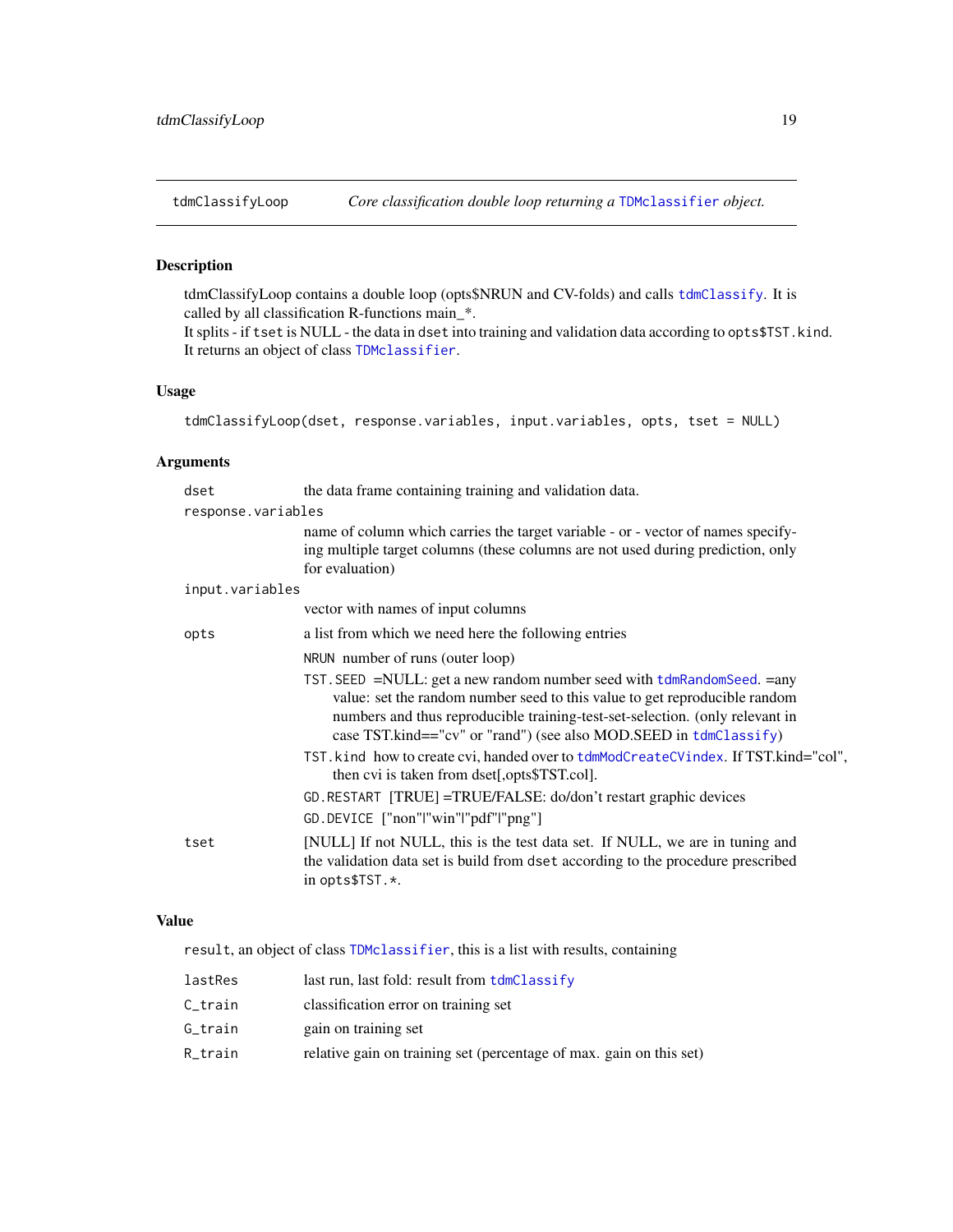tdmClassifyLoop — *Core classification double loop returning a* `TDMclassifier` *object.*

## Description

tdmClassifyLoop contains a double loop (opts$NRUN and CV-folds) and calls `tdmClassify`. It is called by all classification R-functions main_*.
It splits - if `tset` is NULL - the data in `dset` into training and validation data according to `opts$TST.kind`.
It returns an object of class `TDMclassifier`.

## Usage

```
tdmClassifyLoop(dset, response.variables, input.variables, opts, tset = NULL)
```

## Arguments

- `dset` — the data frame containing training and validation data.
- `response.variables` — name of column which carries the target variable - or - vector of names specifying multiple target columns (these columns are not used during prediction, only for evaluation)
- `input.variables` — vector with names of input columns
- `opts` — a list from which we need here the following entries
  - `NRUN` number of runs (outer loop)
  - `TST.SEED` =NULL: get a new random number seed with `tdmRandomSeed`. =any value: set the random number seed to this value to get reproducible random numbers and thus reproducible training-test-set-selection. (only relevant in case TST.kind=="cv" or "rand") (see also MOD.SEED in `tdmClassify`)
  - `TST.kind` how to create cvi, handed over to `tdmModCreateCVindex`. If TST.kind="col", then cvi is taken from dset[,opts$TST.col].
  - `GD.RESTART` [TRUE] =TRUE/FALSE: do/don't restart graphic devices
  - `GD.DEVICE` ["non"|"win"|"pdf"|"png"]
- `tset` — [NULL] If not NULL, this is the test data set. If NULL, we are in tuning and the validation data set is build from `dset` according to the procedure prescribed in `opts$TST.*`.

## Value

`result`, an object of class `TDMclassifier`, this is a list with results, containing

- `lastRes` — last run, last fold: result from `tdmClassify`
- `C_train` — classification error on training set
- `G_train` — gain on training set
- `R_train` — relative gain on training set (percentage of max. gain on this set)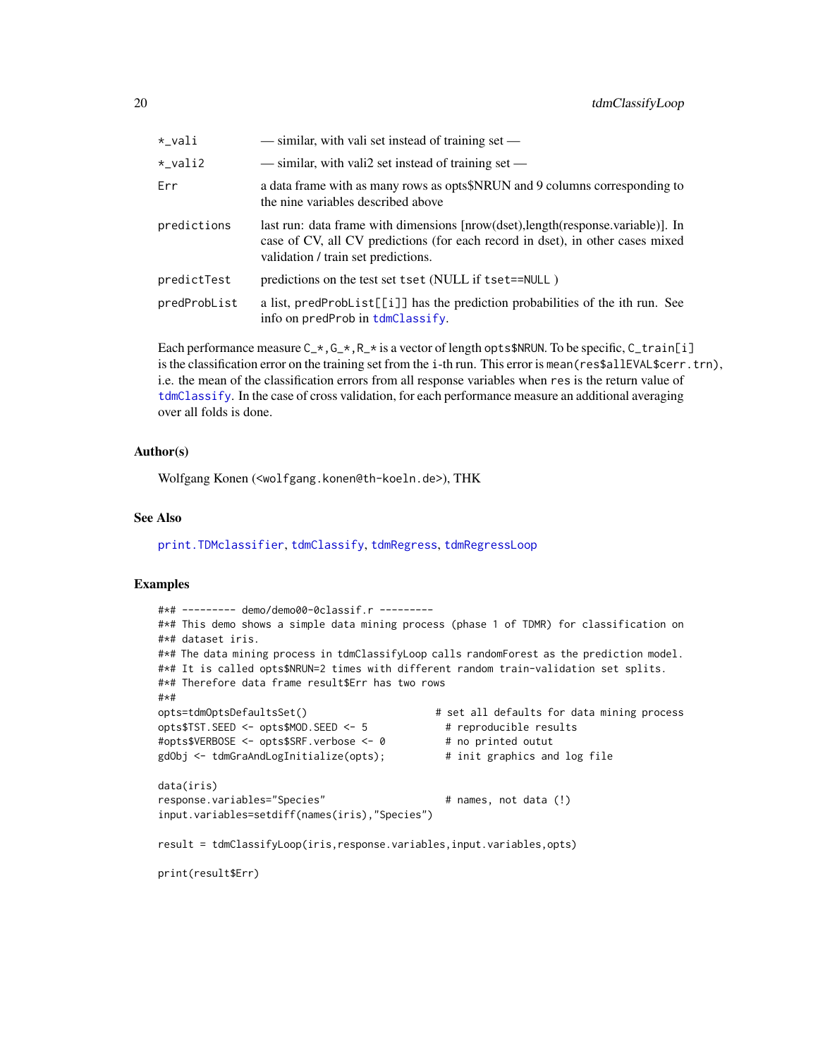| | |
|---|---|
| `*_vali` | — similar, with vali set instead of training set — |
| `*_vali2` | — similar, with vali2 set instead of training set — |
| `Err` | a data frame with as many rows as opts$NRUN and 9 columns corresponding to the nine variables described above |
| `predictions` | last run: data frame with dimensions [nrow(dset),length(response.variable)]. In case of CV, all CV predictions (for each record in dset), in other cases mixed validation / train set predictions. |
| `predictTest` | predictions on the test set `tset` (NULL if `tset==NULL` ) |
| `predProbList` | a list, `predProbList[[i]]` has the prediction probabilities of the ith run. See info on `predProb` in `tdmClassify`. |

Each performance measure `C_*,G_*,R_*` is a vector of length `opts$NRUN`. To be specific, `C_train[i]` is the classification error on the training set from the `i`-th run. This error is `mean(res$allEVAL$cerr.trn)`, i.e. the mean of the classification errors from all response variables when `res` is the return value of `tdmClassify`. In the case of cross validation, for each performance measure an additional averaging over all folds is done.

## Author(s)

Wolfgang Konen (<wolfgang.konen@th-koeln.de>), THK

## See Also

`print.TDMclassifier`, `tdmClassify`, `tdmRegress`, `tdmRegressLoop`

## Examples

```
#*# --------- demo/demo00-0classif.r ---------
#*# This demo shows a simple data mining process (phase 1 of TDMR) for classification on
#*# dataset iris.
#*# The data mining process in tdmClassifyLoop calls randomForest as the prediction model.
#*# It is called opts$NRUN=2 times with different random train-validation set splits.
#*# Therefore data frame result$Err has two rows
#*#
opts=tdmOptsDefaultsSet()                      # set all defaults for data mining process
opts$TST.SEED <- opts$MOD.SEED <- 5             # reproducible results
#opts$VERBOSE <- opts$SRF.verbose <- 0          # no printed outut
gdObj <- tdmGraAndLogInitialize(opts);          # init graphics and log file

data(iris)
response.variables="Species"                    # names, not data (!)
input.variables=setdiff(names(iris),"Species")

result = tdmClassifyLoop(iris,response.variables,input.variables,opts)

print(result$Err)
```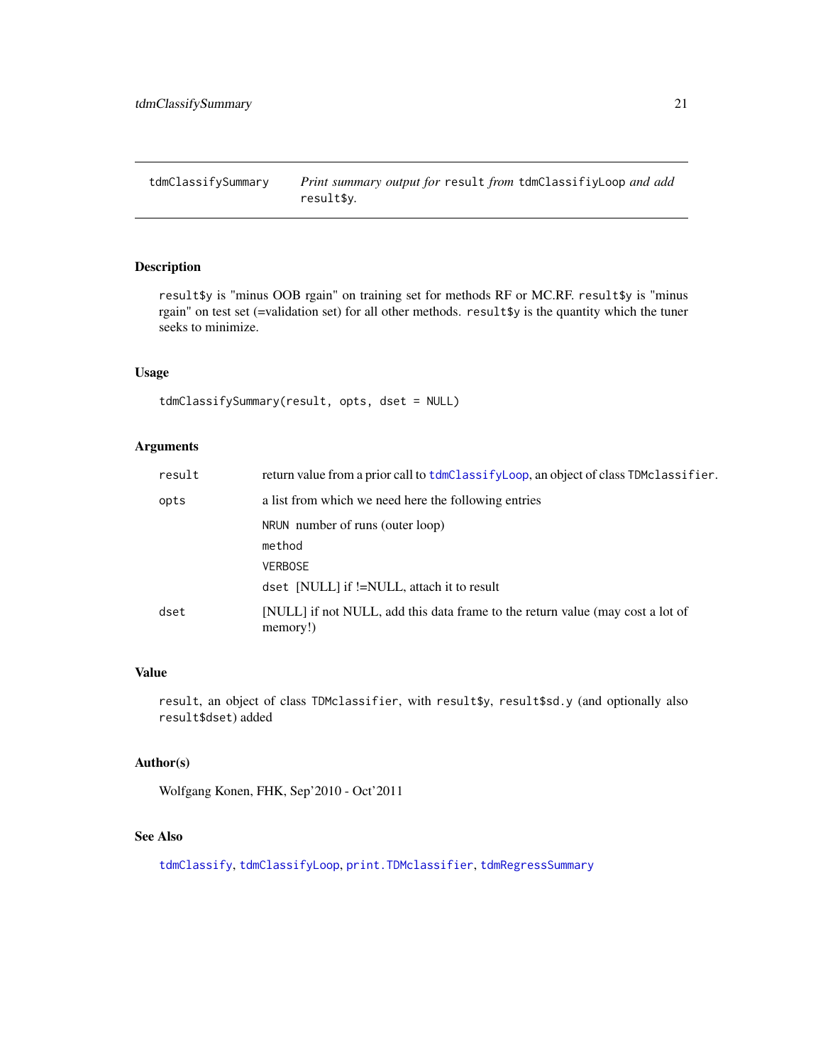tdmClassifySummary — *Print summary output for* `result` *from* `tdmClassifiyLoop` *and add* `result$y`*.*

## Description

`result$y` is "minus OOB rgain" on training set for methods RF or MC.RF. `result$y` is "minus rgain" on test set (=validation set) for all other methods. `result$y` is the quantity which the tuner seeks to minimize.

## Usage

```
tdmClassifySummary(result, opts, dset = NULL)
```

## Arguments

| | |
|---|---|
| `result` | return value from a prior call to `tdmClassifyLoop`, an object of class `TDMclassifier`. |
| `opts` | a list from which we need here the following entries<br>`NRUN` number of runs (outer loop)<br>`method`<br>`VERBOSE`<br>`dset` [NULL] if !=NULL, attach it to result |
| `dset` | [NULL] if not NULL, add this data frame to the return value (may cost a lot of memory!) |

## Value

`result`, an object of class `TDMclassifier`, with `result$y`, `result$sd.y` (and optionally also `result$dset`) added

## Author(s)

Wolfgang Konen, FHK, Sep'2010 - Oct'2011

## See Also

`tdmClassify`, `tdmClassifyLoop`, `print.TDMclassifier`, `tdmRegressSummary`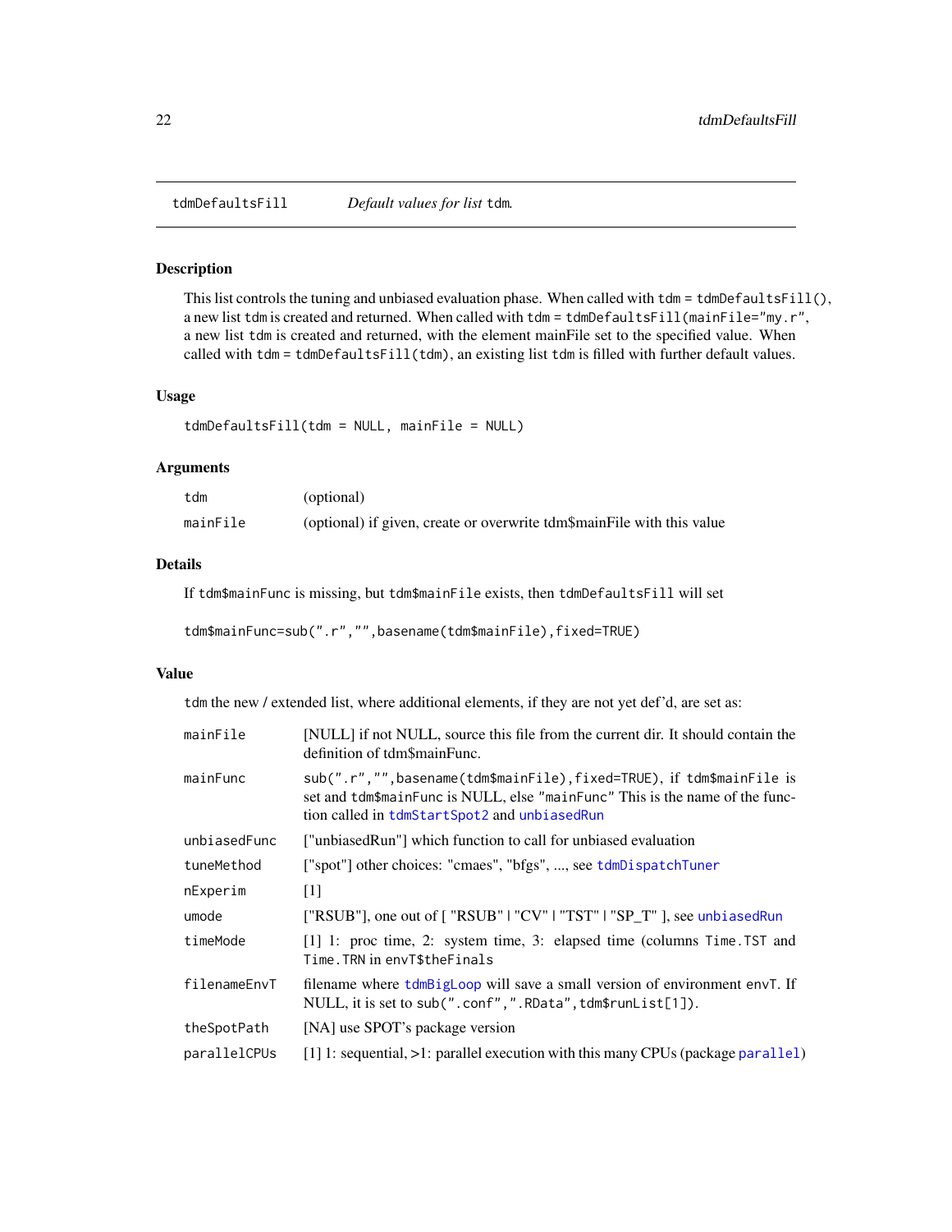## tdmDefaultsFill *Default values for list* `tdm`*.*

### Description

This list controls the tuning and unbiased evaluation phase. When called with `tdm = tdmDefaultsFill()`, a new list `tdm` is created and returned. When called with `tdm = tdmDefaultsFill(mainFile="my.r"`, a new list `tdm` is created and returned, with the element mainFile set to the specified value. When called with `tdm = tdmDefaultsFill(tdm)`, an existing list `tdm` is filled with further default values.

### Usage

```
tdmDefaultsFill(tdm = NULL, mainFile = NULL)
```

### Arguments

| | |
|---|---|
| `tdm` | (optional) |
| `mainFile` | (optional) if given, create or overwrite tdm$mainFile with this value |

### Details

If `tdm$mainFunc` is missing, but `tdm$mainFile` exists, then `tdmDefaultsFill` will set

```
tdm$mainFunc=sub(".r","",basename(tdm$mainFile),fixed=TRUE)
```

### Value

`tdm` the new / extended list, where additional elements, if they are not yet def'd, are set as:

| | |
|---|---|
| `mainFile` | [NULL] if not NULL, source this file from the current dir. It should contain the definition of tdm$mainFunc. |
| `mainFunc` | `sub(".r","",basename(tdm$mainFile),fixed=TRUE)`, if `tdm$mainFile` is set and `tdm$mainFunc` is NULL, else `"mainFunc"` This is the name of the function called in `tdmStartSpot2` and `unbiasedRun` |
| `unbiasedFunc` | ["unbiasedRun"] which function to call for unbiased evaluation |
| `tuneMethod` | ["spot"] other choices: "cmaes", "bfgs", ..., see `tdmDispatchTuner` |
| `nExperim` | [1] |
| `umode` | ["RSUB"], one out of [ "RSUB" \| "CV" \| "TST" \| "SP_T" ], see `unbiasedRun` |
| `timeMode` | [1] 1: proc time, 2: system time, 3: elapsed time (columns `Time.TST` and `Time.TRN` in `envT$theFinals` |
| `filenameEnvT` | filename where `tdmBigLoop` will save a small version of environment `envT`. If NULL, it is set to `sub(".conf",".RData",tdm$runList[1])`. |
| `theSpotPath` | [NA] use SPOT's package version |
| `parallelCPUs` | [1] 1: sequential, >1: parallel execution with this many CPUs (package `parallel`) |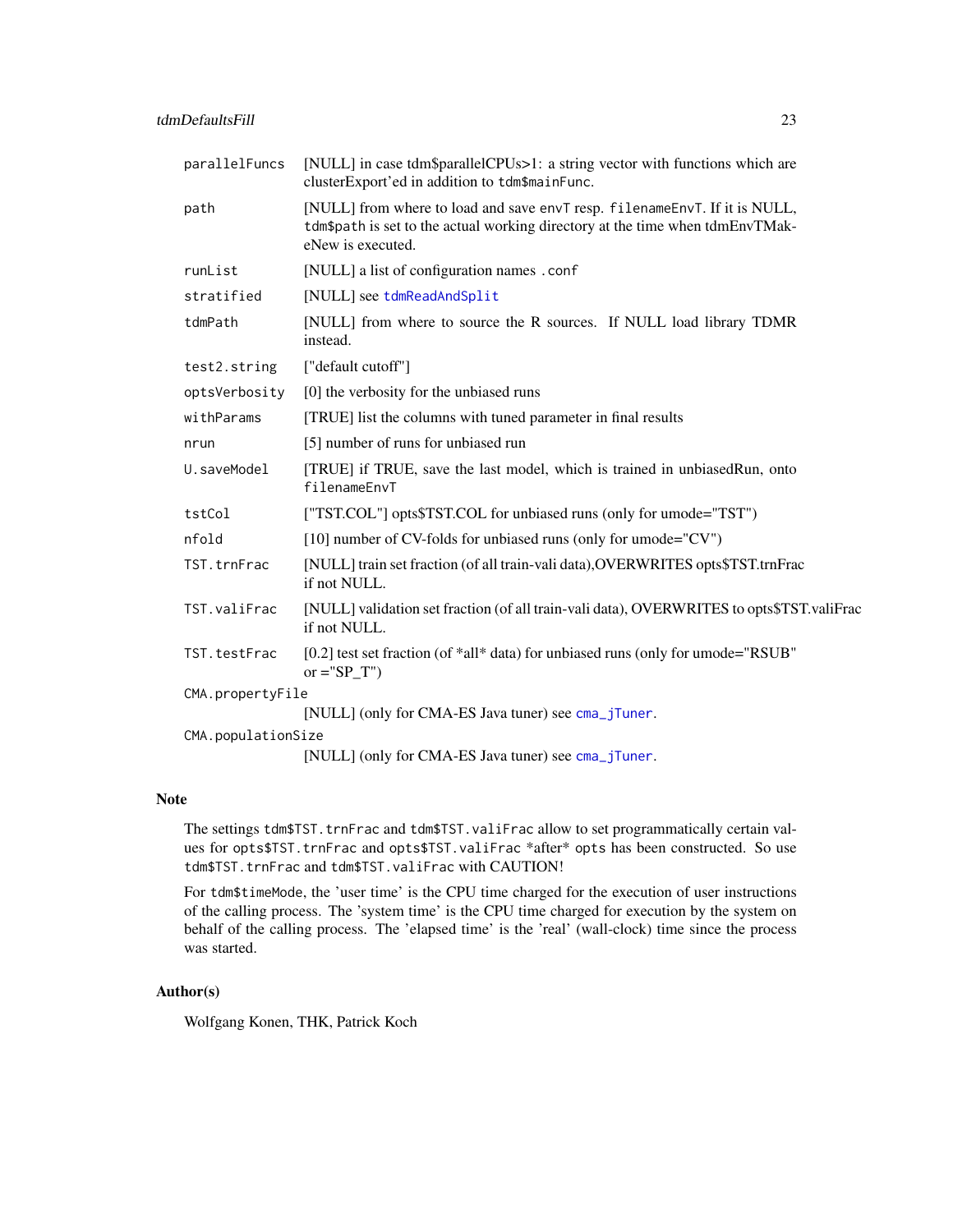| | |
|---|---|
| `parallelFuncs` | [NULL] in case tdm$parallelCPUs>1: a string vector with functions which are clusterExport'ed in addition to `tdm$mainFunc`. |
| `path` | [NULL] from where to load and save `envT` resp. `filenameEnvT`. If it is NULL, `tdm$path` is set to the actual working directory at the time when tdmEnvTMakeNew is executed. |
| `runList` | [NULL] a list of configuration names `.conf` |
| `stratified` | [NULL] see `tdmReadAndSplit` |
| `tdmPath` | [NULL] from where to source the R sources. If NULL load library TDMR instead. |
| `test2.string` | ["default cutoff"] |
| `optsVerbosity` | [0] the verbosity for the unbiased runs |
| `withParams` | [TRUE] list the columns with tuned parameter in final results |
| `nrun` | [5] number of runs for unbiased run |
| `U.saveModel` | [TRUE] if TRUE, save the last model, which is trained in unbiasedRun, onto `filenameEnvT` |
| `tstCol` | ["TST.COL"] opts$TST.COL for unbiased runs (only for umode="TST") |
| `nfold` | [10] number of CV-folds for unbiased runs (only for umode="CV") |
| `TST.trnFrac` | [NULL] train set fraction (of all train-vali data),OVERWRITES opts$TST.trnFrac if not NULL. |
| `TST.valiFrac` | [NULL] validation set fraction (of all train-vali data), OVERWRITES to opts$TST.valiFrac if not NULL. |
| `TST.testFrac` | [0.2] test set fraction (of *all* data) for unbiased runs (only for umode="RSUB" or ="SP_T") |
| `CMA.propertyFile` | [NULL] (only for CMA-ES Java tuner) see `cma_jTuner`. |
| `CMA.populationSize` | [NULL] (only for CMA-ES Java tuner) see `cma_jTuner`. |

## Note

The settings `tdm$TST.trnFrac` and `tdm$TST.valiFrac` allow to set programmatically certain values for `opts$TST.trnFrac` and `opts$TST.valiFrac` *after* `opts` has been constructed. So use `tdm$TST.trnFrac` and `tdm$TST.valiFrac` with CAUTION!

For `tdm$timeMode`, the 'user time' is the CPU time charged for the execution of user instructions of the calling process. The 'system time' is the CPU time charged for execution by the system on behalf of the calling process. The 'elapsed time' is the 'real' (wall-clock) time since the process was started.

## Author(s)

Wolfgang Konen, THK, Patrick Koch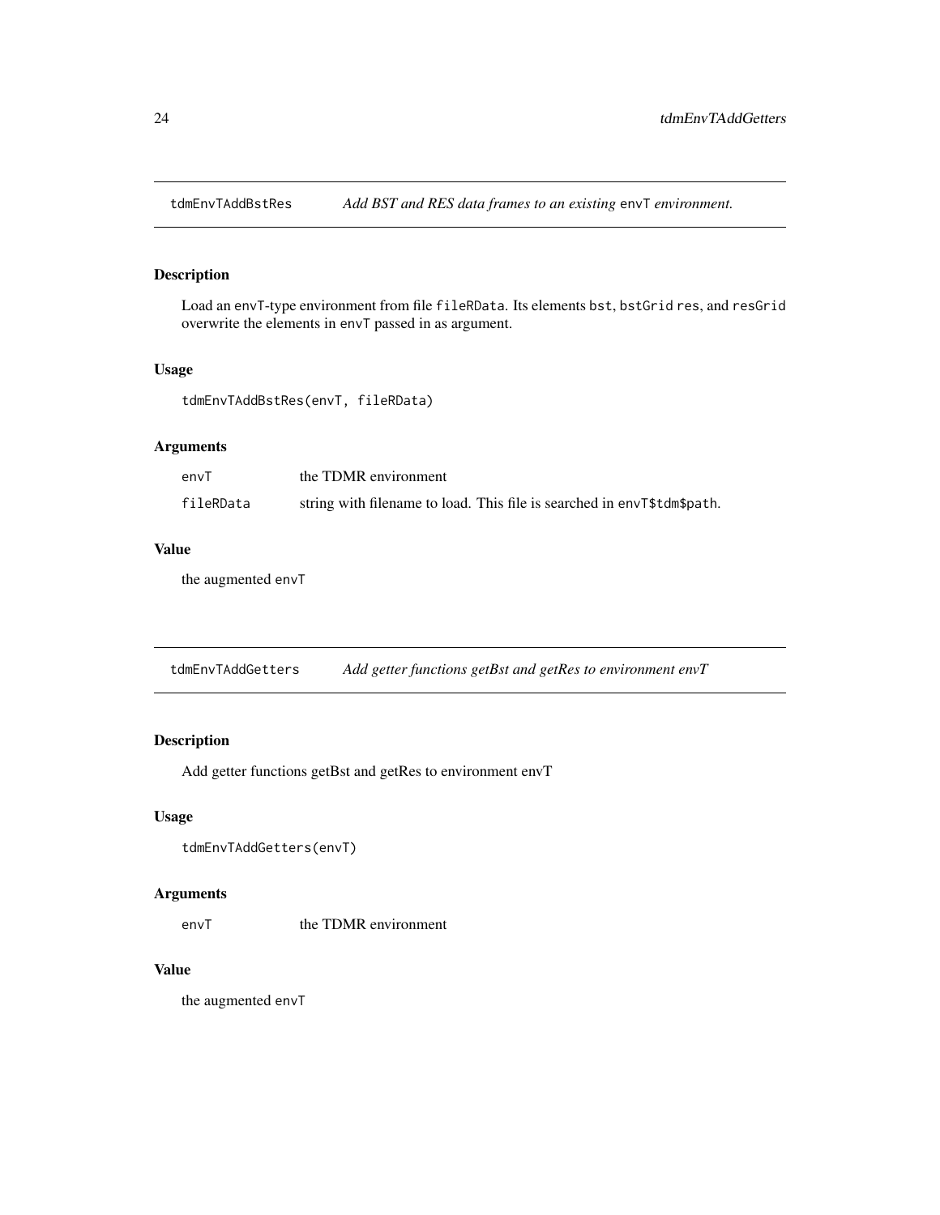## tdmEnvTAddBstRes — *Add BST and RES data frames to an existing* envT *environment.*

### Description

Load an envT-type environment from file fileRData. Its elements bst, bstGrid res, and resGrid overwrite the elements in envT passed in as argument.

### Usage

```
tdmEnvTAddBstRes(envT, fileRData)
```

### Arguments

| | |
|---|---|
| envT | the TDMR environment |
| fileRData | string with filename to load. This file is searched in envT$tdm$path. |

### Value

the augmented envT

## tdmEnvTAddGetters — *Add getter functions getBst and getRes to environment envT*

### Description

Add getter functions getBst and getRes to environment envT

### Usage

```
tdmEnvTAddGetters(envT)
```

### Arguments

| | |
|---|---|
| envT | the TDMR environment |

### Value

the augmented envT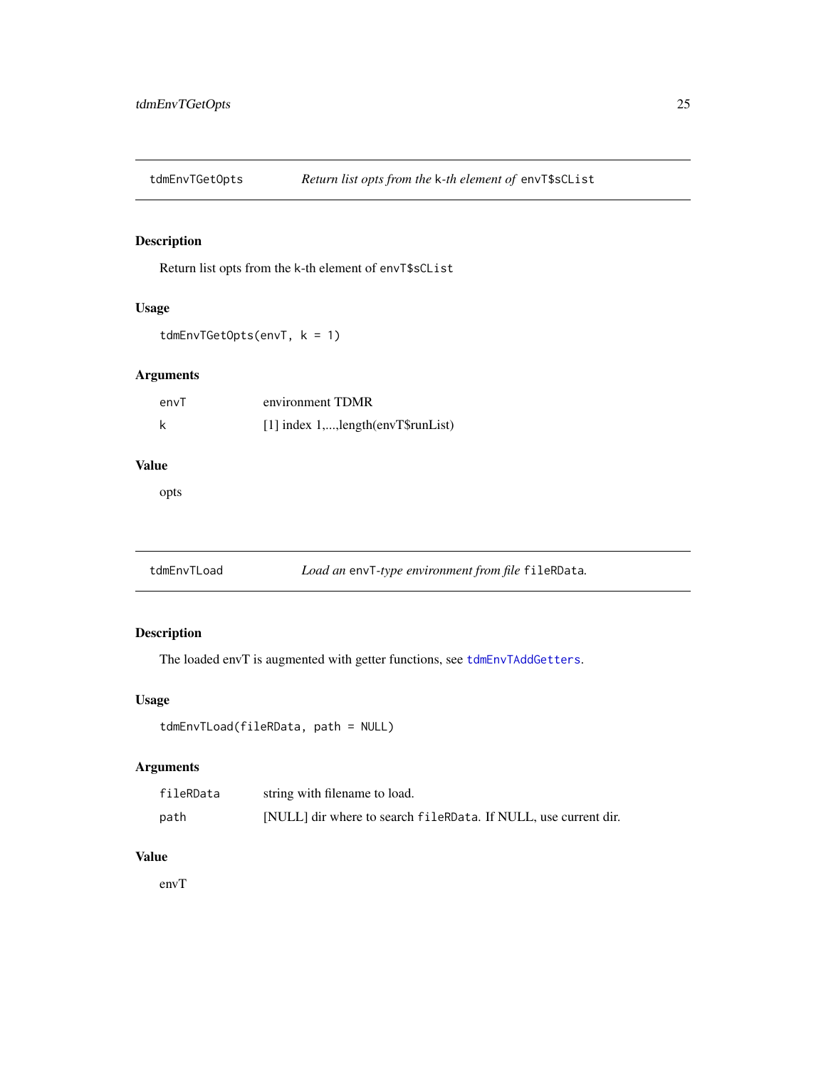## tdmEnvTGetOpts — *Return list opts from the `k`-th element of `envT$sCList`*

### Description

Return list opts from the `k`-th element of `envT$sCList`

### Usage

```
tdmEnvTGetOpts(envT, k = 1)
```

### Arguments

| | |
|---|---|
| `envT` | environment TDMR |
| `k` | [1] index 1,...,length(envT$runList) |

### Value

opts

## tdmEnvTLoad — *Load an `envT`-type environment from file `fileRData`.*

### Description

The loaded envT is augmented with getter functions, see `tdmEnvTAddGetters`.

### Usage

```
tdmEnvTLoad(fileRData, path = NULL)
```

### Arguments

| | |
|---|---|
| `fileRData` | string with filename to load. |
| `path` | [NULL] dir where to search `fileRData`. If NULL, use current dir. |

### Value

envT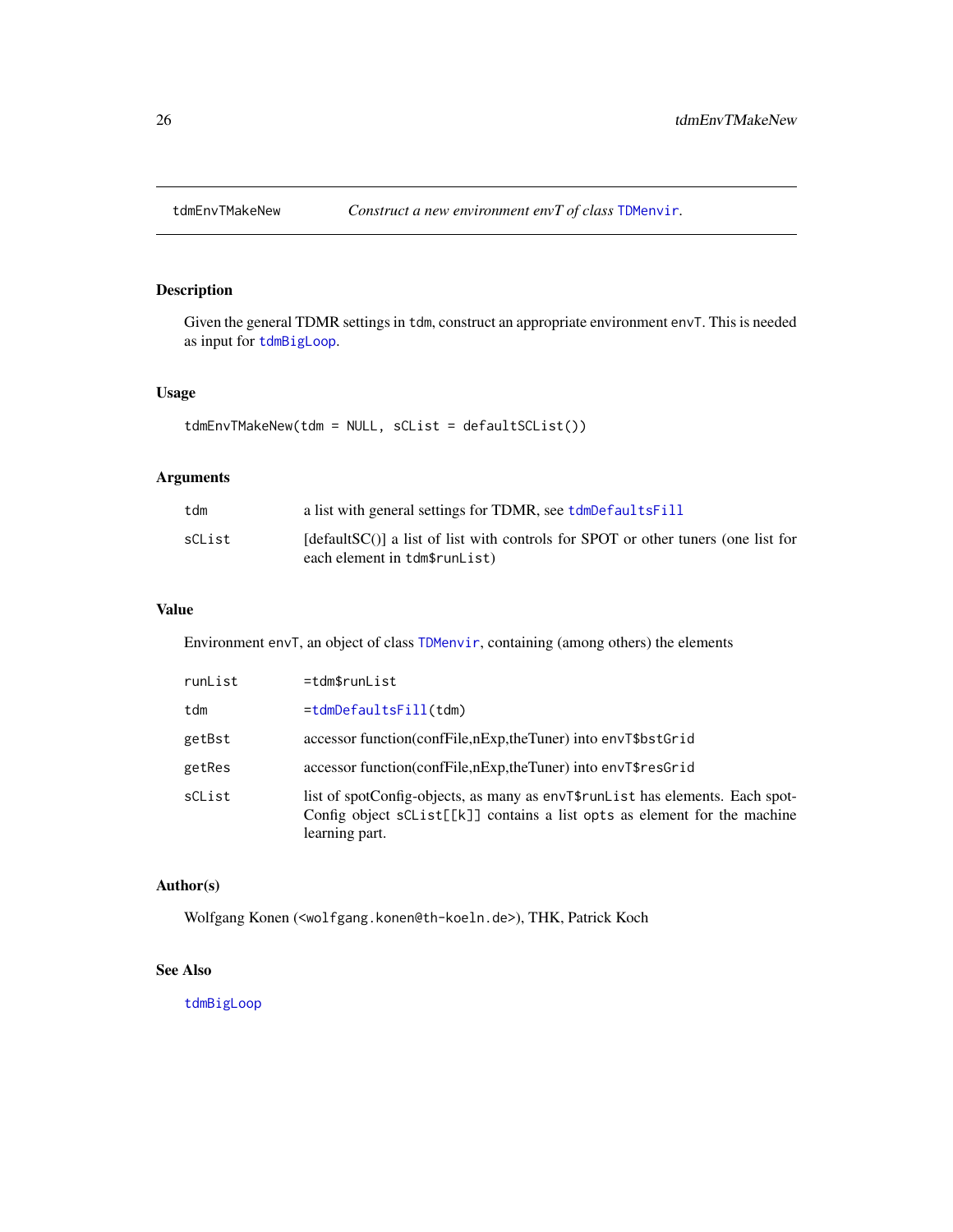tdmEnvTMakeNew — *Construct a new environment envT of class TDMenvir.*

## Description

Given the general TDMR settings in `tdm`, construct an appropriate environment `envT`. This is needed as input for `tdmBigLoop`.

## Usage

```
tdmEnvTMakeNew(tdm = NULL, sCList = defaultSCList())
```

## Arguments

| | |
|---|---|
| `tdm` | a list with general settings for TDMR, see `tdmDefaultsFill` |
| `sCList` | [defaultSC()] a list of list with controls for SPOT or other tuners (one list for each element in `tdm$runList`) |

## Value

Environment `envT`, an object of class `TDMenvir`, containing (among others) the elements

| | |
|---|---|
| `runList` | `=tdm$runList` |
| `tdm` | `=tdmDefaultsFill(tdm)` |
| `getBst` | accessor function(confFile,nExp,theTuner) into `envT$bstGrid` |
| `getRes` | accessor function(confFile,nExp,theTuner) into `envT$resGrid` |
| `sCList` | list of spotConfig-objects, as many as `envT$runList` has elements. Each spotConfig object `sCList[[k]]` contains a list `opts` as element for the machine learning part. |

## Author(s)

Wolfgang Konen (<wolfgang.konen@th-koeln.de>), THK, Patrick Koch

## See Also

`tdmBigLoop`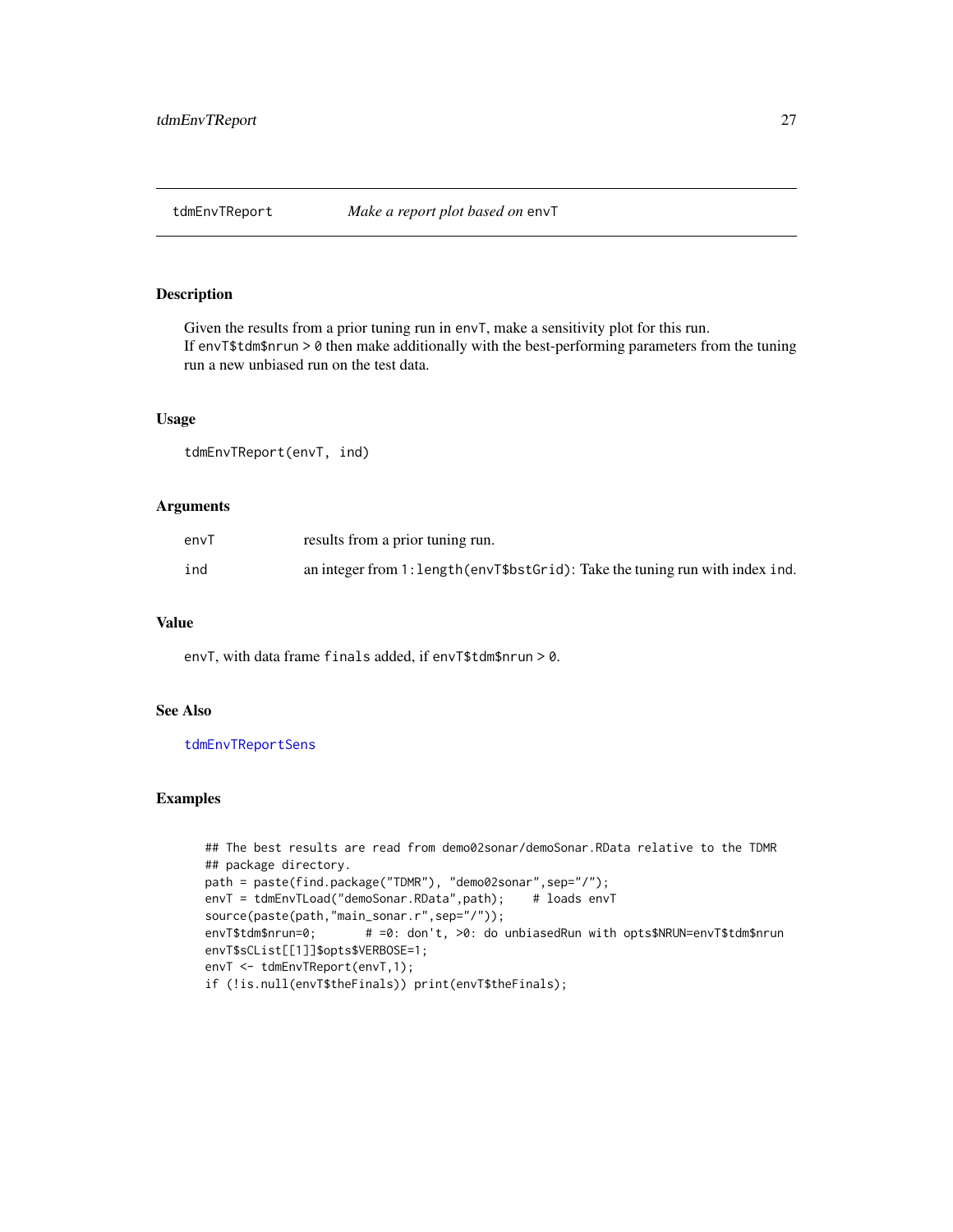# tdmEnvTReport — *Make a report plot based on* `envT`

## Description

Given the results from a prior tuning run in `envT`, make a sensitivity plot for this run.
If `envT$tdm$nrun > 0` then make additionally with the best-performing parameters from the tuning run a new unbiased run on the test data.

## Usage

```
tdmEnvTReport(envT, ind)
```

## Arguments

| | |
|---|---|
| `envT` | results from a prior tuning run. |
| `ind` | an integer from `1:length(envT$bstGrid)`: Take the tuning run with index `ind`. |

## Value

`envT`, with data frame `finals` added, if `envT$tdm$nrun > 0`.

## See Also

`tdmEnvTReportSens`

## Examples

```
## The best results are read from demo02sonar/demoSonar.RData relative to the TDMR
## package directory.
path = paste(find.package("TDMR"), "demo02sonar",sep="/");
envT = tdmEnvTLoad("demoSonar.RData",path);    # loads envT
source(paste(path,"main_sonar.r",sep="/"));
envT$tdm$nrun=0;       # =0: don't, >0: do unbiasedRun with opts$NRUN=envT$tdm$nrun
envT$sCList[[1]]$opts$VERBOSE=1;
envT <- tdmEnvTReport(envT,1);
if (!is.null(envT$theFinals)) print(envT$theFinals);
```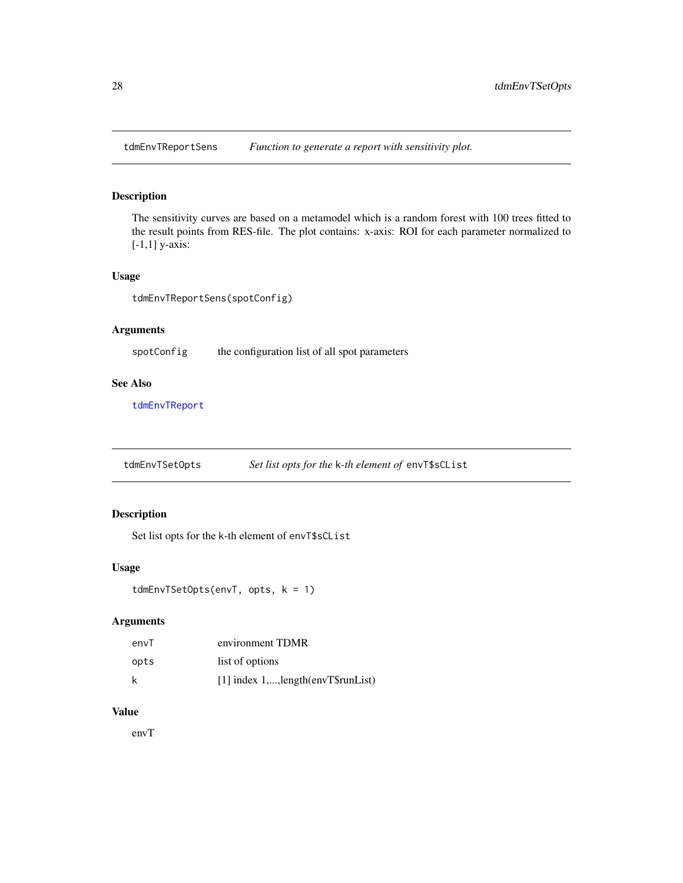## tdmEnvTReportSens — *Function to generate a report with sensitivity plot.*

### Description

The sensitivity curves are based on a metamodel which is a random forest with 100 trees fitted to the result points from RES-file. The plot contains: x-axis: ROI for each parameter normalized to [-1,1] y-axis:

### Usage

```
tdmEnvTReportSens(spotConfig)
```

### Arguments

| | |
|---|---|
| spotConfig | the configuration list of all spot parameters |

### See Also

tdmEnvTReport

## tdmEnvTSetOpts — *Set list opts for the* k*-th element of* envT$sCList

### Description

Set list opts for the k-th element of envT$sCList

### Usage

```
tdmEnvTSetOpts(envT, opts, k = 1)
```

### Arguments

| | |
|---|---|
| envT | environment TDMR |
| opts | list of options |
| k | [1] index 1,...,length(envT$runList) |

### Value

envT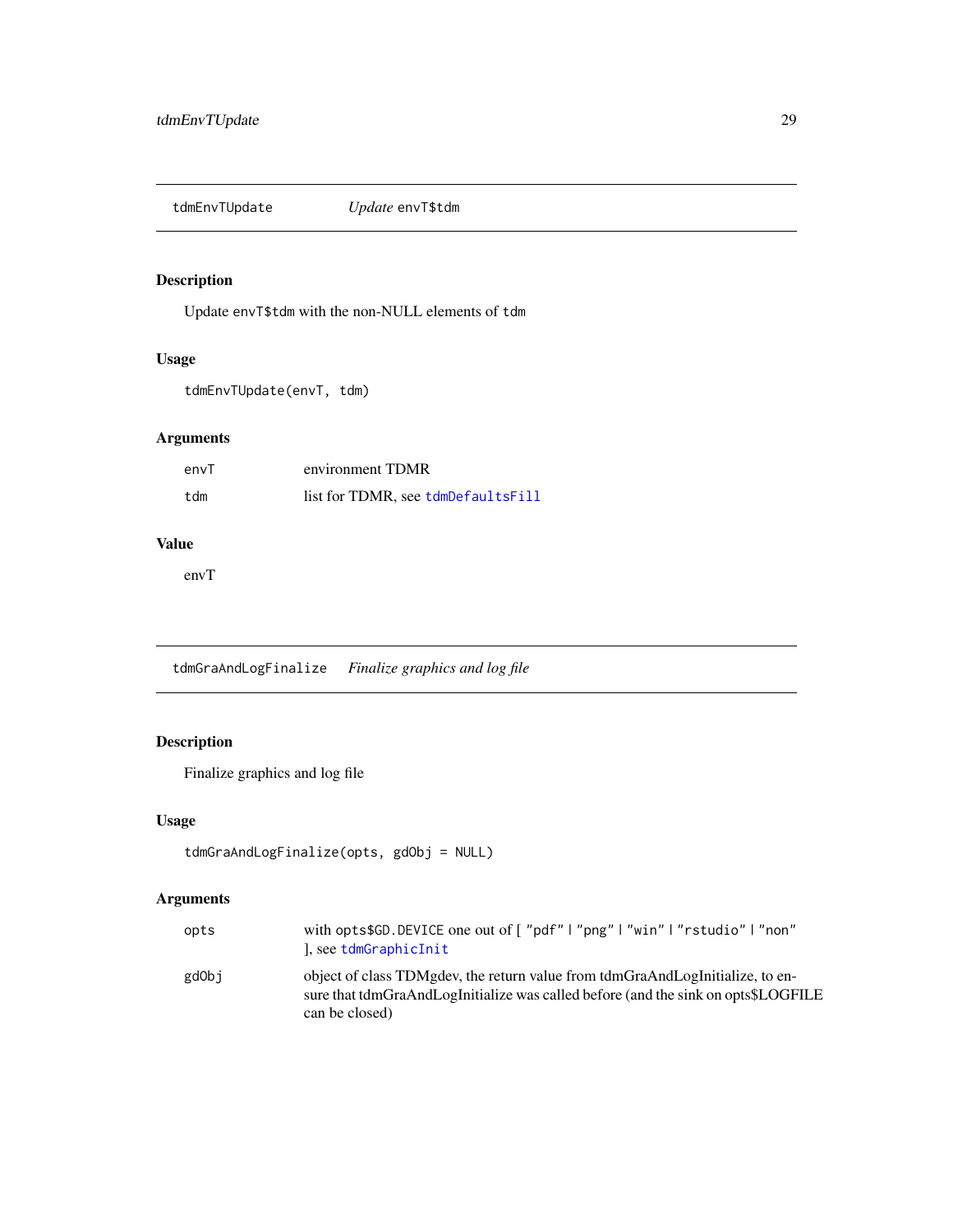## tdmEnvTUpdate *Update* envT$tdm

### Description

Update envT$tdm with the non-NULL elements of tdm

### Usage

```
tdmEnvTUpdate(envT, tdm)
```

### Arguments

| | |
|---|---|
| envT | environment TDMR |
| tdm | list for TDMR, see tdmDefaultsFill |

### Value

envT

## tdmGraAndLogFinalize *Finalize graphics and log file*

### Description

Finalize graphics and log file

### Usage

```
tdmGraAndLogFinalize(opts, gdObj = NULL)
```

### Arguments

| | |
|---|---|
| opts | with opts$GD.DEVICE one out of [ "pdf" \| "png" \| "win" \| "rstudio" \| "non" ], see tdmGraphicInit |
| gdObj | object of class TDMgdev, the return value from tdmGraAndLogInitialize, to ensure that tdmGraAndLogInitialize was called before (and the sink on opts$LOGFILE can be closed) |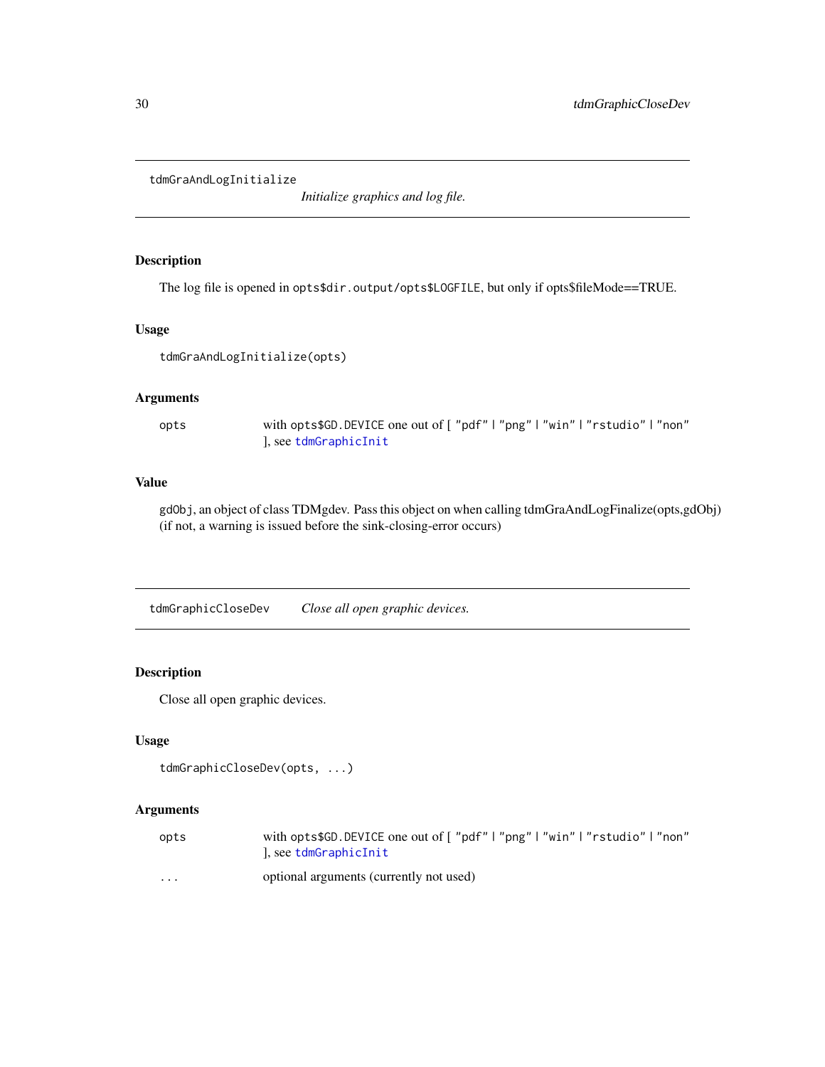## tdmGraAndLogInitialize

*Initialize graphics and log file.*

### Description

The log file is opened in `opts$dir.output/opts$LOGFILE`, but only if opts$fileMode==TRUE.

### Usage

```
tdmGraAndLogInitialize(opts)
```

### Arguments

| | |
|---|---|
| opts | with `opts$GD.DEVICE` one out of [ "pdf" \| "png" \| "win" \| "rstudio" \| "non" ], see `tdmGraphicInit` |

### Value

`gdObj`, an object of class TDMgdev. Pass this object on when calling tdmGraAndLogFinalize(opts,gdObj) (if not, a warning is issued before the sink-closing-error occurs)

## tdmGraphicCloseDev

*Close all open graphic devices.*

### Description

Close all open graphic devices.

### Usage

```
tdmGraphicCloseDev(opts, ...)
```

### Arguments

| | |
|---|---|
| opts | with `opts$GD.DEVICE` one out of [ "pdf" \| "png" \| "win" \| "rstudio" \| "non" ], see `tdmGraphicInit` |
| ... | optional arguments (currently not used) |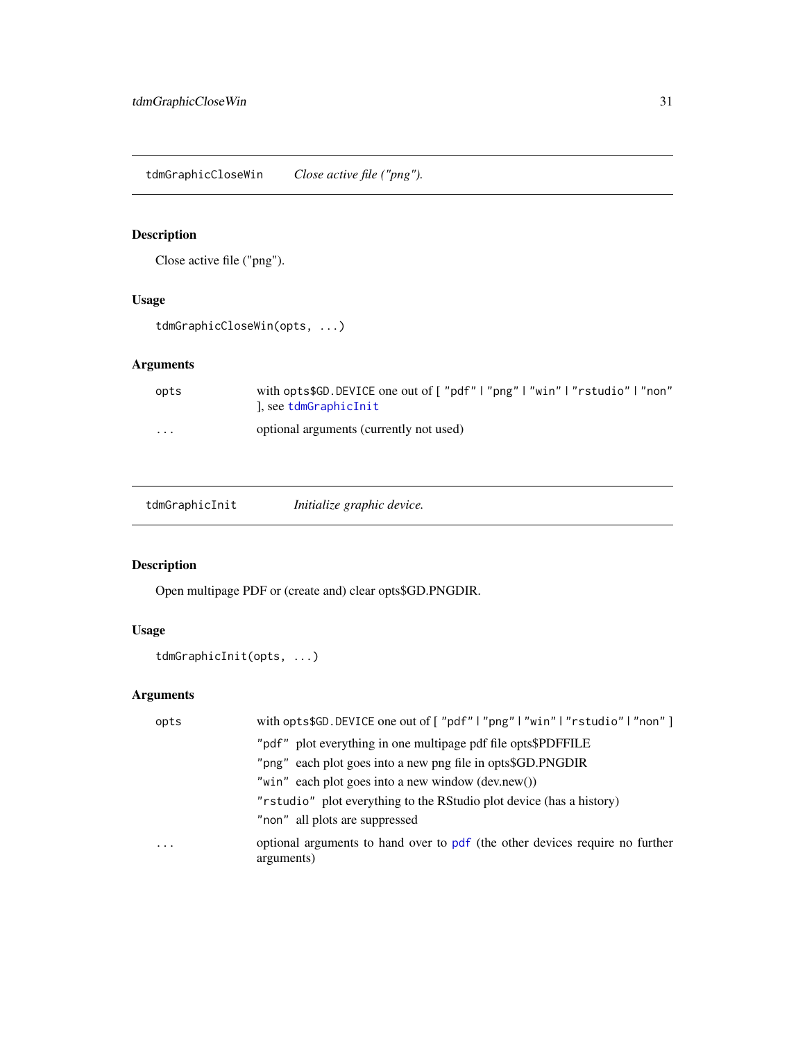## tdmGraphicCloseWin — *Close active file ("png").*

### Description

Close active file ("png").

### Usage

```
tdmGraphicCloseWin(opts, ...)
```

### Arguments

| | |
|---|---|
| `opts` | with `opts$GD.DEVICE` one out of [ `"pdf"` \| `"png"` \| `"win"` \| `"rstudio"` \| `"non"` ], see `tdmGraphicInit` |
| `...` | optional arguments (currently not used) |

## tdmGraphicInit — *Initialize graphic device.*

### Description

Open multipage PDF or (create and) clear opts$GD.PNGDIR.

### Usage

```
tdmGraphicInit(opts, ...)
```

### Arguments

| | |
|---|---|
| `opts` | with `opts$GD.DEVICE` one out of [ `"pdf"` \| `"png"` \| `"win"` \| `"rstudio"` \| `"non"` ]<br>`"pdf"` plot everything in one multipage pdf file opts$PDFFILE<br>`"png"` each plot goes into a new png file in opts$GD.PNGDIR<br>`"win"` each plot goes into a new window (dev.new())<br>`"rstudio"` plot everything to the RStudio plot device (has a history)<br>`"non"` all plots are suppressed |
| `...` | optional arguments to hand over to `pdf` (the other devices require no further arguments) |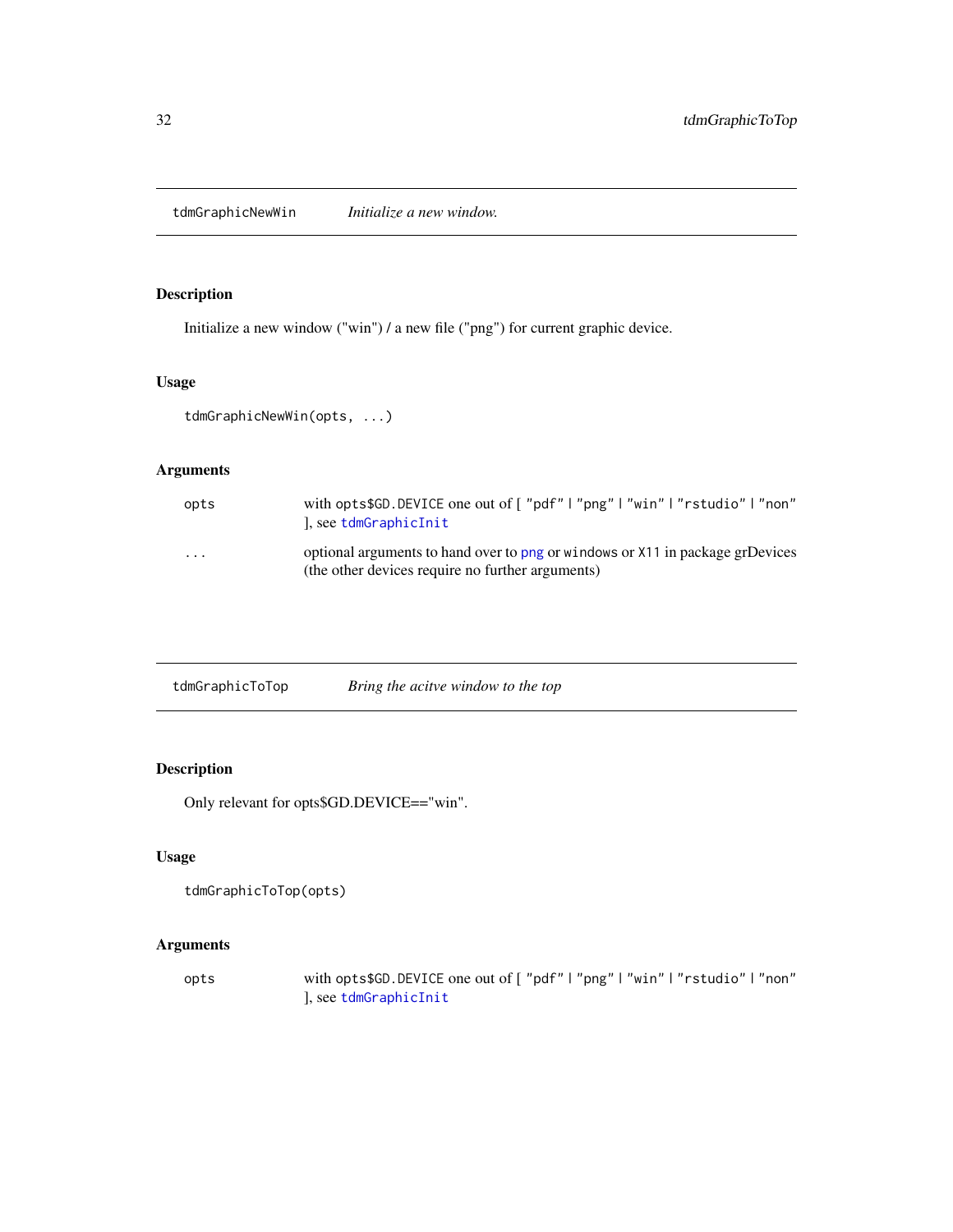## tdmGraphicNewWin *Initialize a new window.*

### Description

Initialize a new window ("win") / a new file ("png") for current graphic device.

### Usage

```
tdmGraphicNewWin(opts, ...)
```

### Arguments

| | |
|---|---|
| opts | with `opts$GD.DEVICE` one out of [ "pdf" \| "png" \| "win" \| "rstudio" \| "non" ], see `tdmGraphicInit` |
| ... | optional arguments to hand over to `png` or `windows` or `X11` in package grDevices (the other devices require no further arguments) |

## tdmGraphicToTop *Bring the acitve window to the top*

### Description

Only relevant for opts$GD.DEVICE=="win".

### Usage

```
tdmGraphicToTop(opts)
```

### Arguments

| | |
|---|---|
| opts | with `opts$GD.DEVICE` one out of [ "pdf" \| "png" \| "win" \| "rstudio" \| "non" ], see `tdmGraphicInit` |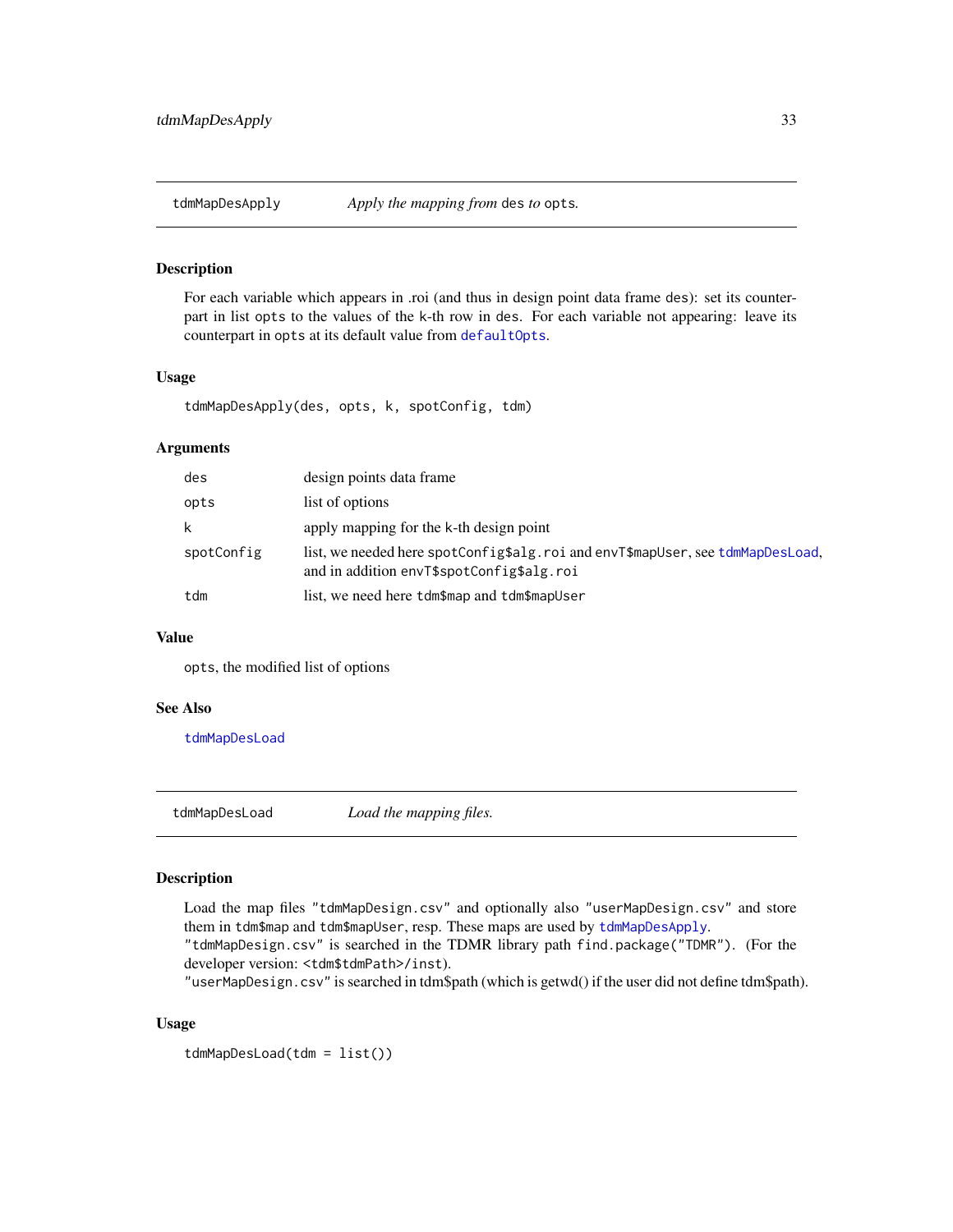## tdmMapDesApply *Apply the mapping from* `des` *to* `opts`.

### Description

For each variable which appears in .roi (and thus in design point data frame `des`): set its counterpart in list `opts` to the values of the k-th row in `des`. For each variable not appearing: leave its counterpart in `opts` at its default value from `defaultOpts`.

### Usage

```
tdmMapDesApply(des, opts, k, spotConfig, tdm)
```

### Arguments

| | |
|---|---|
| `des` | design points data frame |
| `opts` | list of options |
| `k` | apply mapping for the k-th design point |
| `spotConfig` | list, we needed here `spotConfig$alg.roi` and `envT$mapUser`, see `tdmMapDesLoad`, and in addition `envT$spotConfig$alg.roi` |
| `tdm` | list, we need here `tdm$map` and `tdm$mapUser` |

### Value

`opts`, the modified list of options

### See Also

`tdmMapDesLoad`

## tdmMapDesLoad *Load the mapping files.*

### Description

Load the map files `"tdmMapDesign.csv"` and optionally also `"userMapDesign.csv"` and store them in `tdm$map` and `tdm$mapUser`, resp. These maps are used by `tdmMapDesApply`.
`"tdmMapDesign.csv"` is searched in the TDMR library path `find.package("TDMR")`. (For the developer version: `<tdm$tdmPath>/inst`).
`"userMapDesign.csv"` is searched in tdm$path (which is getwd() if the user did not define tdm$path).

### Usage

```
tdmMapDesLoad(tdm = list())
```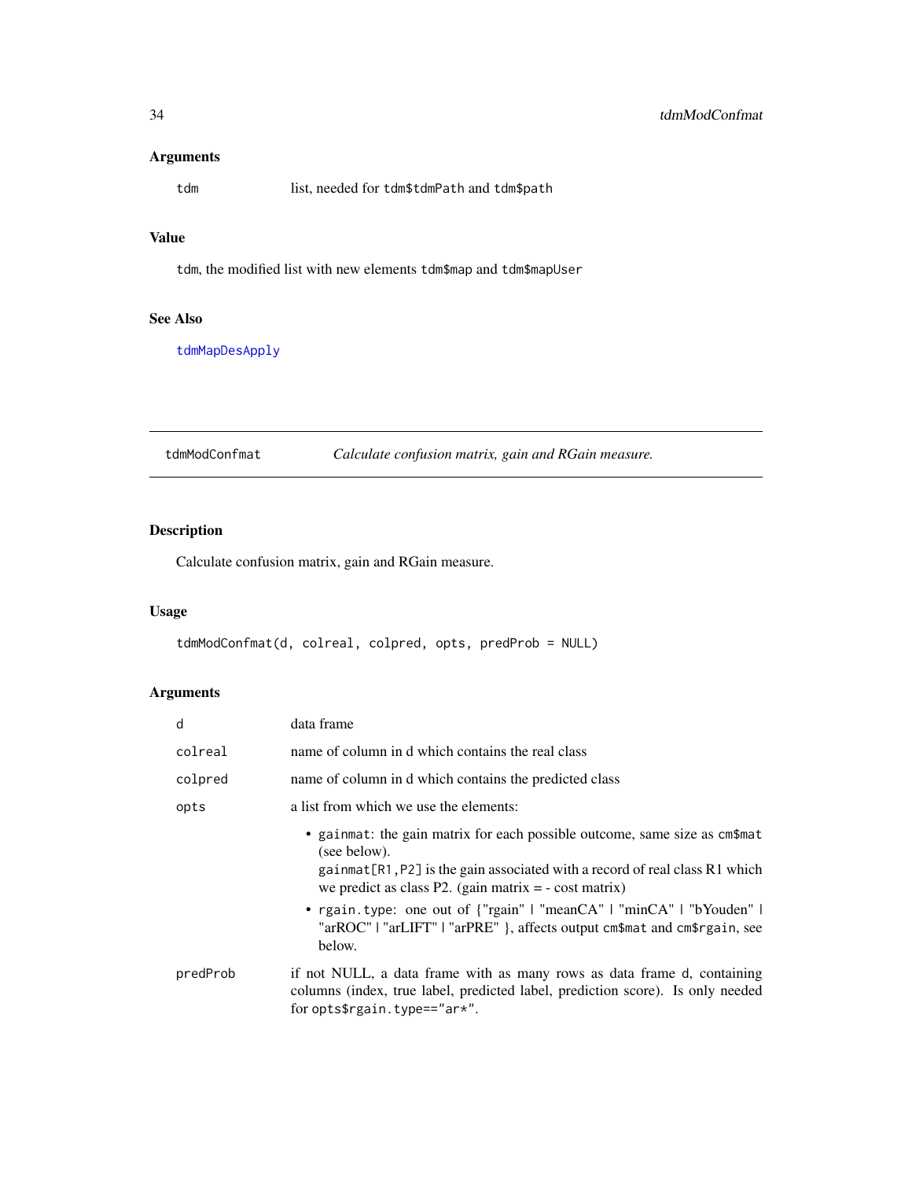### Arguments

| | |
|---|---|
| `tdm` | list, needed for `tdm$tdmPath` and `tdm$path` |

### Value

`tdm`, the modified list with new elements `tdm$map` and `tdm$mapUser`

### See Also

`tdmMapDesApply`

---

## tdmModConfmat — *Calculate confusion matrix, gain and RGain measure.*

### Description

Calculate confusion matrix, gain and RGain measure.

### Usage

```
tdmModConfmat(d, colreal, colpred, opts, predProb = NULL)
```

### Arguments

- `d` — data frame
- `colreal` — name of column in d which contains the real class
- `colpred` — name of column in d which contains the predicted class
- `opts` — a list from which we use the elements:
  - `gainmat`: the gain matrix for each possible outcome, same size as `cm$mat` (see below).  
    `gainmat[R1,P2]` is the gain associated with a record of real class R1 which we predict as class P2. (gain matrix = - cost matrix)
  - `rgain.type`: one out of {"rgain" | "meanCA" | "minCA" | "bYouden" | "arROC" | "arLIFT" | "arPRE" }, affects output `cm$mat` and `cm$rgain`, see below.
- `predProb` — if not NULL, a data frame with as many rows as data frame d, containing columns (index, true label, predicted label, prediction score). Is only needed for `opts$rgain.type=="ar*"`.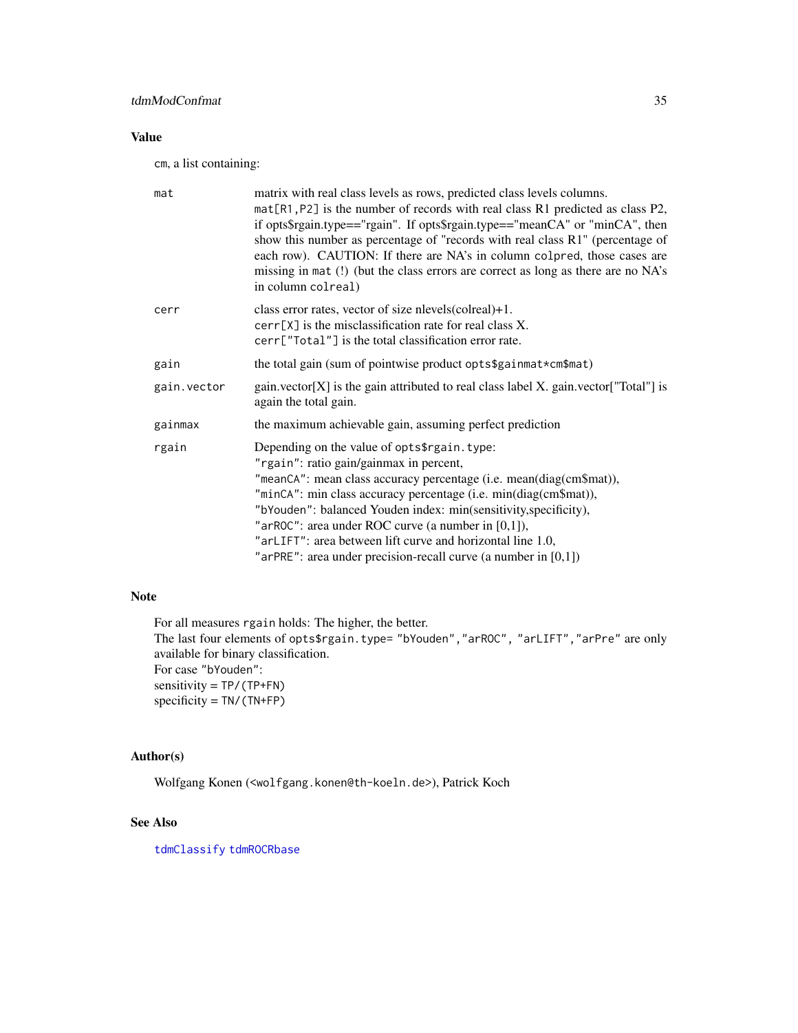## Value

`cm`, a list containing:

| | |
|---|---|
| `mat` | matrix with real class levels as rows, predicted class levels columns. `mat[R1,P2]` is the number of records with real class R1 predicted as class P2, if opts$rgain.type=="rgain". If opts$rgain.type=="meanCA" or "minCA", then show this number as percentage of "records with real class R1" (percentage of each row). CAUTION: If there are NA's in column `colpred`, those cases are missing in `mat` (!) (but the class errors are correct as long as there are no NA's in column `colreal`) |
| `cerr` | class error rates, vector of size nlevels(colreal)+1. `cerr[X]` is the misclassification rate for real class X. `cerr["Total"]` is the total classification error rate. |
| `gain` | the total gain (sum of pointwise product `opts$gainmat*cm$mat`) |
| `gain.vector` | gain.vector[X] is the gain attributed to real class label X. gain.vector["Total"] is again the total gain. |
| `gainmax` | the maximum achievable gain, assuming perfect prediction |
| `rgain` | Depending on the value of `opts$rgain.type`:<br>`"rgain"`: ratio gain/gainmax in percent,<br>`"meanCA"`: mean class accuracy percentage (i.e. mean(diag(cm$mat)),<br>`"minCA"`: min class accuracy percentage (i.e. min(diag(cm$mat)),<br>`"bYouden"`: balanced Youden index: min(sensitivity,specificity),<br>`"arROC"`: area under ROC curve (a number in [0,1]),<br>`"arLIFT"`: area between lift curve and horizontal line 1.0,<br>`"arPRE"`: area under precision-recall curve (a number in [0,1]) |

## Note

For all measures `rgain` holds: The higher, the better.
The last four elements of `opts$rgain.type= "bYouden","arROC", "arLIFT","arPre"` are only available for binary classification.
For case `"bYouden"`:
sensitivity = `TP/(TP+FN)`
specificity = `TN/(TN+FP)`

## Author(s)

Wolfgang Konen (<wolfgang.konen@th-koeln.de>), Patrick Koch

## See Also

`tdmClassify` `tdmROCRbase`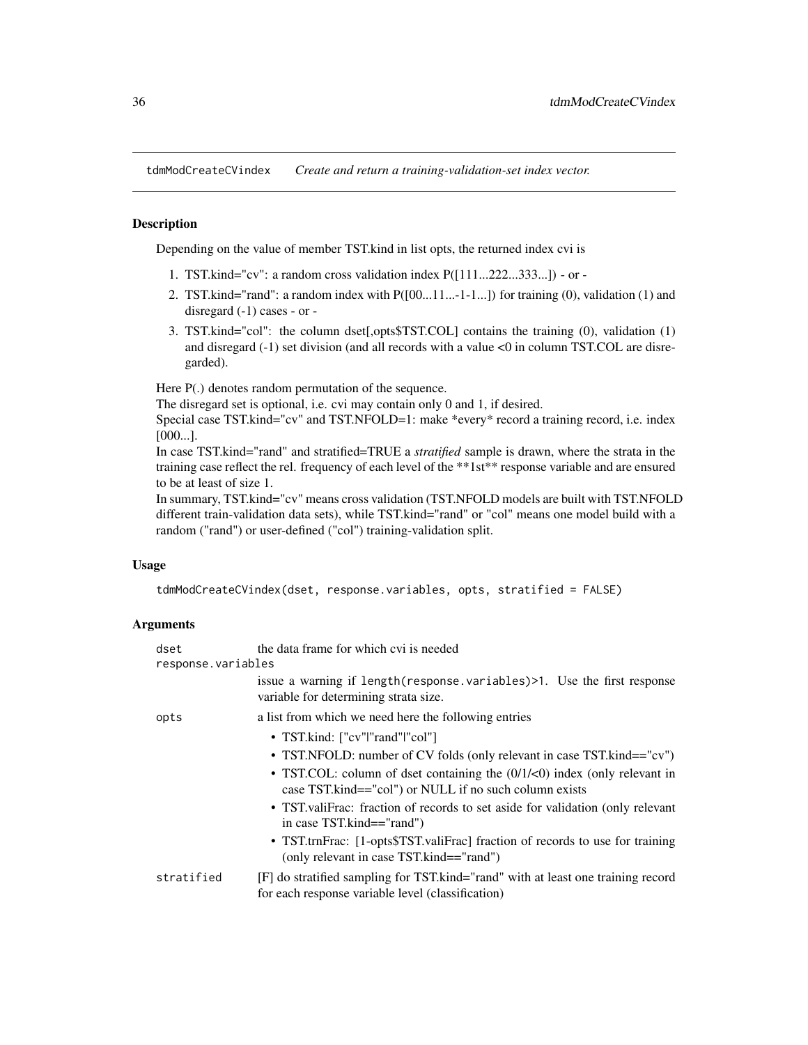tdmModCreateCVindex *Create and return a training-validation-set index vector.*

### Description

Depending on the value of member TST.kind in list opts, the returned index cvi is

1. TST.kind="cv": a random cross validation index P([111...222...333...]) - or -
2. TST.kind="rand": a random index with P([00...11...-1-1...]) for training (0), validation (1) and disregard (-1) cases - or -
3. TST.kind="col": the column dset[,opts$TST.COL] contains the training (0), validation (1) and disregard (-1) set division (and all records with a value <0 in column TST.COL are disregarded).

Here P(.) denotes random permutation of the sequence.
The disregard set is optional, i.e. cvi may contain only 0 and 1, if desired.
Special case TST.kind="cv" and TST.NFOLD=1: make *every* record a training record, i.e. index [000...].
In case TST.kind="rand" and stratified=TRUE a *stratified* sample is drawn, where the strata in the training case reflect the rel. frequency of each level of the **1st** response variable and are ensured to be at least of size 1.
In summary, TST.kind="cv" means cross validation (TST.NFOLD models are built with TST.NFOLD different train-validation data sets), while TST.kind="rand" or "col" means one model build with a random ("rand") or user-defined ("col") training-validation split.

### Usage

```
tdmModCreateCVindex(dset, response.variables, opts, stratified = FALSE)
```

### Arguments

| | |
|---|---|
| `dset` | the data frame for which cvi is needed |
| `response.variables` | issue a warning if `length(response.variables)>1`. Use the first response variable for determining strata size. |
| `opts` | a list from which we need here the following entries<br>• TST.kind: ["cv"\|"rand"\|"col"]<br>• TST.NFOLD: number of CV folds (only relevant in case TST.kind=="cv")<br>• TST.COL: column of dset containing the (0/1/<0) index (only relevant in case TST.kind=="col") or NULL if no such column exists<br>• TST.valiFrac: fraction of records to set aside for validation (only relevant in case TST.kind=="rand")<br>• TST.trnFrac: [1-opts$TST.valiFrac] fraction of records to use for training (only relevant in case TST.kind=="rand") |
| `stratified` | [F] do stratified sampling for TST.kind="rand" with at least one training record for each response variable level (classification) |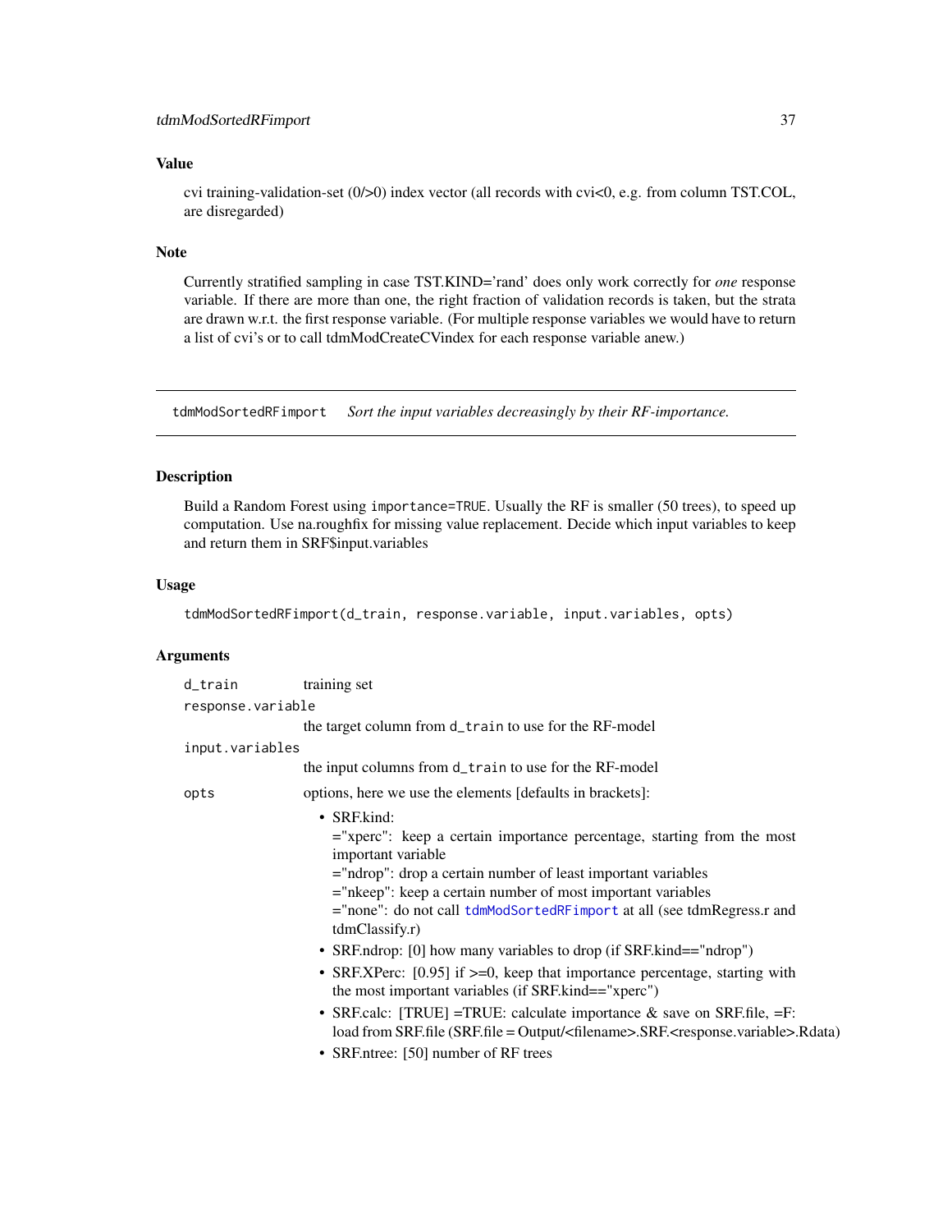### Value

cvi training-validation-set (0/>0) index vector (all records with cvi<0, e.g. from column TST.COL, are disregarded)

### Note

Currently stratified sampling in case TST.KIND='rand' does only work correctly for *one* response variable. If there are more than one, the right fraction of validation records is taken, but the strata are drawn w.r.t. the first response variable. (For multiple response variables we would have to return a list of cvi's or to call tdmModCreateCVindex for each response variable anew.)

---

## tdmModSortedRFimport — *Sort the input variables decreasingly by their RF-importance.*

---

### Description

Build a Random Forest using `importance=TRUE`. Usually the RF is smaller (50 trees), to speed up computation. Use na.roughfix for missing value replacement. Decide which input variables to keep and return them in SRF$input.variables

### Usage

```
tdmModSortedRFimport(d_train, response.variable, input.variables, opts)
```

### Arguments

| | |
|---|---|
| `d_train` | training set |
| `response.variable` | the target column from `d_train` to use for the RF-model |
| `input.variables` | the input columns from `d_train` to use for the RF-model |
| `opts` | options, here we use the elements [defaults in brackets]: <br>• SRF.kind: <br>="xperc": keep a certain importance percentage, starting from the most important variable <br>="ndrop": drop a certain number of least important variables <br>="nkeep": keep a certain number of most important variables <br>="none": do not call `tdmModSortedRFimport` at all (see tdmRegress.r and tdmClassify.r) <br>• SRF.ndrop: [0] how many variables to drop (if SRF.kind=="ndrop") <br>• SRF.XPerc: [0.95] if >=0, keep that importance percentage, starting with the most important variables (if SRF.kind=="xperc") <br>• SRF.calc: [TRUE] =TRUE: calculate importance & save on SRF.file, =F: load from SRF.file (SRF.file = Output/<filename>.SRF.<response.variable>.Rdata) <br>• SRF.ntree: [50] number of RF trees |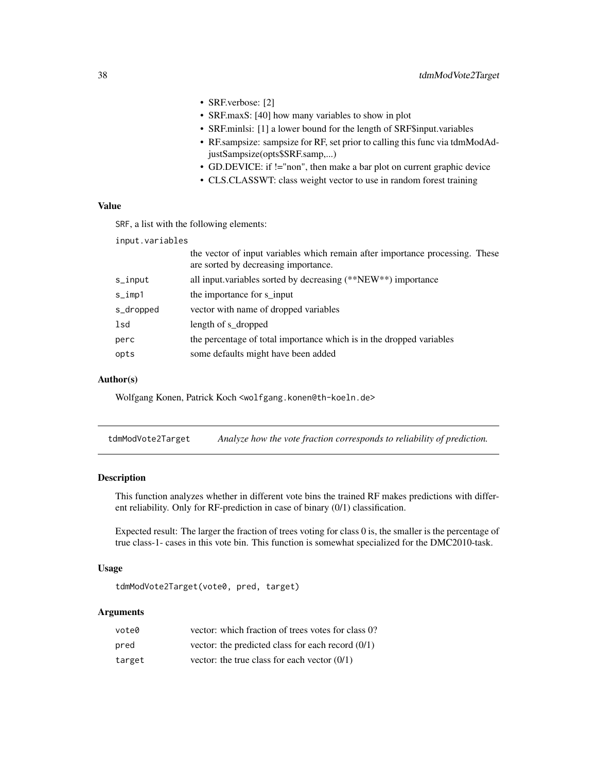- SRF.verbose: [2]
- SRF.maxS: [40] how many variables to show in plot
- SRF.minlsi: [1] a lower bound for the length of SRF$input.variables
- RF.sampsize: sampsize for RF, set prior to calling this func via tdmModAdjustSampsize(opts$SRF.samp,...)
- GD.DEVICE: if !="non", then make a bar plot on current graphic device
- CLS.CLASSWT: class weight vector to use in random forest training

### Value

`SRF`, a list with the following elements:

| | |
|---|---|
| `input.variables` | the vector of input variables which remain after importance processing. These are sorted by decreasing importance. |
| `s_input` | all input.variables sorted by decreasing (**NEW**) importance |
| `s_imp1` | the importance for s_input |
| `s_dropped` | vector with name of dropped variables |
| `lsd` | length of s_dropped |
| `perc` | the percentage of total importance which is in the dropped variables |
| `opts` | some defaults might have been added |

### Author(s)

Wolfgang Konen, Patrick Koch <wolfgang.konen@th-koeln.de>

---

## tdmModVote2Target — *Analyze how the vote fraction corresponds to reliability of prediction.*

---

### Description

This function analyzes whether in different vote bins the trained RF makes predictions with different reliability. Only for RF-prediction in case of binary (0/1) classification.

Expected result: The larger the fraction of trees voting for class 0 is, the smaller is the percentage of true class-1- cases in this vote bin. This function is somewhat specialized for the DMC2010-task.

### Usage

```
tdmModVote2Target(vote0, pred, target)
```

### Arguments

| | |
|---|---|
| `vote0` | vector: which fraction of trees votes for class 0? |
| `pred` | vector: the predicted class for each record (0/1) |
| `target` | vector: the true class for each vector (0/1) |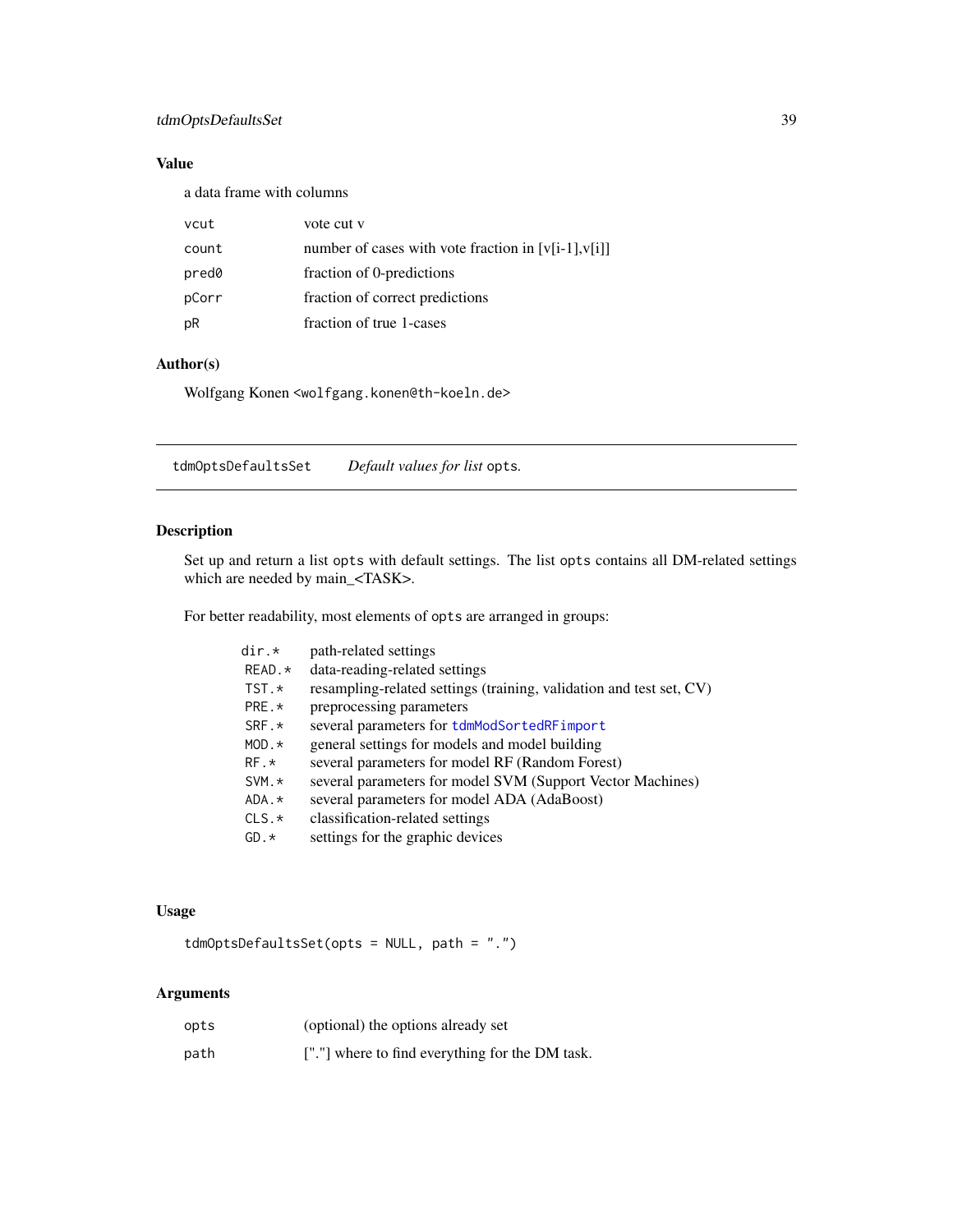## Value

a data frame with columns

| | |
|---|---|
| vcut | vote cut v |
| count | number of cases with vote fraction in [v[i-1],v[i]] |
| pred0 | fraction of 0-predictions |
| pCorr | fraction of correct predictions |
| pR | fraction of true 1-cases |

## Author(s)

Wolfgang Konen <wolfgang.konen@th-koeln.de>

---

# tdmOptsDefaultsSet — *Default values for list* opts.

## Description

Set up and return a list opts with default settings. The list opts contains all DM-related settings which are needed by main_<TASK>.

For better readability, most elements of opts are arranged in groups:

| | |
|---|---|
| dir.* | path-related settings |
| READ.* | data-reading-related settings |
| TST.* | resampling-related settings (training, validation and test set, CV) |
| PRE.* | preprocessing parameters |
| SRF.* | several parameters for tdmModSortedRFimport |
| MOD.* | general settings for models and model building |
| RF.* | several parameters for model RF (Random Forest) |
| SVM.* | several parameters for model SVM (Support Vector Machines) |
| ADA.* | several parameters for model ADA (AdaBoost) |
| CLS.* | classification-related settings |
| GD.* | settings for the graphic devices |

## Usage

```
tdmOptsDefaultsSet(opts = NULL, path = ".")
```

## Arguments

| | |
|---|---|
| opts | (optional) the options already set |
| path | ["."] where to find everything for the DM task. |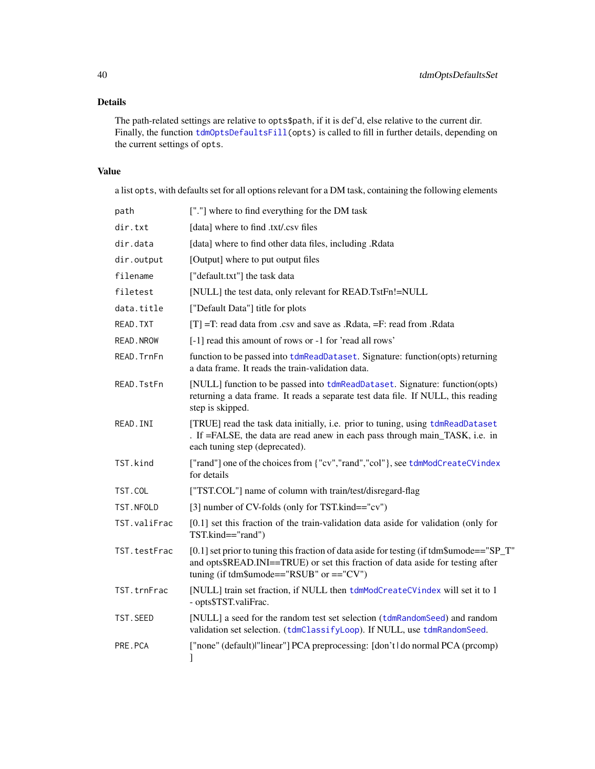### Details

The path-related settings are relative to `opts$path`, if it is def'd, else relative to the current dir. Finally, the function `tdmOptsDefaultsFill(opts)` is called to fill in further details, depending on the current settings of `opts`.

### Value

a list `opts`, with defaults set for all options relevant for a DM task, containing the following elements

| | |
|---|---|
| `path` | ["."] where to find everything for the DM task |
| `dir.txt` | [data] where to find .txt/.csv files |
| `dir.data` | [data] where to find other data files, including .Rdata |
| `dir.output` | [Output] where to put output files |
| `filename` | ["default.txt"] the task data |
| `filetest` | [NULL] the test data, only relevant for READ.TstFn!=NULL |
| `data.title` | ["Default Data"] title for plots |
| `READ.TXT` | [T] =T: read data from .csv and save as .Rdata, =F: read from .Rdata |
| `READ.NROW` | [-1] read this amount of rows or -1 for 'read all rows' |
| `READ.TrnFn` | function to be passed into `tdmReadDataset`. Signature: function(opts) returning a data frame. It reads the train-validation data. |
| `READ.TstFn` | [NULL] function to be passed into `tdmReadDataset`. Signature: function(opts) returning a data frame. It reads a separate test data file. If NULL, this reading step is skipped. |
| `READ.INI` | [TRUE] read the task data initially, i.e. prior to tuning, using `tdmReadDataset` . If =FALSE, the data are read anew in each pass through main_TASK, i.e. in each tuning step (deprecated). |
| `TST.kind` | ["rand"] one of the choices from {"cv","rand","col"}, see `tdmModCreateCVindex` for details |
| `TST.COL` | ["TST.COL"] name of column with train/test/disregard-flag |
| `TST.NFOLD` | [3] number of CV-folds (only for TST.kind=="cv") |
| `TST.valiFrac` | [0.1] set this fraction of the train-validation data aside for validation (only for TST.kind=="rand") |
| `TST.testFrac` | [0.1] set prior to tuning this fraction of data aside for testing (if tdm$umode=="SP_T" and opts$READ.INI==TRUE) or set this fraction of data aside for testing after tuning (if tdm$umode=="RSUB" or =="CV") |
| `TST.trnFrac` | [NULL] train set fraction, if NULL then `tdmModCreateCVindex` will set it to 1 - opts$TST.valiFrac. |
| `TST.SEED` | [NULL] a seed for the random test set selection (`tdmRandomSeed`) and random validation set selection. (`tdmClassifyLoop`). If NULL, use `tdmRandomSeed`. |
| `PRE.PCA` | ["none" (default)\|"linear"] PCA preprocessing: [don't \| do normal PCA (prcomp) ] |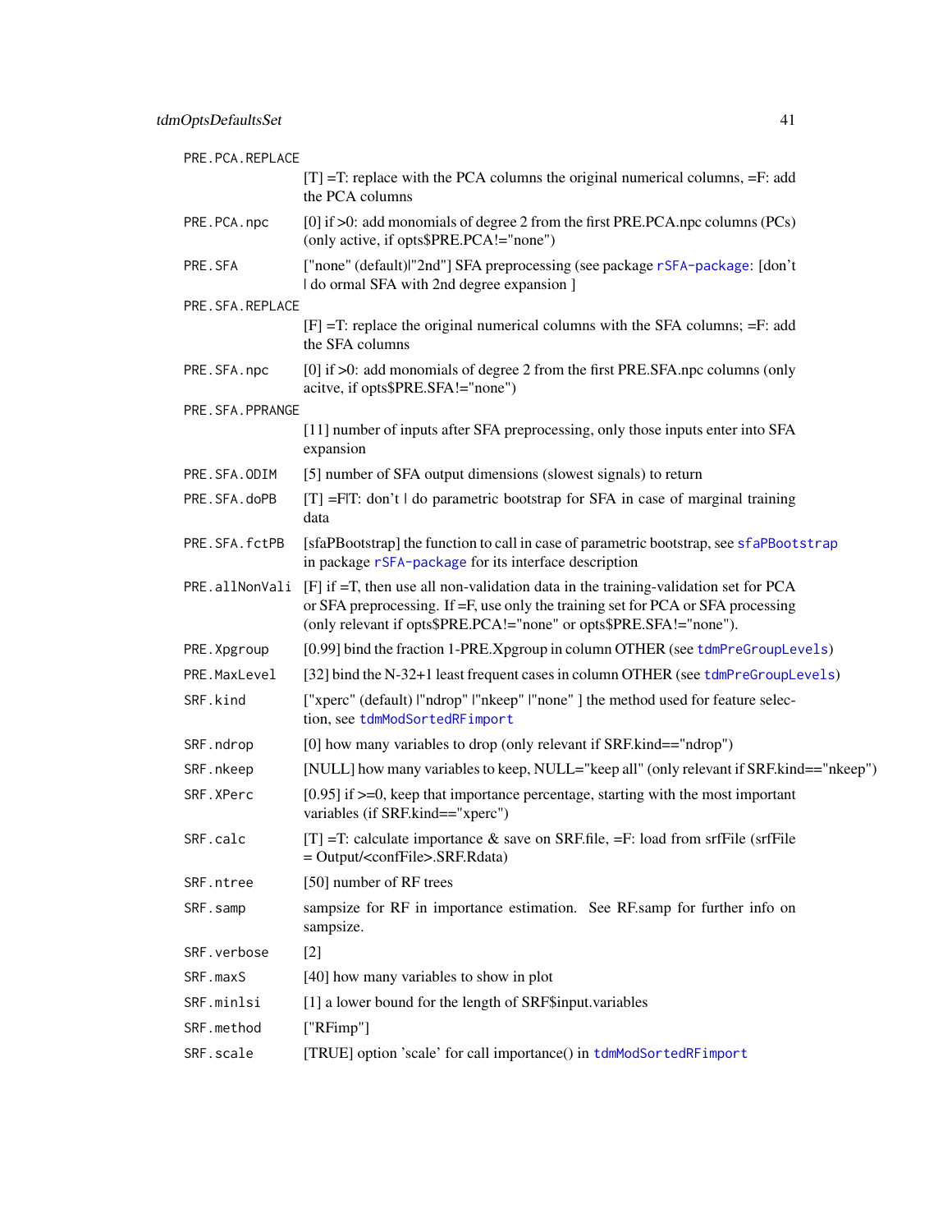| | |
|---|---|
| `PRE.PCA.REPLACE` | [T] =T: replace with the PCA columns the original numerical columns, =F: add the PCA columns |
| `PRE.PCA.npc` | [0] if >0: add monomials of degree 2 from the first PRE.PCA.npc columns (PCs) (only active, if opts$PRE.PCA!="none") |
| `PRE.SFA` | ["none" (default)\|"2nd"] SFA preprocessing (see package rSFA-package: [don't \| do ormal SFA with 2nd degree expansion ] |
| `PRE.SFA.REPLACE` | [F] =T: replace the original numerical columns with the SFA columns; =F: add the SFA columns |
| `PRE.SFA.npc` | [0] if >0: add monomials of degree 2 from the first PRE.SFA.npc columns (only acitve, if opts$PRE.SFA!="none") |
| `PRE.SFA.PPRANGE` | [11] number of inputs after SFA preprocessing, only those inputs enter into SFA expansion |
| `PRE.SFA.ODIM` | [5] number of SFA output dimensions (slowest signals) to return |
| `PRE.SFA.doPB` | [T] =F\|T: don't \| do parametric bootstrap for SFA in case of marginal training data |
| `PRE.SFA.fctPB` | [sfaPBootstrap] the function to call in case of parametric bootstrap, see sfaPBootstrap in package rSFA-package for its interface description |
| `PRE.allNonVali` | [F] if =T, then use all non-validation data in the training-validation set for PCA or SFA preprocessing. If =F, use only the training set for PCA or SFA processing (only relevant if opts$PRE.PCA!="none" or opts$PRE.SFA!="none"). |
| `PRE.Xpgroup` | [0.99] bind the fraction 1-PRE.Xpgroup in column OTHER (see tdmPreGroupLevels) |
| `PRE.MaxLevel` | [32] bind the N-32+1 least frequent cases in column OTHER (see tdmPreGroupLevels) |
| `SRF.kind` | ["xperc" (default) \|"ndrop" \|"nkeep" \|"none" ] the method used for feature selection, see tdmModSortedRFimport |
| `SRF.ndrop` | [0] how many variables to drop (only relevant if SRF.kind=="ndrop") |
| `SRF.nkeep` | [NULL] how many variables to keep, NULL="keep all" (only relevant if SRF.kind=="nkeep") |
| `SRF.XPerc` | [0.95] if >=0, keep that importance percentage, starting with the most important variables (if SRF.kind=="xperc") |
| `SRF.calc` | [T] =T: calculate importance & save on SRF.file, =F: load from srfFile (srfFile = Output/<confFile>.SRF.Rdata) |
| `SRF.ntree` | [50] number of RF trees |
| `SRF.samp` | sampsize for RF in importance estimation. See RF.samp for further info on sampsize. |
| `SRF.verbose` | [2] |
| `SRF.maxS` | [40] how many variables to show in plot |
| `SRF.minlsi` | [1] a lower bound for the length of SRF$input.variables |
| `SRF.method` | ["RFimp"] |
| `SRF.scale` | [TRUE] option 'scale' for call importance() in tdmModSortedRFimport |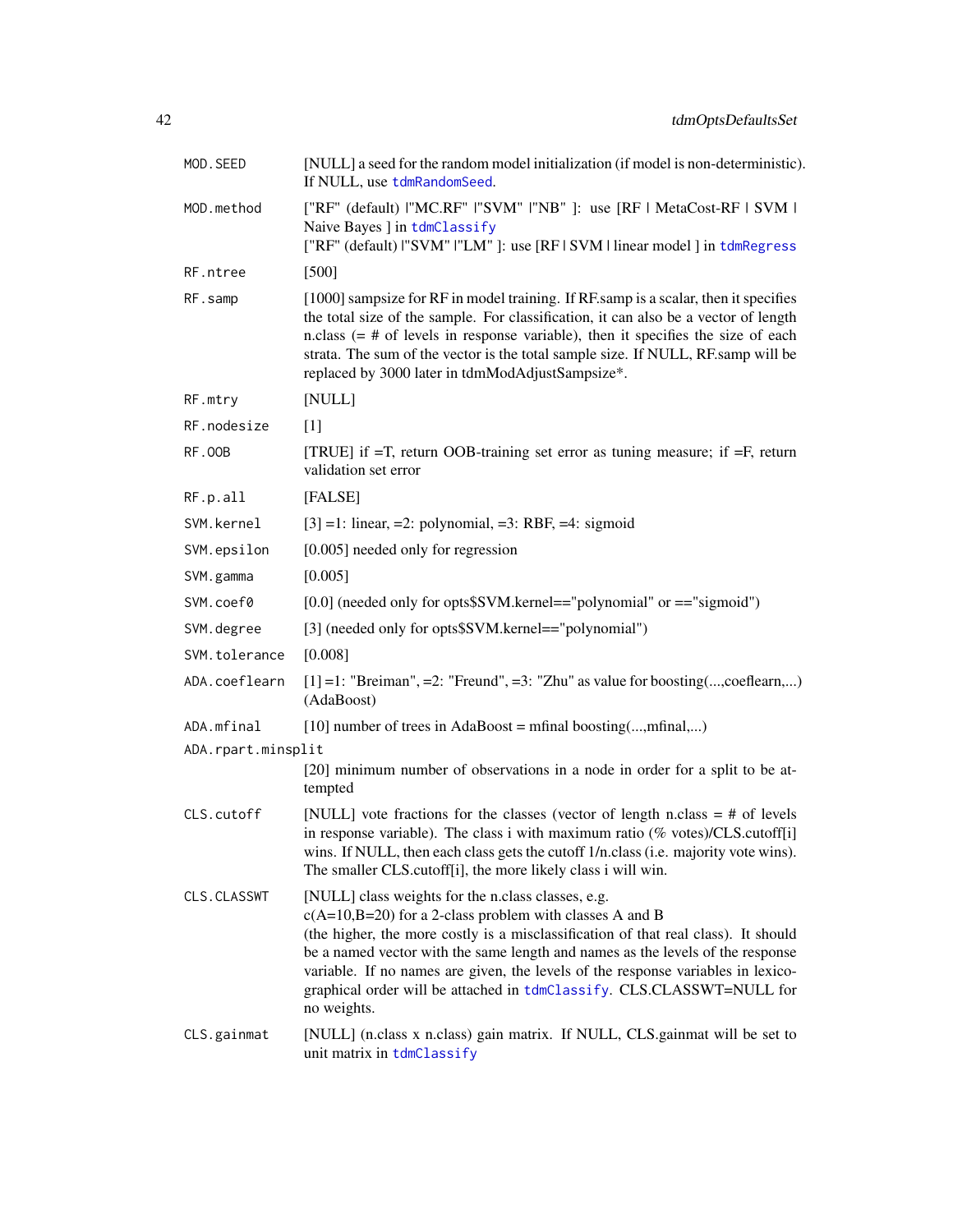| | |
|---|---|
| `MOD.SEED` | [NULL] a seed for the random model initialization (if model is non-deterministic). If NULL, use `tdmRandomSeed`. |
| `MOD.method` | ["RF" (default) \|"MC.RF" \|"SVM" \|"NB" ]: use [RF \| MetaCost-RF \| SVM \| Naive Bayes ] in `tdmClassify`<br>["RF" (default) \|"SVM" \|"LM" ]: use [RF \| SVM \| linear model ] in `tdmRegress` |
| `RF.ntree` | [500] |
| `RF.samp` | [1000] sampsize for RF in model training. If RF.samp is a scalar, then it specifies the total size of the sample. For classification, it can also be a vector of length n.class (= # of levels in response variable), then it specifies the size of each strata. The sum of the vector is the total sample size. If NULL, RF.samp will be replaced by 3000 later in tdmModAdjustSampsize*. |
| `RF.mtry` | [NULL] |
| `RF.nodesize` | [1] |
| `RF.OOB` | [TRUE] if =T, return OOB-training set error as tuning measure; if =F, return validation set error |
| `RF.p.all` | [FALSE] |
| `SVM.kernel` | [3] =1: linear, =2: polynomial, =3: RBF, =4: sigmoid |
| `SVM.epsilon` | [0.005] needed only for regression |
| `SVM.gamma` | [0.005] |
| `SVM.coef0` | [0.0] (needed only for opts$SVM.kernel=="polynomial" or =="sigmoid") |
| `SVM.degree` | [3] (needed only for opts$SVM.kernel=="polynomial") |
| `SVM.tolerance` | [0.008] |
| `ADA.coeflearn` | [1] =1: "Breiman", =2: "Freund", =3: "Zhu" as value for boosting(...,coeflearn,...) (AdaBoost) |
| `ADA.mfinal` | [10] number of trees in AdaBoost = mfinal boosting(...,mfinal,...) |
| `ADA.rpart.minsplit` | [20] minimum number of observations in a node in order for a split to be attempted |
| `CLS.cutoff` | [NULL] vote fractions for the classes (vector of length n.class = # of levels in response variable). The class i with maximum ratio (% votes)/CLS.cutoff[i] wins. If NULL, then each class gets the cutoff 1/n.class (i.e. majority vote wins). The smaller CLS.cutoff[i], the more likely class i will win. |
| `CLS.CLASSWT` | [NULL] class weights for the n.class classes, e.g.<br>c(A=10,B=20) for a 2-class problem with classes A and B<br>(the higher, the more costly is a misclassification of that real class). It should be a named vector with the same length and names as the levels of the response variable. If no names are given, the levels of the response variables in lexicographical order will be attached in `tdmClassify`. CLS.CLASSWT=NULL for no weights. |
| `CLS.gainmat` | [NULL] (n.class x n.class) gain matrix. If NULL, CLS.gainmat will be set to unit matrix in `tdmClassify` |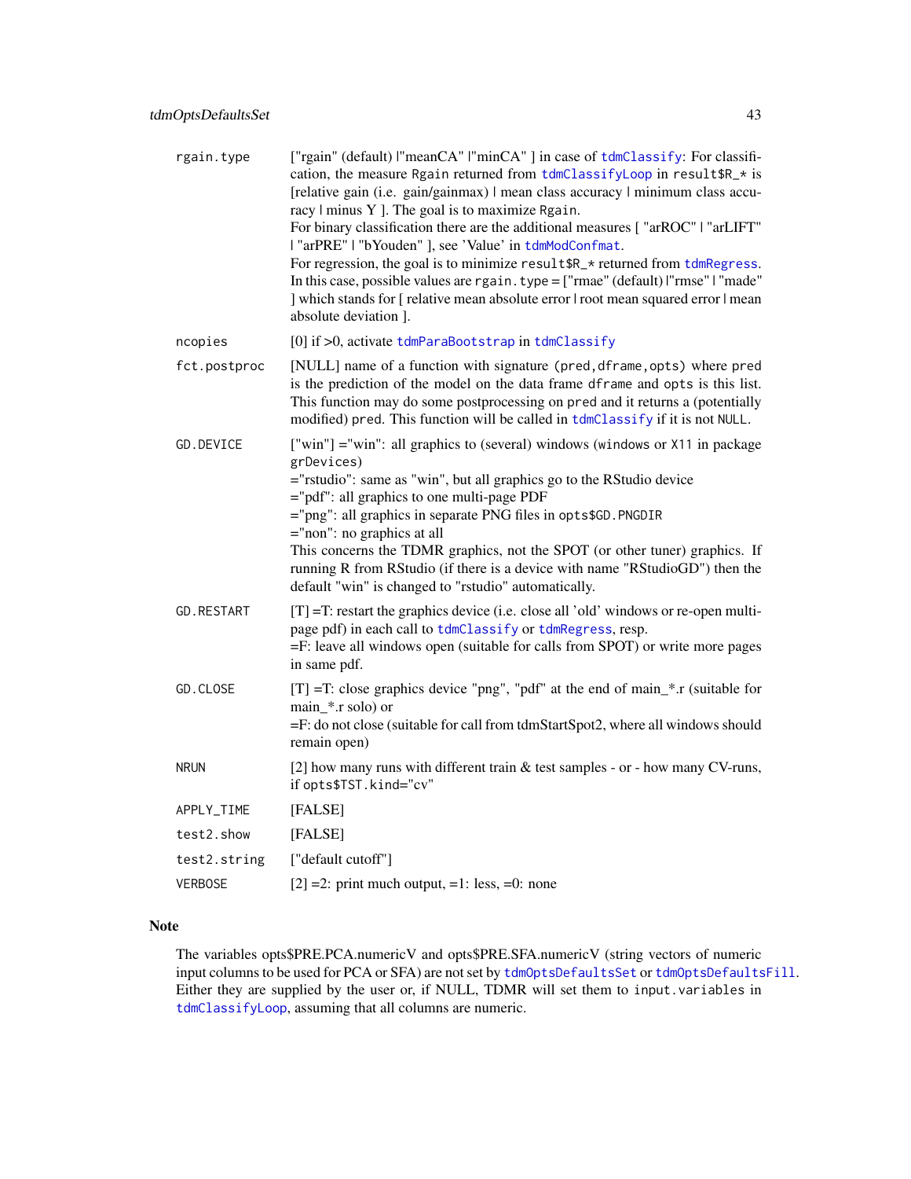| | |
|---|---|
| `rgain.type` | ["rgain" (default) \|"meanCA" \|"minCA" ] in case of `tdmClassify`: For classification, the measure `Rgain` returned from `tdmClassifyLoop` in `result$R_*` is [relative gain (i.e. gain/gainmax) \| mean class accuracy \| minimum class accuracy \| minus Y ]. The goal is to maximize `Rgain`.<br>For binary classification there are the additional measures [ "arROC" \| "arLIFT" \| "arPRE" \| "bYouden" ], see 'Value' in `tdmModConfmat`.<br>For regression, the goal is to minimize `result$R_*` returned from `tdmRegress`. In this case, possible values are `rgain.type` = ["rmae" (default) \|"rmse" \| "made" ] which stands for [ relative mean absolute error \| root mean squared error \| mean absolute deviation ]. |
| `ncopies` | [0] if >0, activate `tdmParaBootstrap` in `tdmClassify` |
| `fct.postproc` | [NULL] name of a function with signature `(pred,dframe,opts)` where `pred` is the prediction of the model on the data frame `dframe` and `opts` is this list. This function may do some postprocessing on `pred` and it returns a (potentially modified) `pred`. This function will be called in `tdmClassify` if it is not `NULL`. |
| `GD.DEVICE` | ["win"] ="win": all graphics to (several) windows (`windows` or `X11` in package `grDevices`)<br>="rstudio": same as "win", but all graphics go to the RStudio device<br>="pdf": all graphics to one multi-page PDF<br>="png": all graphics in separate PNG files in `opts$GD.PNGDIR`<br>="non": no graphics at all<br>This concerns the TDMR graphics, not the SPOT (or other tuner) graphics. If running R from RStudio (if there is a device with name "RStudioGD") then the default "win" is changed to "rstudio" automatically. |
| `GD.RESTART` | [T] =T: restart the graphics device (i.e. close all 'old' windows or re-open multi-page pdf) in each call to `tdmClassify` or `tdmRegress`, resp.<br>=F: leave all windows open (suitable for calls from SPOT) or write more pages in same pdf. |
| `GD.CLOSE` | [T] =T: close graphics device "png", "pdf" at the end of main_*.r (suitable for main_*.r solo) or<br>=F: do not close (suitable for call from tdmStartSpot2, where all windows should remain open) |
| `NRUN` | [2] how many runs with different train & test samples - or - how many CV-runs, if `opts$TST.kind="cv"` |
| `APPLY_TIME` | [FALSE] |
| `test2.show` | [FALSE] |
| `test2.string` | ["default cutoff"] |
| `VERBOSE` | [2] =2: print much output, =1: less, =0: none |

## Note

The variables opts$PRE.PCA.numericV and opts$PRE.SFA.numericV (string vectors of numeric input columns to be used for PCA or SFA) are not set by `tdmOptsDefaultsSet` or `tdmOptsDefaultsFill`. Either they are supplied by the user or, if NULL, TDMR will set them to `input.variables` in `tdmClassifyLoop`, assuming that all columns are numeric.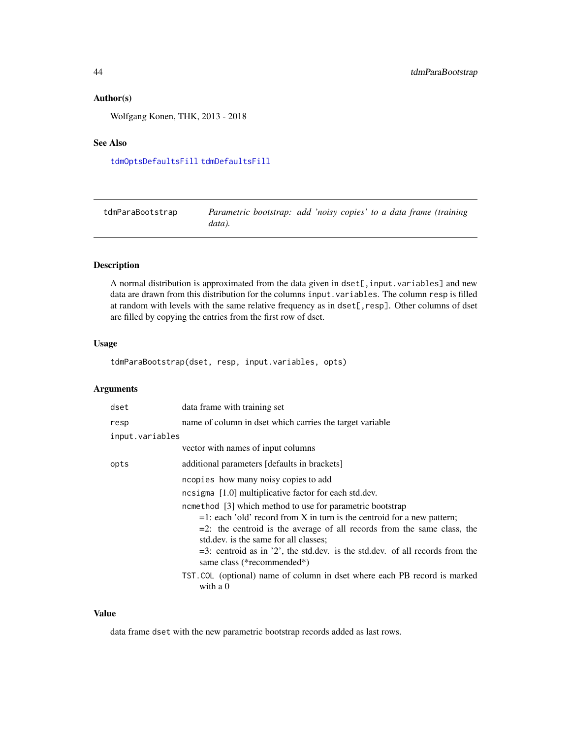### Author(s)

Wolfgang Konen, THK, 2013 - 2018

### See Also

`tdmOptsDefaultsFill` `tdmDefaultsFill`

---

## tdmParaBootstrap — *Parametric bootstrap: add 'noisy copies' to a data frame (training data).*

### Description

A normal distribution is approximated from the data given in `dset[,input.variables]` and new data are drawn from this distribution for the columns `input.variables`. The column `resp` is filled at random with levels with the same relative frequency as in `dset[,resp]`. Other columns of dset are filled by copying the entries from the first row of dset.

### Usage

```
tdmParaBootstrap(dset, resp, input.variables, opts)
```

### Arguments

| | |
|---|---|
| `dset` | data frame with training set |
| `resp` | name of column in dset which carries the target variable |
| `input.variables` | vector with names of input columns |
| `opts` | additional parameters [defaults in brackets]<br>`ncopies` how many noisy copies to add<br>`ncsigma` [1.0] multiplicative factor for each std.dev.<br>`ncmethod` [3] which method to use for parametric bootstrap<br>=1: each 'old' record from X in turn is the centroid for a new pattern;<br>=2: the centroid is the average of all records from the same class, the std.dev. is the same for all classes;<br>=3: centroid as in '2', the std.dev. is the std.dev. of all records from the same class (*recommended*)<br>`TST.COL` (optional) name of column in dset where each PB record is marked with a 0 |

### Value

data frame `dset` with the new parametric bootstrap records added as last rows.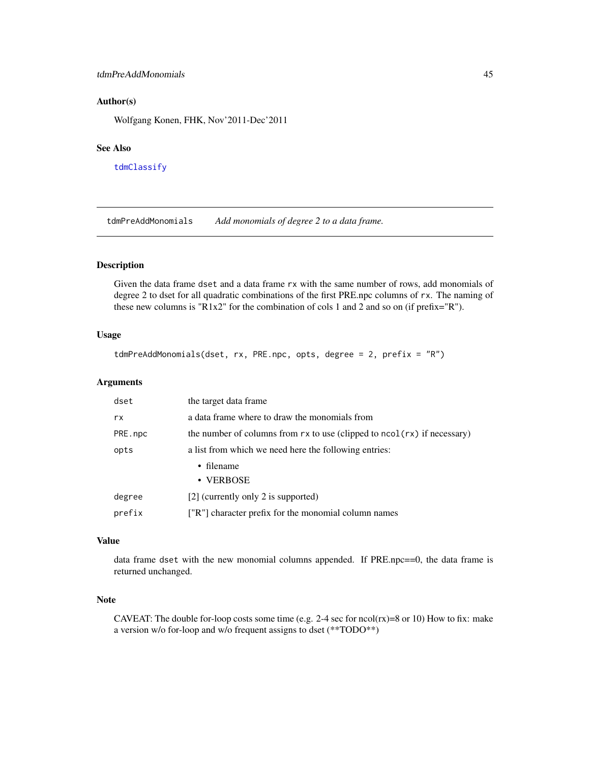### Author(s)

Wolfgang Konen, FHK, Nov'2011-Dec'2011

### See Also

`tdmClassify`

---

## tdmPreAddMonomials — *Add monomials of degree 2 to a data frame.*

---

### Description

Given the data frame `dset` and a data frame `rx` with the same number of rows, add monomials of degree 2 to dset for all quadratic combinations of the first PRE.npc columns of `rx`. The naming of these new columns is "R1x2" for the combination of cols 1 and 2 and so on (if prefix="R").

### Usage

```
tdmPreAddMonomials(dset, rx, PRE.npc, opts, degree = 2, prefix = "R")
```

### Arguments

| | |
|---|---|
| `dset` | the target data frame |
| `rx` | a data frame where to draw the monomials from |
| `PRE.npc` | the number of columns from `rx` to use (clipped to `ncol(rx)` if necessary) |
| `opts` | a list from which we need here the following entries: <br>• filename <br>• VERBOSE |
| `degree` | [2] (currently only 2 is supported) |
| `prefix` | ["R"] character prefix for the monomial column names |

### Value

data frame `dset` with the new monomial columns appended. If PRE.npc==0, the data frame is returned unchanged.

### Note

CAVEAT: The double for-loop costs some time (e.g. 2-4 sec for ncol(rx)=8 or 10) How to fix: make a version w/o for-loop and w/o frequent assigns to dset (**TODO**)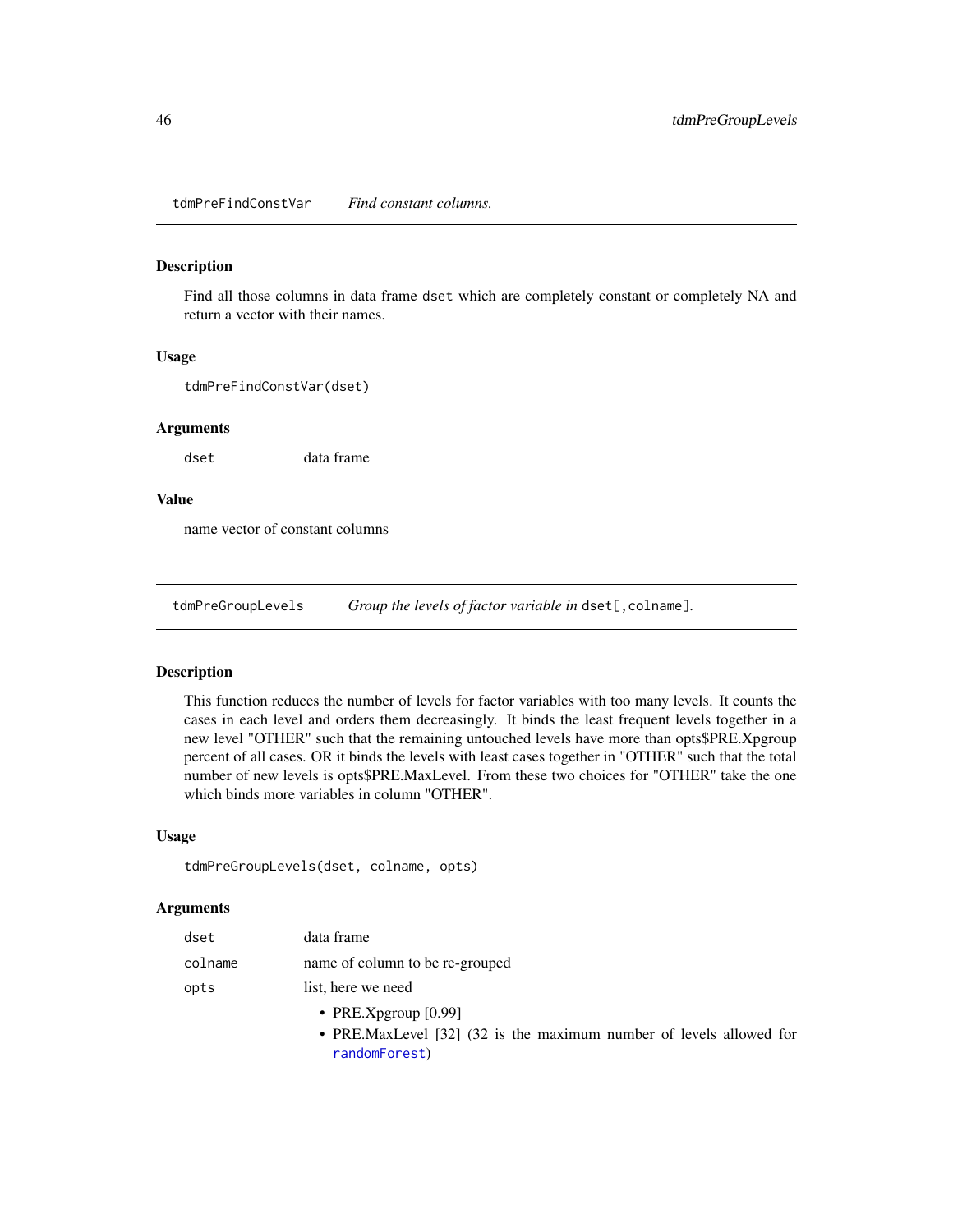## tdmPreFindConstVar *Find constant columns.*

### Description

Find all those columns in data frame `dset` which are completely constant or completely NA and return a vector with their names.

### Usage

```
tdmPreFindConstVar(dset)
```

### Arguments

| | |
|---|---|
| `dset` | data frame |

### Value

name vector of constant columns

## tdmPreGroupLevels *Group the levels of factor variable in* `dset[,colname]`*.*

### Description

This function reduces the number of levels for factor variables with too many levels. It counts the cases in each level and orders them decreasingly. It binds the least frequent levels together in a new level "OTHER" such that the remaining untouched levels have more than opts$PRE.Xpgroup percent of all cases. OR it binds the levels with least cases together in "OTHER" such that the total number of new levels is opts$PRE.MaxLevel. From these two choices for "OTHER" take the one which binds more variables in column "OTHER".

### Usage

```
tdmPreGroupLevels(dset, colname, opts)
```

### Arguments

| | |
|---|---|
| `dset` | data frame |
| `colname` | name of column to be re-grouped |
| `opts` | list, here we need<br>• PRE.Xpgroup [0.99]<br>• PRE.MaxLevel [32] (32 is the maximum number of levels allowed for `randomForest`) |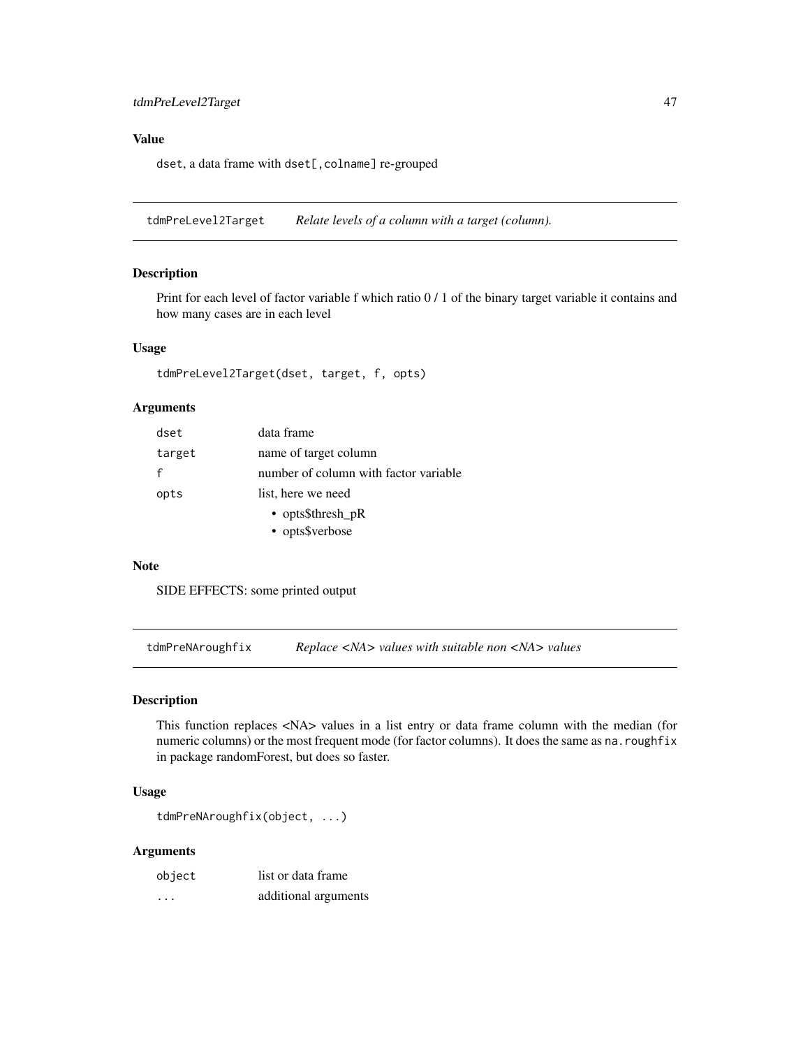### Value

dset, a data frame with dset[,colname] re-grouped

---

## tdmPreLevel2Target *Relate levels of a column with a target (column).*

### Description

Print for each level of factor variable f which ratio 0 / 1 of the binary target variable it contains and how many cases are in each level

### Usage

```
tdmPreLevel2Target(dset, target, f, opts)
```

### Arguments

| | |
|---|---|
| dset | data frame |
| target | name of target column |
| f | number of column with factor variable |
| opts | list, here we need<br>• opts$thresh_pR<br>• opts$verbose |

### Note

SIDE EFFECTS: some printed output

---

## tdmPreNAroughfix *Replace <NA> values with suitable non <NA> values*

### Description

This function replaces <NA> values in a list entry or data frame column with the median (for numeric columns) or the most frequent mode (for factor columns). It does the same as na.roughfix in package randomForest, but does so faster.

### Usage

```
tdmPreNAroughfix(object, ...)
```

### Arguments

| | |
|---|---|
| object | list or data frame |
| ... | additional arguments |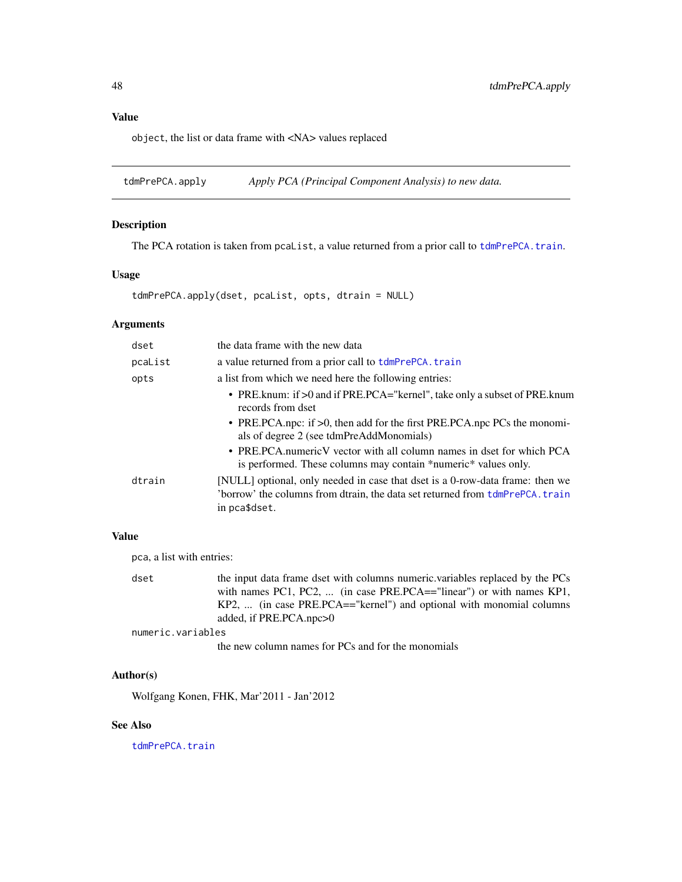### Value

`object`, the list or data frame with <NA> values replaced

---

## tdmPrePCA.apply — *Apply PCA (Principal Component Analysis) to new data.*

### Description

The PCA rotation is taken from `pcaList`, a value returned from a prior call to `tdmPrePCA.train`.

### Usage

```
tdmPrePCA.apply(dset, pcaList, opts, dtrain = NULL)
```

### Arguments

- `dset` — the data frame with the new data
- `pcaList` — a value returned from a prior call to `tdmPrePCA.train`
- `opts` — a list from which we need here the following entries:
  - PRE.knum: if >0 and if PRE.PCA="kernel", take only a subset of PRE.knum records from dset
  - PRE.PCA.npc: if >0, then add for the first PRE.PCA.npc PCs the monomials of degree 2 (see tdmPreAddMonomials)
  - PRE.PCA.numericV vector with all column names in dset for which PCA is performed. These columns may contain *numeric* values only.
- `dtrain` — [NULL] optional, only needed in case that dset is a 0-row-data frame: then we 'borrow' the columns from dtrain, the data set returned from `tdmPrePCA.train` in `pca$dset`.

### Value

`pca`, a list with entries:

- `dset` — the input data frame dset with columns numeric.variables replaced by the PCs with names PC1, PC2, ... (in case PRE.PCA=="linear") or with names KP1, KP2, ... (in case PRE.PCA=="kernel") and optional with monomial columns added, if PRE.PCA.npc>0
- `numeric.variables` — the new column names for PCs and for the monomials

### Author(s)

Wolfgang Konen, FHK, Mar'2011 - Jan'2012

### See Also

`tdmPrePCA.train`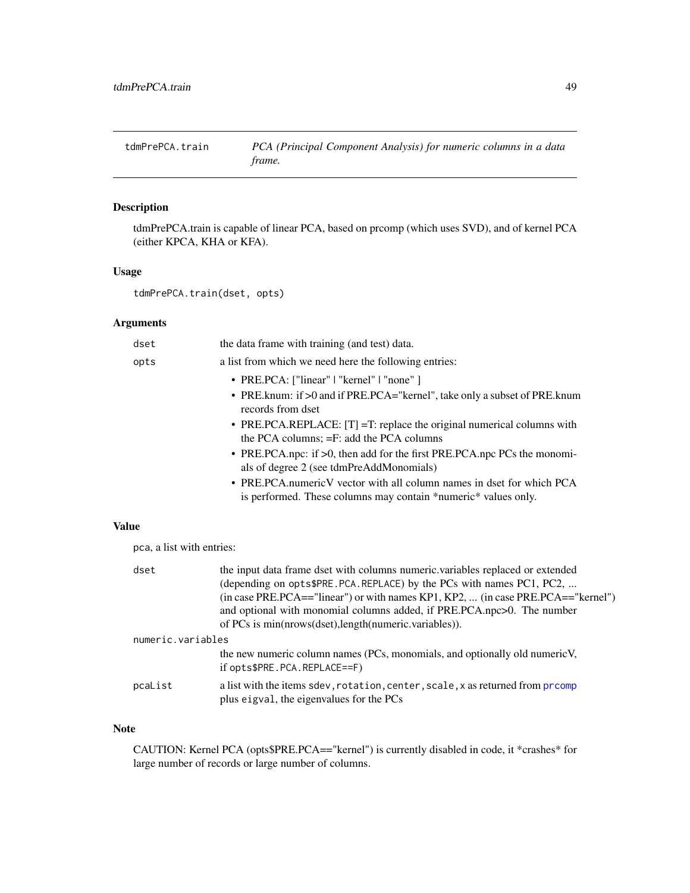## tdmPrePCA.train — *PCA (Principal Component Analysis) for numeric columns in a data frame.*

### Description

tdmPrePCA.train is capable of linear PCA, based on prcomp (which uses SVD), and of kernel PCA (either KPCA, KHA or KFA).

### Usage

```
tdmPrePCA.train(dset, opts)
```

### Arguments

| | |
|---|---|
| `dset` | the data frame with training (and test) data. |
| `opts` | a list from which we need here the following entries:<br>• PRE.PCA: ["linear" \| "kernel" \| "none" ]<br>• PRE.knum: if >0 and if PRE.PCA="kernel", take only a subset of PRE.knum records from dset<br>• PRE.PCA.REPLACE: [T] =T: replace the original numerical columns with the PCA columns; =F: add the PCA columns<br>• PRE.PCA.npc: if >0, then add for the first PRE.PCA.npc PCs the monomials of degree 2 (see tdmPreAddMonomials)<br>• PRE.PCA.numericV vector with all column names in dset for which PCA is performed. These columns may contain *numeric* values only. |

### Value

`pca`, a list with entries:

| | |
|---|---|
| `dset` | the input data frame dset with columns numeric.variables replaced or extended (depending on `opts$PRE.PCA.REPLACE`) by the PCs with names PC1, PC2, ... (in case PRE.PCA=="linear") or with names KP1, KP2, ... (in case PRE.PCA=="kernel") and optional with monomial columns added, if PRE.PCA.npc>0. The number of PCs is min(nrows(dset),length(numeric.variables)). |
| `numeric.variables` | the new numeric column names (PCs, monomials, and optionally old numericV, if `opts$PRE.PCA.REPLACE==F`) |
| `pcaList` | a list with the items `sdev,rotation,center,scale,x` as returned from `prcomp` plus `eigval`, the eigenvalues for the PCs |

### Note

CAUTION: Kernel PCA (opts$PRE.PCA=="kernel") is currently disabled in code, it *crashes* for large number of records or large number of columns.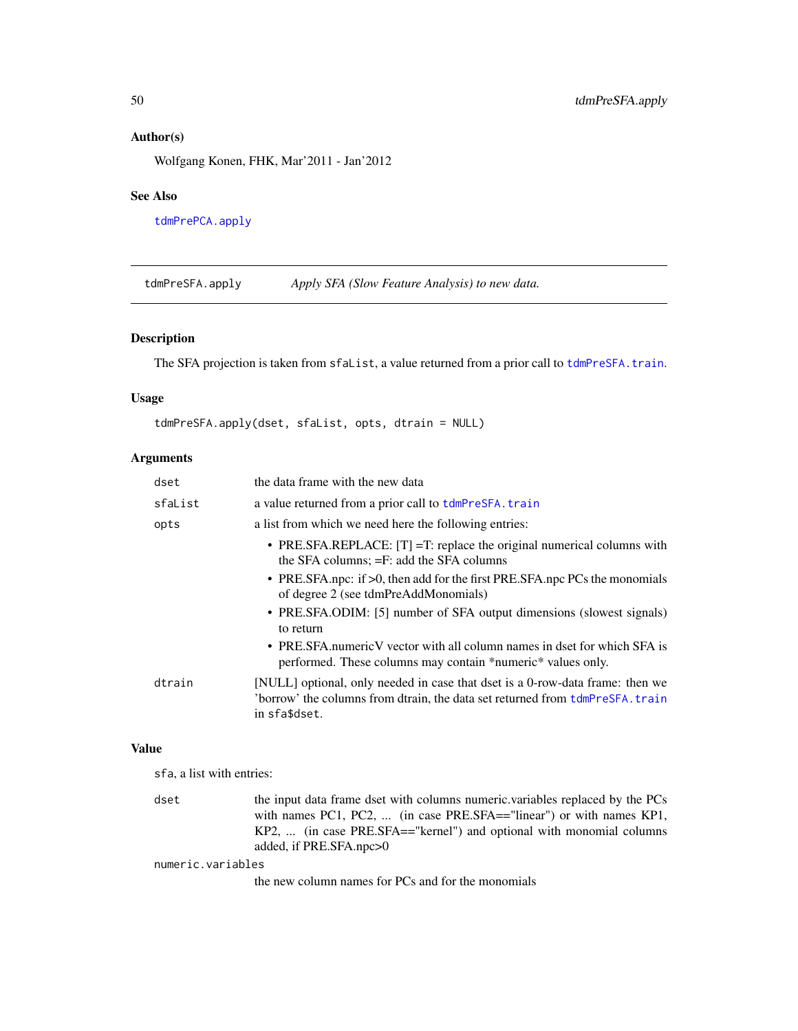### Author(s)

Wolfgang Konen, FHK, Mar'2011 - Jan'2012

### See Also

tdmPrePCA.apply

---

## tdmPreSFA.apply *Apply SFA (Slow Feature Analysis) to new data.*

---

### Description

The SFA projection is taken from `sfaList`, a value returned from a prior call to `tdmPreSFA.train`.

### Usage

```
tdmPreSFA.apply(dset, sfaList, opts, dtrain = NULL)
```

### Arguments

| | |
|---|---|
| `dset` | the data frame with the new data |
| `sfaList` | a value returned from a prior call to `tdmPreSFA.train` |
| `opts` | a list from which we need here the following entries: <br>• PRE.SFA.REPLACE: [T] =T: replace the original numerical columns with the SFA columns; =F: add the SFA columns <br>• PRE.SFA.npc: if >0, then add for the first PRE.SFA.npc PCs the monomials of degree 2 (see tdmPreAddMonomials) <br>• PRE.SFA.ODIM: [5] number of SFA output dimensions (slowest signals) to return <br>• PRE.SFA.numericV vector with all column names in dset for which SFA is performed. These columns may contain *numeric* values only. |
| `dtrain` | [NULL] optional, only needed in case that dset is a 0-row-data frame: then we 'borrow' the columns from dtrain, the data set returned from `tdmPreSFA.train` in `sfa$dset`. |

### Value

`sfa`, a list with entries:

| | |
|---|---|
| `dset` | the input data frame dset with columns numeric.variables replaced by the PCs with names PC1, PC2, ... (in case PRE.SFA=="linear") or with names KP1, KP2, ... (in case PRE.SFA=="kernel") and optional with monomial columns added, if PRE.SFA.npc>0 |
| `numeric.variables` | the new column names for PCs and for the monomials |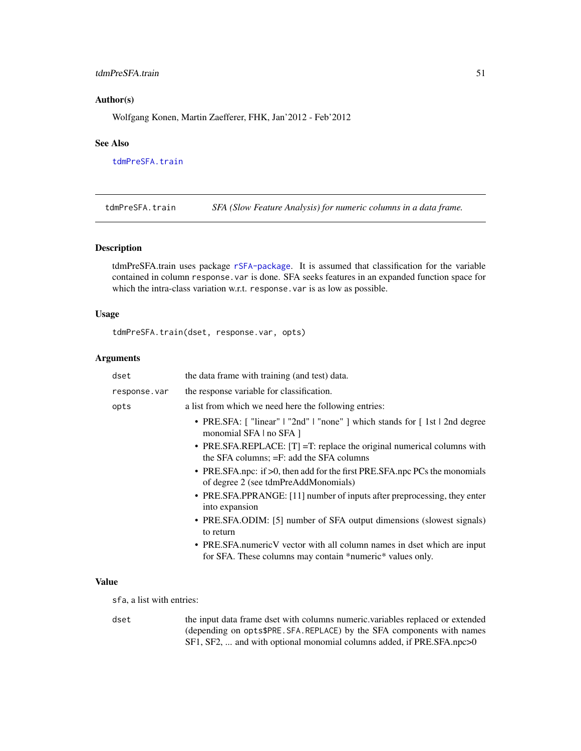## Author(s)

Wolfgang Konen, Martin Zaefferer, FHK, Jan'2012 - Feb'2012

## See Also

`tdmPreSFA.train`

---

# tdmPreSFA.train — *SFA (Slow Feature Analysis) for numeric columns in a data frame.*

## Description

tdmPreSFA.train uses package `rSFA-package`. It is assumed that classification for the variable contained in column `response.var` is done. SFA seeks features in an expanded function space for which the intra-class variation w.r.t. `response.var` is as low as possible.

## Usage

```
tdmPreSFA.train(dset, response.var, opts)
```

## Arguments

| | |
|---|---|
| `dset` | the data frame with training (and test) data. |
| `response.var` | the response variable for classification. |
| `opts` | a list from which we need here the following entries:<br>• PRE.SFA: [ "linear" \| "2nd" \| "none" ] which stands for [ 1st \| 2nd degree monomial SFA \| no SFA ]<br>• PRE.SFA.REPLACE: [T] =T: replace the original numerical columns with the SFA columns; =F: add the SFA columns<br>• PRE.SFA.npc: if >0, then add for the first PRE.SFA.npc PCs the monomials of degree 2 (see tdmPreAddMonomials)<br>• PRE.SFA.PPRANGE: [11] number of inputs after preprocessing, they enter into expansion<br>• PRE.SFA.ODIM: [5] number of SFA output dimensions (slowest signals) to return<br>• PRE.SFA.numericV vector with all column names in dset which are input for SFA. These columns may contain *numeric* values only. |

## Value

`sfa`, a list with entries:

| | |
|---|---|
| `dset` | the input data frame dset with columns numeric.variables replaced or extended (depending on `opts$PRE.SFA.REPLACE`) by the SFA components with names SF1, SF2, ... and with optional monomial columns added, if PRE.SFA.npc>0 |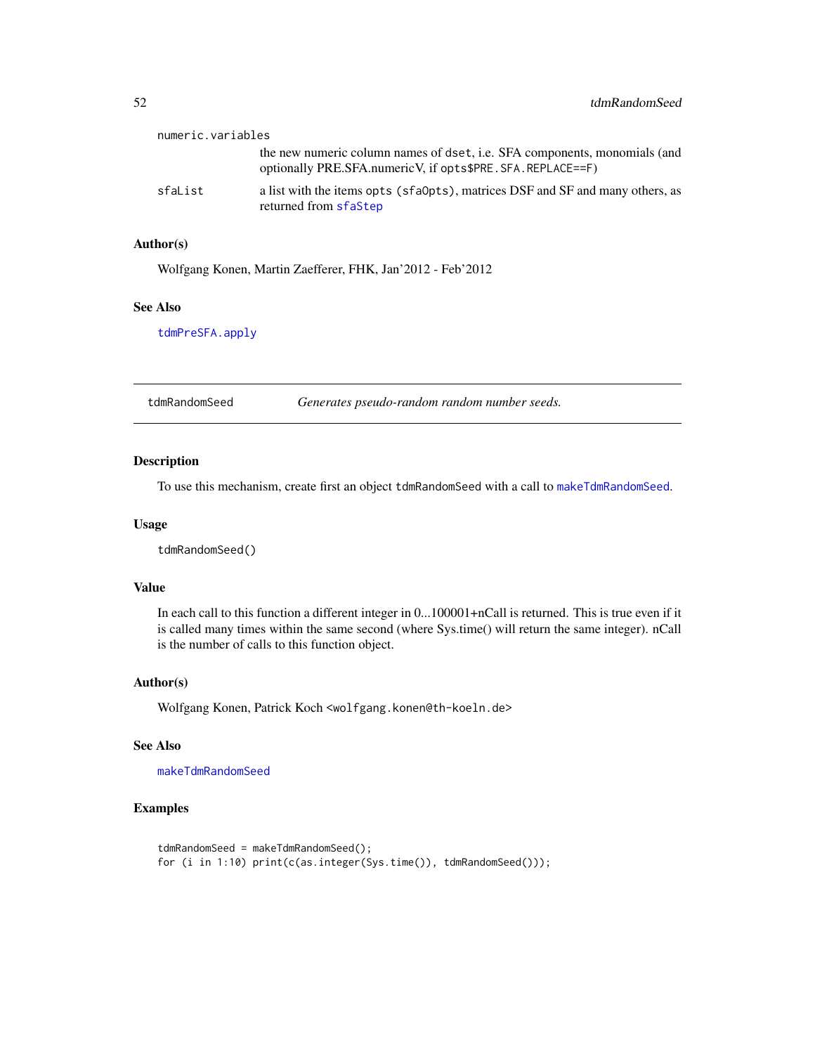numeric.variables
: the new numeric column names of `dset`, i.e. SFA components, monomials (and optionally PRE.SFA.numericV, if `opts$PRE.SFA.REPLACE==F`)

sfaList
: a list with the items `opts` (`sfaOpts`), matrices DSF and SF and many others, as returned from `sfaStep`

### Author(s)

Wolfgang Konen, Martin Zaefferer, FHK, Jan'2012 - Feb'2012

### See Also

`tdmPreSFA.apply`

---

## tdmRandomSeed — *Generates pseudo-random random number seeds.*

---

### Description

To use this mechanism, create first an object `tdmRandomSeed` with a call to `makeTdmRandomSeed`.

### Usage

```
tdmRandomSeed()
```

### Value

In each call to this function a different integer in 0...100001+nCall is returned. This is true even if it is called many times within the same second (where Sys.time() will return the same integer). nCall is the number of calls to this function object.

### Author(s)

Wolfgang Konen, Patrick Koch <wolfgang.konen@th-koeln.de>

### See Also

`makeTdmRandomSeed`

### Examples

```
tdmRandomSeed = makeTdmRandomSeed();
for (i in 1:10) print(c(as.integer(Sys.time()), tdmRandomSeed()));
```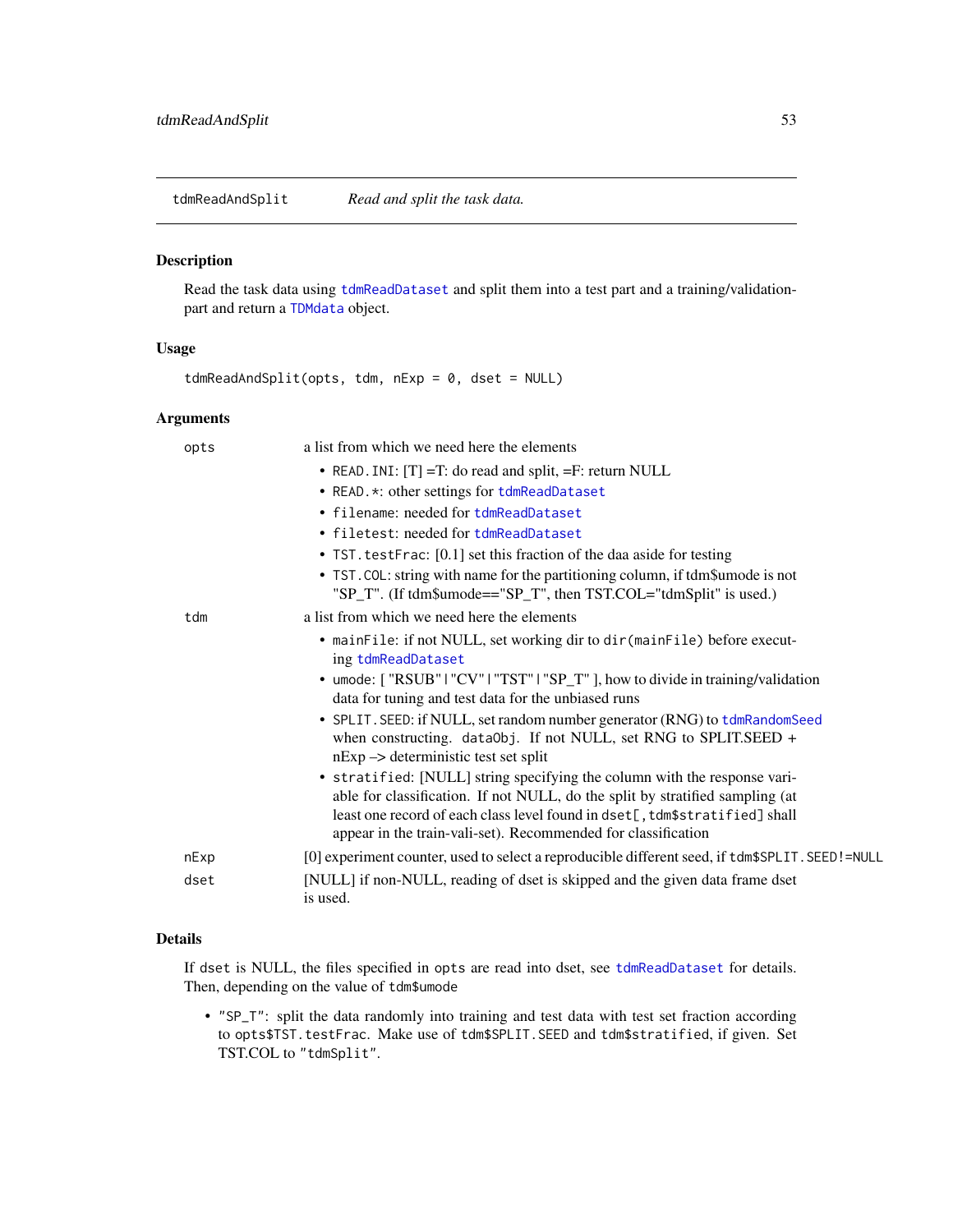## tdmReadAndSplit — *Read and split the task data.*

### Description

Read the task data using `tdmReadDataset` and split them into a test part and a training/validation-part and return a `TDMdata` object.

### Usage

```
tdmReadAndSplit(opts, tdm, nExp = 0, dset = NULL)
```

### Arguments

- `opts` — a list from which we need here the elements
  - `READ.INI`: [T] =T: do read and split, =F: return NULL
  - `READ.*`: other settings for `tdmReadDataset`
  - `filename`: needed for `tdmReadDataset`
  - `filetest`: needed for `tdmReadDataset`
  - `TST.testFrac`: [0.1] set this fraction of the daa aside for testing
  - `TST.COL`: string with name for the partitioning column, if tdm$umode is not "SP_T". (If tdm$umode=="SP_T", then TST.COL="tdmSplit" is used.)
- `tdm` — a list from which we need here the elements
  - `mainFile`: if not NULL, set working dir to `dir(mainFile)` before executing `tdmReadDataset`
  - `umode`: [ "RSUB"|"CV"|"TST"|"SP_T" ], how to divide in training/validation data for tuning and test data for the unbiased runs
  - `SPLIT.SEED`: if NULL, set random number generator (RNG) to `tdmRandomSeed` when constructing. `dataObj`. If not NULL, set RNG to SPLIT.SEED + nExp –> deterministic test set split
  - `stratified`: [NULL] string specifying the column with the response variable for classification. If not NULL, do the split by stratified sampling (at least one record of each class level found in `dset[,tdm$stratified]` shall appear in the train-vali-set). Recommended for classification
- `nExp` — [0] experiment counter, used to select a reproducible different seed, if `tdm$SPLIT.SEED!=NULL`
- `dset` — [NULL] if non-NULL, reading of dset is skipped and the given data frame dset is used.

### Details

If `dset` is NULL, the files specified in `opts` are read into dset, see `tdmReadDataset` for details. Then, depending on the value of `tdm$umode`

- `"SP_T"`: split the data randomly into training and test data with test set fraction according to `opts$TST.testFrac`. Make use of `tdm$SPLIT.SEED` and `tdm$stratified`, if given. Set TST.COL to `"tdmSplit"`.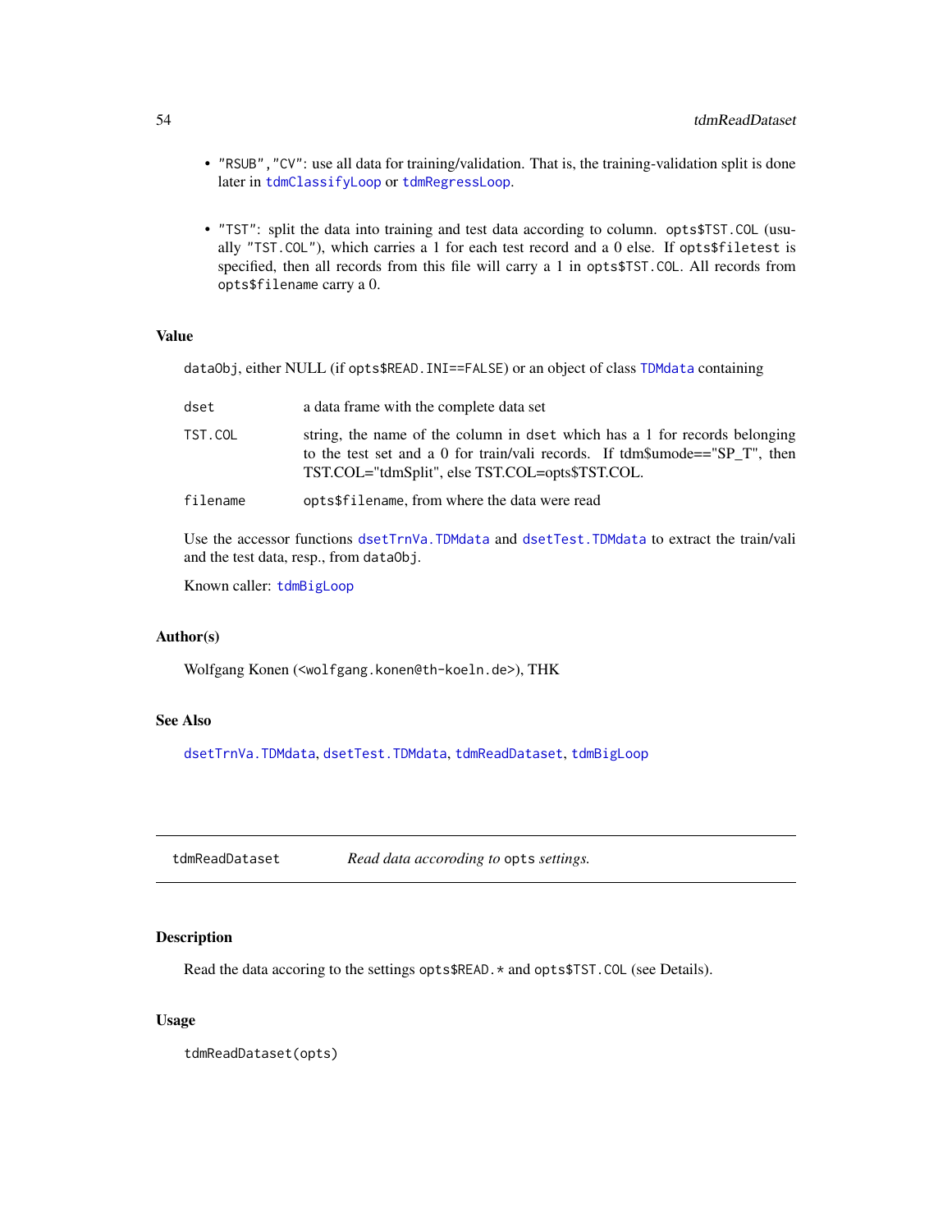- "RSUB","CV": use all data for training/validation. That is, the training-validation split is done later in tdmClassifyLoop or tdmRegressLoop.

- "TST": split the data into training and test data according to column. opts$TST.COL (usually "TST.COL"), which carries a 1 for each test record and a 0 else. If opts$filetest is specified, then all records from this file will carry a 1 in opts$TST.COL. All records from opts$filename carry a 0.

### Value

dataObj, either NULL (if opts$READ.INI==FALSE) or an object of class TDMdata containing

| | |
|---|---|
| dset | a data frame with the complete data set |
| TST.COL | string, the name of the column in dset which has a 1 for records belonging to the test set and a 0 for train/vali records. If tdm$umode=="SP_T", then TST.COL="tdmSplit", else TST.COL=opts$TST.COL. |
| filename | opts$filename, from where the data were read |

Use the accessor functions dsetTrnVa.TDMdata and dsetTest.TDMdata to extract the train/vali and the test data, resp., from dataObj.

Known caller: tdmBigLoop

### Author(s)

Wolfgang Konen (<wolfgang.konen@th-koeln.de>), THK

### See Also

dsetTrnVa.TDMdata, dsetTest.TDMdata, tdmReadDataset, tdmBigLoop

---

## tdmReadDataset *Read data accoroding to opts settings.*

---

### Description

Read the data accoring to the settings opts$READ.* and opts$TST.COL (see Details).

### Usage

```
tdmReadDataset(opts)
```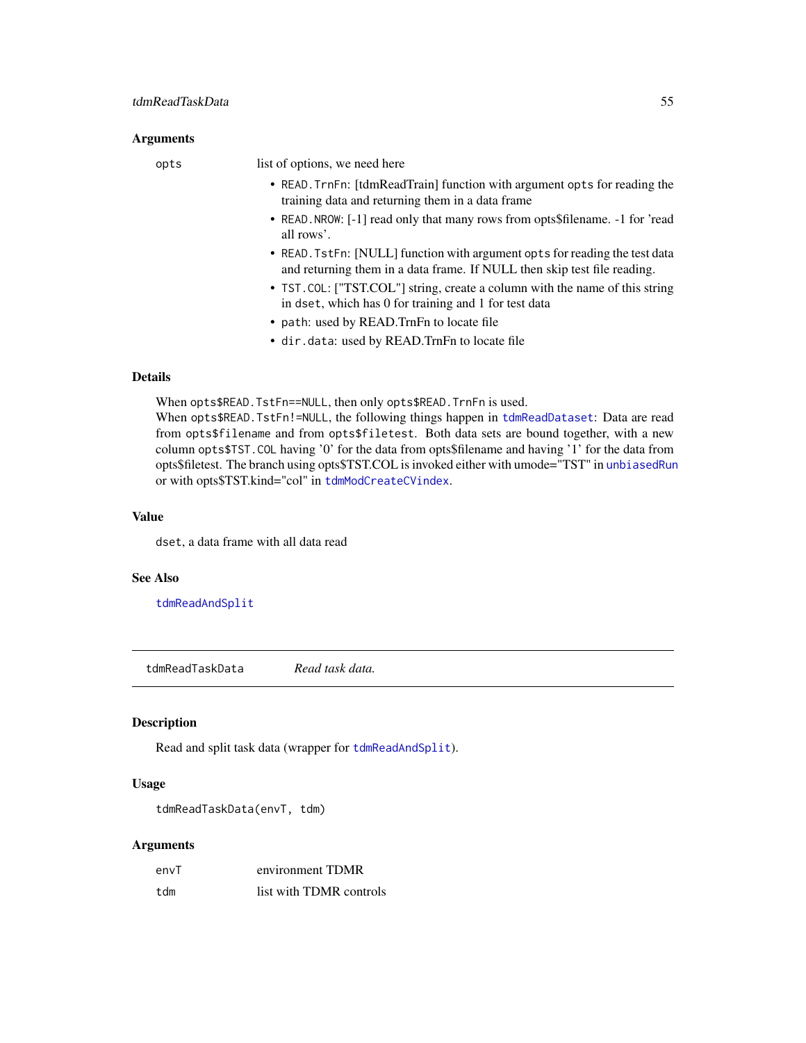### Arguments

`opts` list of options, we need here

- `READ.TrnFn`: [tdmReadTrain] function with argument `opts` for reading the training data and returning them in a data frame
- `READ.NROW`: [-1] read only that many rows from opts$filename. -1 for 'read all rows'.
- `READ.TstFn`: [NULL] function with argument `opts` for reading the test data and returning them in a data frame. If NULL then skip test file reading.
- `TST.COL`: ["TST.COL"] string, create a column with the name of this string in `dset`, which has 0 for training and 1 for test data
- `path`: used by READ.TrnFn to locate file
- `dir.data`: used by READ.TrnFn to locate file

### Details

When `opts$READ.TstFn==NULL`, then only `opts$READ.TrnFn` is used.
When `opts$READ.TstFn!=NULL`, the following things happen in `tdmReadDataset`: Data are read from `opts$filename` and from `opts$filetest`. Both data sets are bound together, with a new column `opts$TST.COL` having '0' for the data from opts$filename and having '1' for the data from opts$filetest. The branch using opts$TST.COL is invoked either with umode="TST" in `unbiasedRun` or with opts$TST.kind="col" in `tdmModCreateCVindex`.

### Value

`dset`, a data frame with all data read

### See Also

`tdmReadAndSplit`

---

## tdmReadTaskData *Read task data.*

### Description

Read and split task data (wrapper for `tdmReadAndSplit`).

### Usage

```
tdmReadTaskData(envT, tdm)
```

### Arguments

| | |
|---|---|
| `envT` | environment TDMR |
| `tdm` | list with TDMR controls |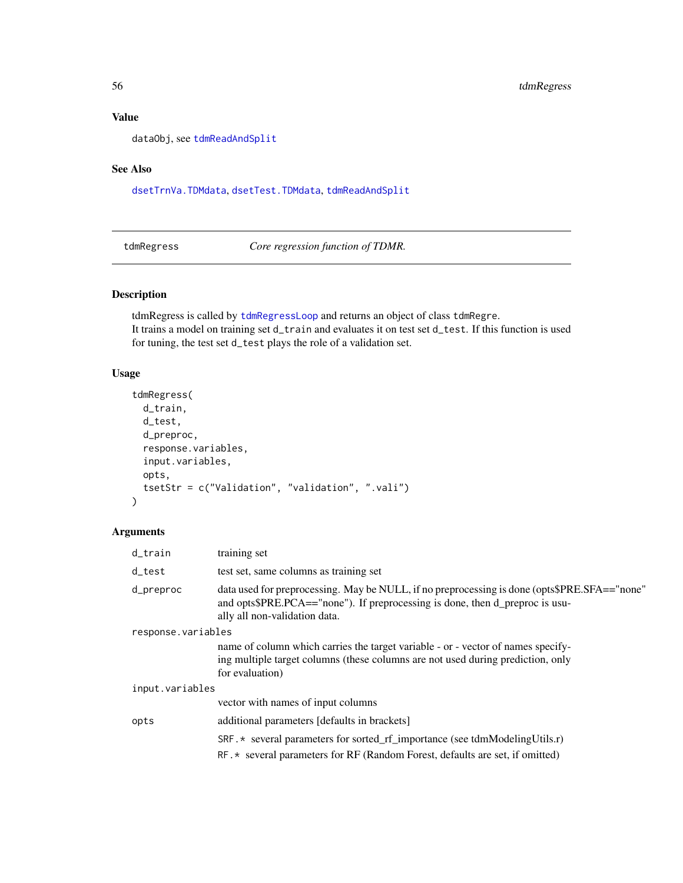## Value

dataObj, see tdmReadAndSplit

## See Also

dsetTrnVa.TDMdata, dsetTest.TDMdata, tdmReadAndSplit

---

# tdmRegress — *Core regression function of TDMR.*

## Description

tdmRegress is called by tdmRegressLoop and returns an object of class tdmRegre.
It trains a model on training set d_train and evaluates it on test set d_test. If this function is used for tuning, the test set d_test plays the role of a validation set.

## Usage

```
tdmRegress(
  d_train,
  d_test,
  d_preproc,
  response.variables,
  input.variables,
  opts,
  tsetStr = c("Validation", "validation", ".vali")
)
```

## Arguments

**d_train** — training set

**d_test** — test set, same columns as training set

**d_preproc** — data used for preprocessing. May be NULL, if no preprocessing is done (opts$PRE.SFA=="none" and opts$PRE.PCA=="none"). If preprocessing is done, then d_preproc is usually all non-validation data.

**response.variables** — name of column which carries the target variable - or - vector of names specifying multiple target columns (these columns are not used during prediction, only for evaluation)

**input.variables** — vector with names of input columns

**opts** — additional parameters [defaults in brackets]

- SRF.* several parameters for sorted_rf_importance (see tdmModelingUtils.r)
- RF.* several parameters for RF (Random Forest, defaults are set, if omitted)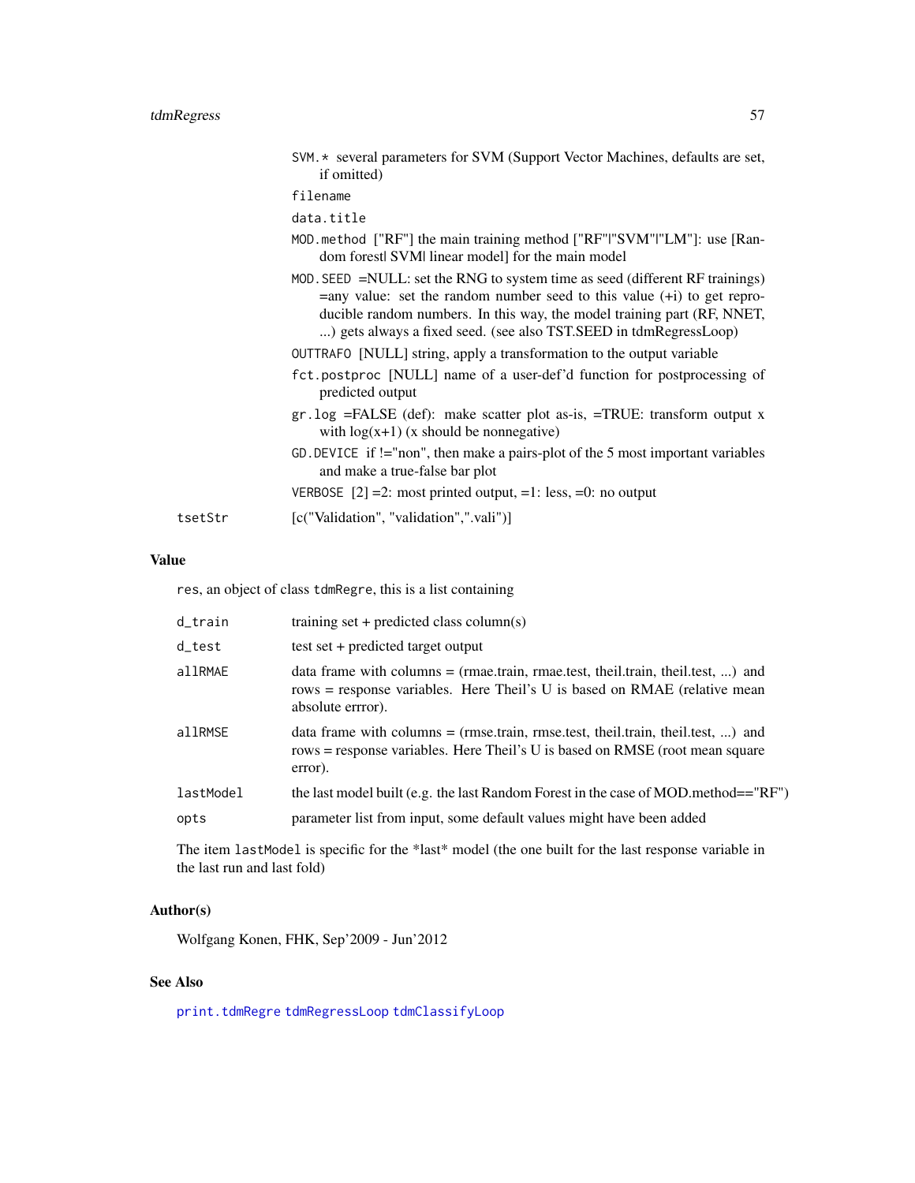- `SVM.*` several parameters for SVM (Support Vector Machines, defaults are set, if omitted)
- `filename`
- `data.title`
- `MOD.method` ["RF"] the main training method ["RF"|"SVM"|"LM"]: use [Random forest| SVM| linear model] for the main model
- `MOD.SEED` =NULL: set the RNG to system time as seed (different RF trainings) =any value: set the random number seed to this value (+i) to get reproducible random numbers. In this way, the model training part (RF, NNET, ...) gets always a fixed seed. (see also TST.SEED in tdmRegressLoop)
- `OUTTRAFO` [NULL] string, apply a transformation to the output variable
- `fct.postproc` [NULL] name of a user-def'd function for postprocessing of predicted output
- `gr.log` =FALSE (def): make scatter plot as-is, =TRUE: transform output x with log(x+1) (x should be nonnegative)
- `GD.DEVICE` if !="non", then make a pairs-plot of the 5 most important variables and make a true-false bar plot
- `VERBOSE` [2] =2: most printed output, =1: less, =0: no output

`tsetStr` [c("Validation", "validation",".vali")]

## Value

`res`, an object of class `tdmRegre`, this is a list containing

| | |
|---|---|
| `d_train` | training set + predicted class column(s) |
| `d_test` | test set + predicted target output |
| `allRMAE` | data frame with columns = (rmae.train, rmae.test, theil.train, theil.test, ...) and rows = response variables. Here Theil's U is based on RMAE (relative mean absolute errror). |
| `allRMSE` | data frame with columns = (rmse.train, rmse.test, theil.train, theil.test, ...) and rows = response variables. Here Theil's U is based on RMSE (root mean square error). |
| `lastModel` | the last model built (e.g. the last Random Forest in the case of MOD.method=="RF") |
| `opts` | parameter list from input, some default values might have been added |

The item `lastModel` is specific for the *last* model (the one built for the last response variable in the last run and last fold)

## Author(s)

Wolfgang Konen, FHK, Sep'2009 - Jun'2012

## See Also

`print.tdmRegre` `tdmRegressLoop` `tdmClassifyLoop`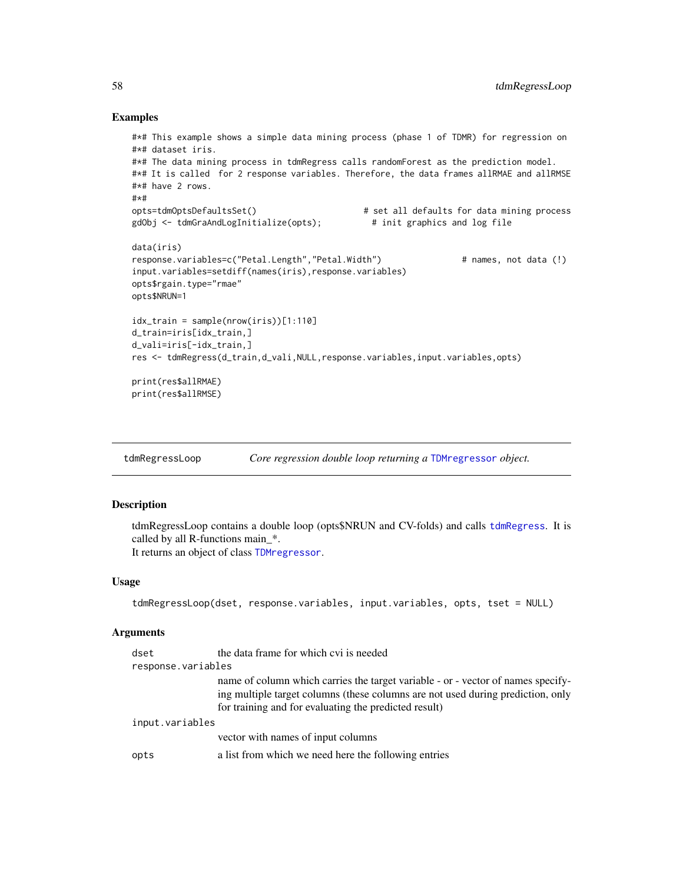## Examples

```
#*# This example shows a simple data mining process (phase 1 of TDMR) for regression on
#*# dataset iris.
#*# The data mining process in tdmRegress calls randomForest as the prediction model.
#*# It is called  for 2 response variables. Therefore, the data frames allRMAE and allRMSE
#*# have 2 rows.
#*#
opts=tdmOptsDefaultsSet()                       # set all defaults for data mining process
gdObj <- tdmGraAndLogInitialize(opts);          # init graphics and log file

data(iris)
response.variables=c("Petal.Length","Petal.Width")                # names, not data (!)
input.variables=setdiff(names(iris),response.variables)
opts$rgain.type="rmae"
opts$NRUN=1

idx_train = sample(nrow(iris))[1:110]
d_train=iris[idx_train,]
d_vali=iris[-idx_train,]
res <- tdmRegress(d_train,d_vali,NULL,response.variables,input.variables,opts)

print(res$allRMAE)
print(res$allRMSE)
```

---

`tdmRegressLoop` *Core regression double loop returning a* `TDMregressor` *object.*

---

## Description

tdmRegressLoop contains a double loop (opts$NRUN and CV-folds) and calls `tdmRegress`. It is called by all R-functions main_*.
It returns an object of class `TDMregressor`.

## Usage

```
tdmRegressLoop(dset, response.variables, input.variables, opts, tset = NULL)
```

## Arguments

| | |
|---|---|
| `dset` | the data frame for which cvi is needed |
| `response.variables` | name of column which carries the target variable - or - vector of names specifying multiple target columns (these columns are not used during prediction, only for training and for evaluating the predicted result) |
| `input.variables` | vector with names of input columns |
| `opts` | a list from which we need here the following entries |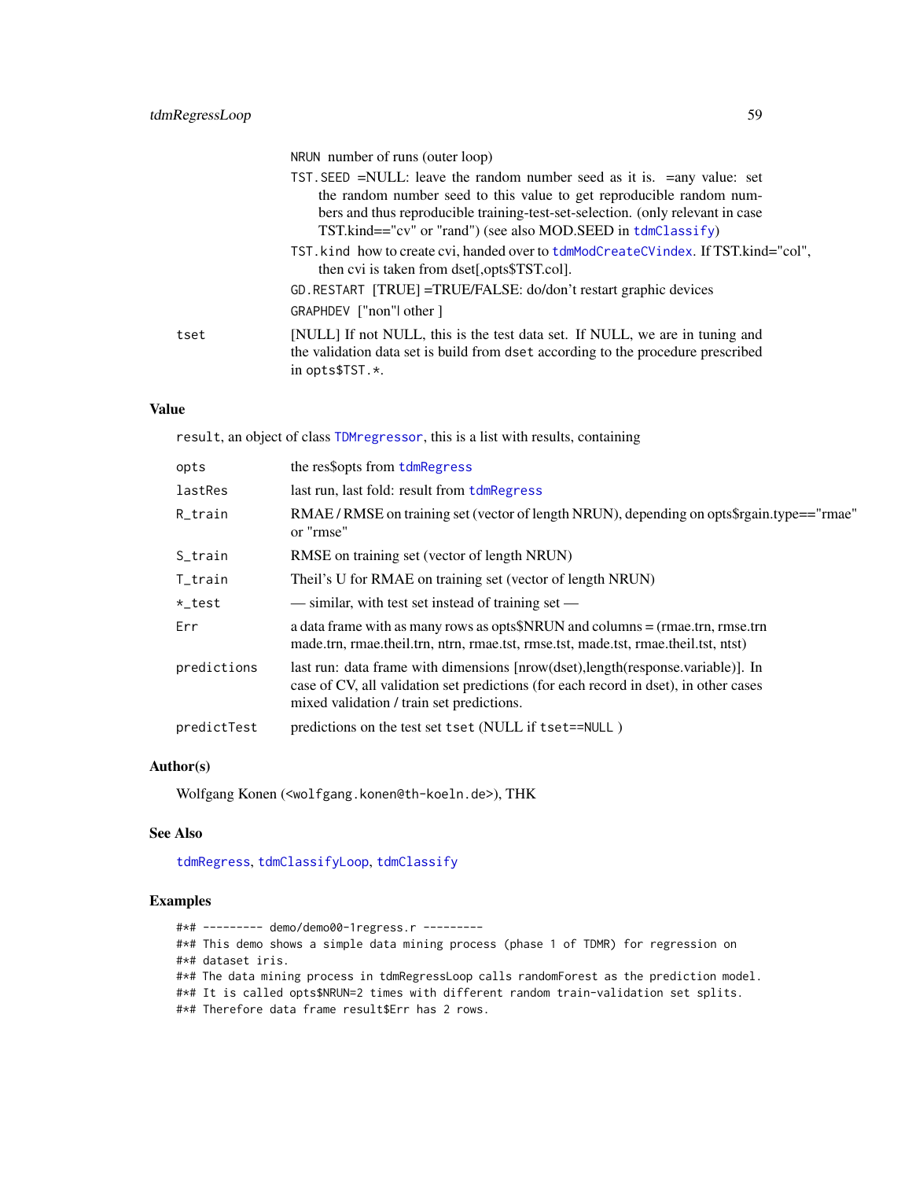NRUN number of runs (outer loop)

TST.SEED =NULL: leave the random number seed as it is. =any value: set the random number seed to this value to get reproducible random numbers and thus reproducible training-test-set-selection. (only relevant in case TST.kind=="cv" or "rand") (see also MOD.SEED in tdmClassify)

TST.kind how to create cvi, handed over to tdmModCreateCVindex. If TST.kind="col", then cvi is taken from dset[,opts$TST.col].

GD.RESTART [TRUE] =TRUE/FALSE: do/don't restart graphic devices

GRAPHDEV ["non"| other ]

| | |
|---|---|
| tset | [NULL] If not NULL, this is the test data set. If NULL, we are in tuning and the validation data set is build from dset according to the procedure prescribed in opts$TST.*. |

## Value

result, an object of class TDMregressor, this is a list with results, containing

| | |
|---|---|
| opts | the res$opts from tdmRegress |
| lastRes | last run, last fold: result from tdmRegress |
| R_train | RMAE / RMSE on training set (vector of length NRUN), depending on opts$rgain.type=="rmae" or "rmse" |
| S_train | RMSE on training set (vector of length NRUN) |
| T_train | Theil's U for RMAE on training set (vector of length NRUN) |
| *_test | — similar, with test set instead of training set — |
| Err | a data frame with as many rows as opts$NRUN and columns = (rmae.trn, rmse.trn made.trn, rmae.theil.trn, ntrn, rmae.tst, rmse.tst, made.tst, rmae.theil.tst, ntst) |
| predictions | last run: data frame with dimensions [nrow(dset),length(response.variable)]. In case of CV, all validation set predictions (for each record in dset), in other cases mixed validation / train set predictions. |
| predictTest | predictions on the test set tset (NULL if tset==NULL ) |

## Author(s)

Wolfgang Konen (<wolfgang.konen@th-koeln.de>), THK

## See Also

tdmRegress, tdmClassifyLoop, tdmClassify

## Examples

```
#*# --------- demo/demo00-1regress.r ---------
#*# This demo shows a simple data mining process (phase 1 of TDMR) for regression on
#*# dataset iris.
#*# The data mining process in tdmRegressLoop calls randomForest as the prediction model.
#*# It is called opts$NRUN=2 times with different random train-validation set splits.
#*# Therefore data frame result$Err has 2 rows.
```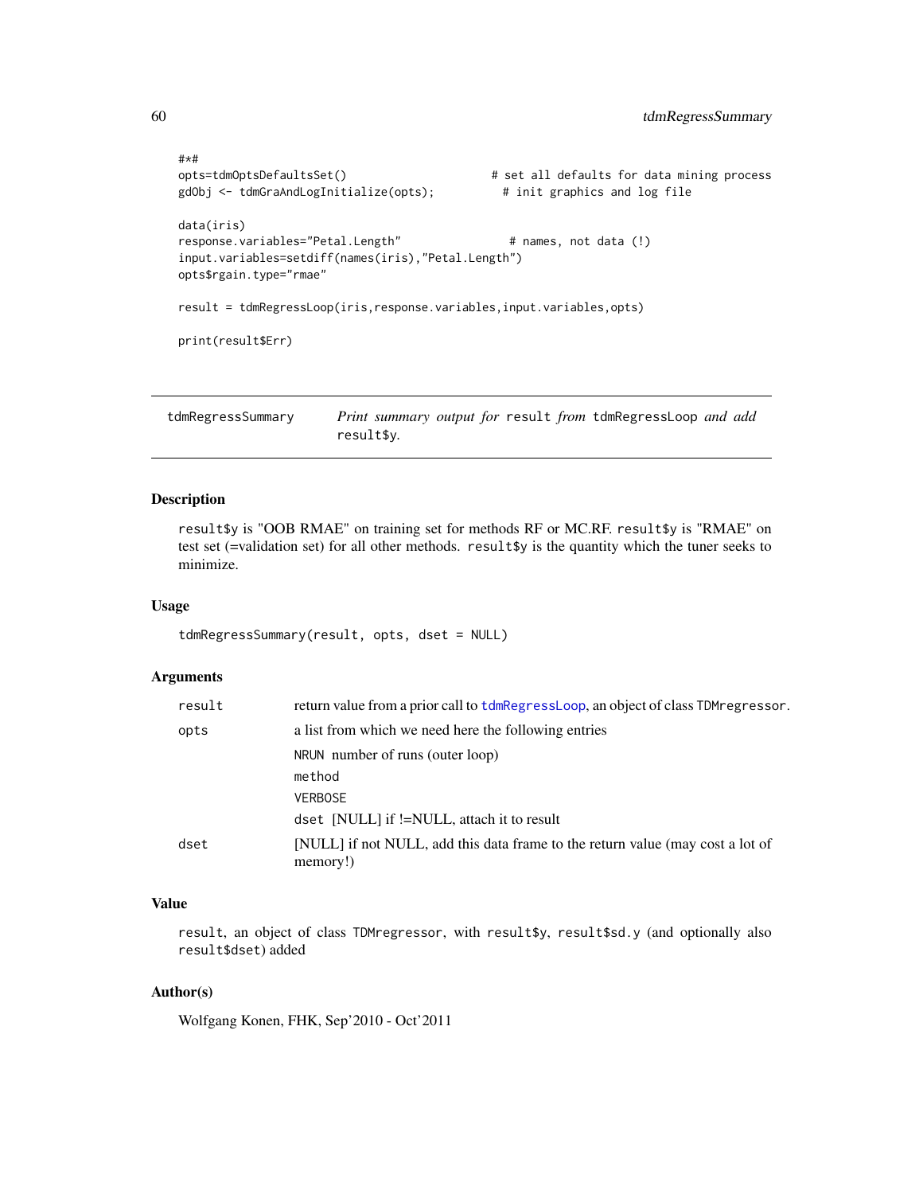```
#*#
opts=tdmOptsDefaultsSet()                    # set all defaults for data mining process
gdObj <- tdmGraAndLogInitialize(opts);          # init graphics and log file

data(iris)
response.variables="Petal.Length"                # names, not data (!)
input.variables=setdiff(names(iris),"Petal.Length")
opts$rgain.type="rmae"

result = tdmRegressLoop(iris,response.variables,input.variables,opts)

print(result$Err)
```

---

## tdmRegressSummary

*Print summary output for* `result` *from* `tdmRegressLoop` *and add* `result$y`*.*

---

### Description

`result$y` is "OOB RMAE" on training set for methods RF or MC.RF. `result$y` is "RMAE" on test set (=validation set) for all other methods. `result$y` is the quantity which the tuner seeks to minimize.

### Usage

```
tdmRegressSummary(result, opts, dset = NULL)
```

### Arguments

| | |
|---|---|
| `result` | return value from a prior call to `tdmRegressLoop`, an object of class `TDMregressor`. |
| `opts` | a list from which we need here the following entries<br>`NRUN` number of runs (outer loop)<br>`method`<br>`VERBOSE`<br>`dset` [NULL] if !=NULL, attach it to result |
| `dset` | [NULL] if not NULL, add this data frame to the return value (may cost a lot of memory!) |

### Value

`result`, an object of class `TDMregressor`, with `result$y`, `result$sd.y` (and optionally also `result$dset`) added

### Author(s)

Wolfgang Konen, FHK, Sep'2010 - Oct'2011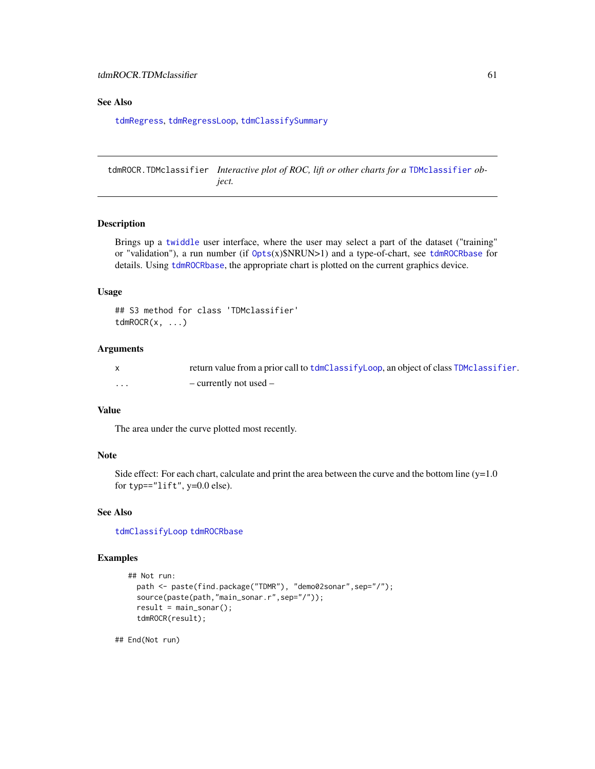### See Also

tdmRegress, tdmRegressLoop, tdmClassifySummary

---

## tdmROCR.TDMclassifier *Interactive plot of ROC, lift or other charts for a* TDMclassifier *object.*

---

### Description

Brings up a twiddle user interface, where the user may select a part of the dataset ("training" or "validation"), a run number (if Opts(x)$NRUN>1) and a type-of-chart, see tdmROCRbase for details. Using tdmROCRbase, the appropriate chart is plotted on the current graphics device.

### Usage

```
## S3 method for class 'TDMclassifier'
tdmROCR(x, ...)
```

### Arguments

| | |
|---|---|
| x | return value from a prior call to tdmClassifyLoop, an object of class TDMclassifier. |
| ... | – currently not used – |

### Value

The area under the curve plotted most recently.

### Note

Side effect: For each chart, calculate and print the area between the curve and the bottom line (y=1.0 for typ=="lift", y=0.0 else).

### See Also

tdmClassifyLoop tdmROCRbase

### Examples

```
## Not run:
  path <- paste(find.package("TDMR"), "demo02sonar",sep="/");
  source(paste(path,"main_sonar.r",sep="/"));
  result = main_sonar();
  tdmROCR(result);

## End(Not run)
```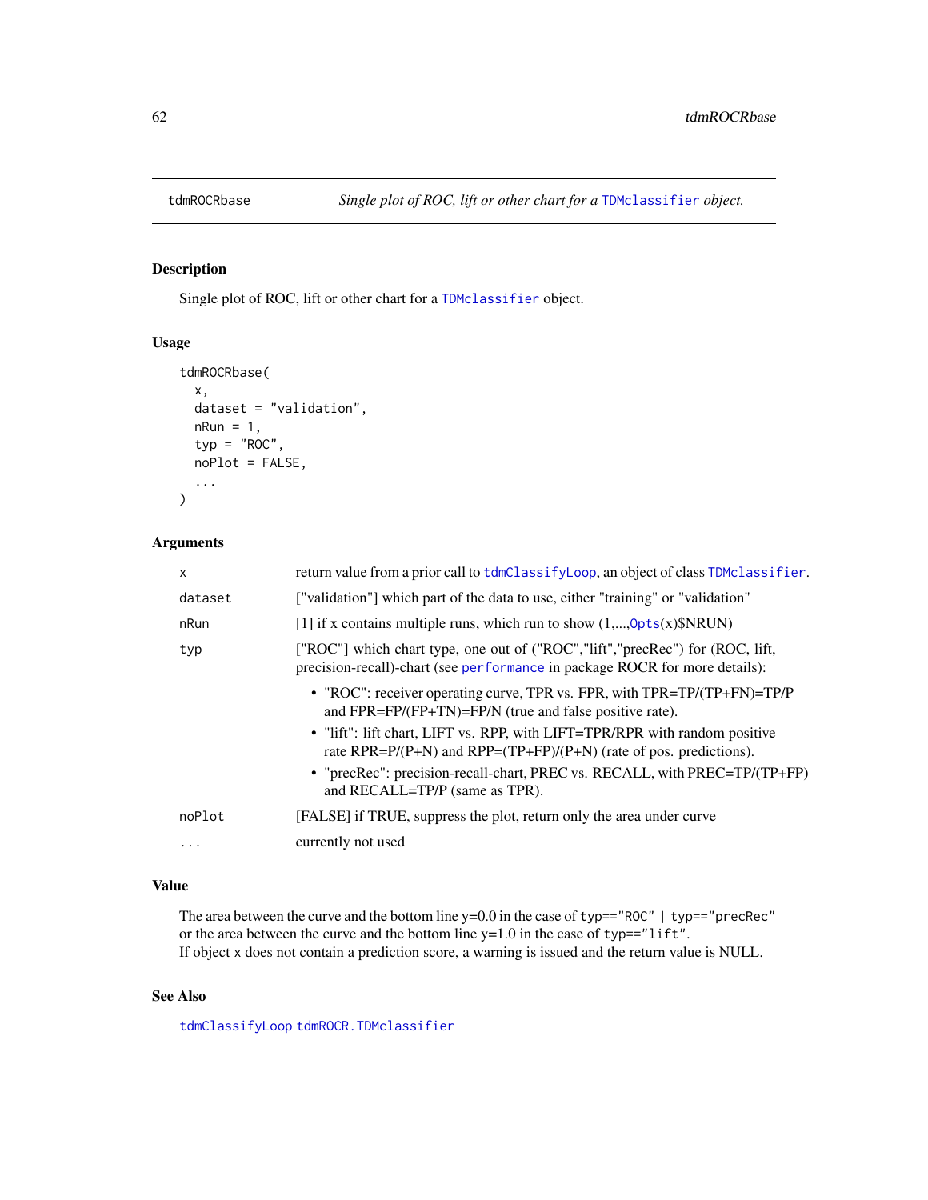# tdmROCRbase — *Single plot of ROC, lift or other chart for a TDMclassifier object.*

## Description

Single plot of ROC, lift or other chart for a TDMclassifier object.

## Usage

```
tdmROCRbase(
  x,
  dataset = "validation",
  nRun = 1,
  typ = "ROC",
  noPlot = FALSE,
  ...
)
```

## Arguments

| | |
|---|---|
| x | return value from a prior call to tdmClassifyLoop, an object of class TDMclassifier. |
| dataset | ["validation"] which part of the data to use, either "training" or "validation" |
| nRun | [1] if x contains multiple runs, which run to show (1,...,Opts(x)$NRUN) |
| typ | ["ROC"] which chart type, one out of ("ROC","lift","precRec") for (ROC, lift, precision-recall)-chart (see performance in package ROCR for more details): <br> • "ROC": receiver operating curve, TPR vs. FPR, with TPR=TP/(TP+FN)=TP/P and FPR=FP/(FP+TN)=FP/N (true and false positive rate). <br> • "lift": lift chart, LIFT vs. RPP, with LIFT=TPR/RPR with random positive rate RPR=P/(P+N) and RPP=(TP+FP)/(P+N) (rate of pos. predictions). <br> • "precRec": precision-recall-chart, PREC vs. RECALL, with PREC=TP/(TP+FP) and RECALL=TP/P (same as TPR). |
| noPlot | [FALSE] if TRUE, suppress the plot, return only the area under curve |
| ... | currently not used |

## Value

The area between the curve and the bottom line y=0.0 in the case of `typ=="ROC" | typ=="precRec"` or the area between the curve and the bottom line y=1.0 in the case of `typ=="lift"`.
If object `x` does not contain a prediction score, a warning is issued and the return value is NULL.

## See Also

tdmClassifyLoop tdmROCR.TDMclassifier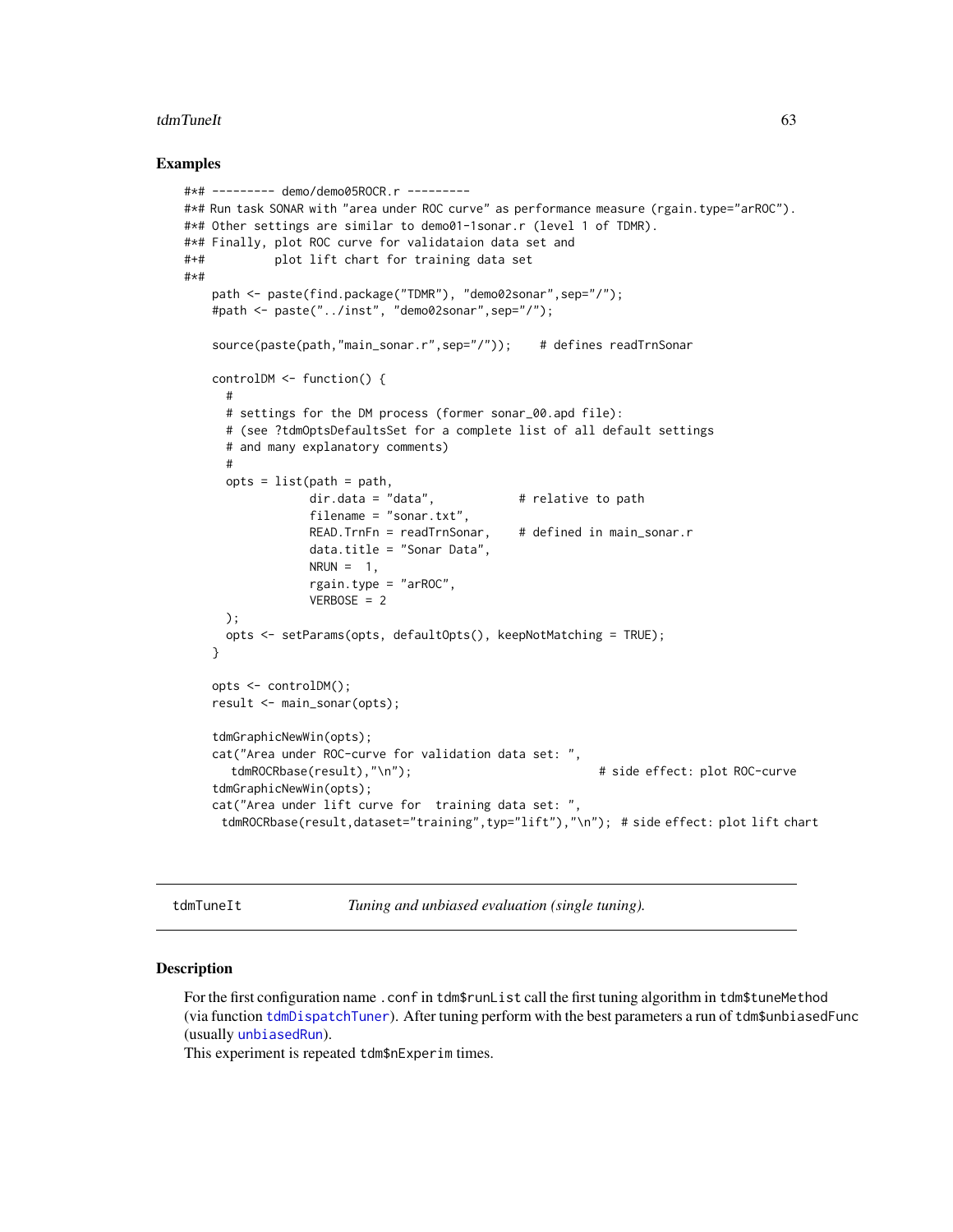## Examples

```
#*# --------- demo/demo05ROCR.r ---------
#*# Run task SONAR with "area under ROC curve" as performance measure (rgain.type="arROC").
#*# Other settings are similar to demo01-1sonar.r (level 1 of TDMR).
#*# Finally, plot ROC curve for validataion data set and
#+#          plot lift chart for training data set
#*#
    path <- paste(find.package("TDMR"), "demo02sonar",sep="/");
    #path <- paste("../inst", "demo02sonar",sep="/");

    source(paste(path,"main_sonar.r",sep="/"));    # defines readTrnSonar

    controlDM <- function() {
      #
      # settings for the DM process (former sonar_00.apd file):
      # (see ?tdmOptsDefaultsSet for a complete list of all default settings
      # and many explanatory comments)
      #
      opts = list(path = path,
                  dir.data = "data",            # relative to path
                  filename = "sonar.txt",
                  READ.TrnFn = readTrnSonar,    # defined in main_sonar.r
                  data.title = "Sonar Data",
                  NRUN =  1,
                  rgain.type = "arROC",
                  VERBOSE = 2
      );
      opts <- setParams(opts, defaultOpts(), keepNotMatching = TRUE);
    }

    opts <- controlDM();
    result <- main_sonar(opts);

    tdmGraphicNewWin(opts);
    cat("Area under ROC-curve for validation data set: ",
       tdmROCRbase(result),"\n");                          # side effect: plot ROC-curve
    tdmGraphicNewWin(opts);
    cat("Area under lift curve for  training data set: ",
     tdmROCRbase(result,dataset="training",typ="lift"),"\n");  # side effect: plot lift chart
```

---

tdmTuneIt *Tuning and unbiased evaluation (single tuning).*

---

## Description

For the first configuration name `.conf` in `tdm$runList` call the first tuning algorithm in `tdm$tuneMethod` (via function `tdmDispatchTuner`). After tuning perform with the best parameters a run of `tdm$unbiasedFunc` (usually `unbiasedRun`).
This experiment is repeated `tdm$nExperim` times.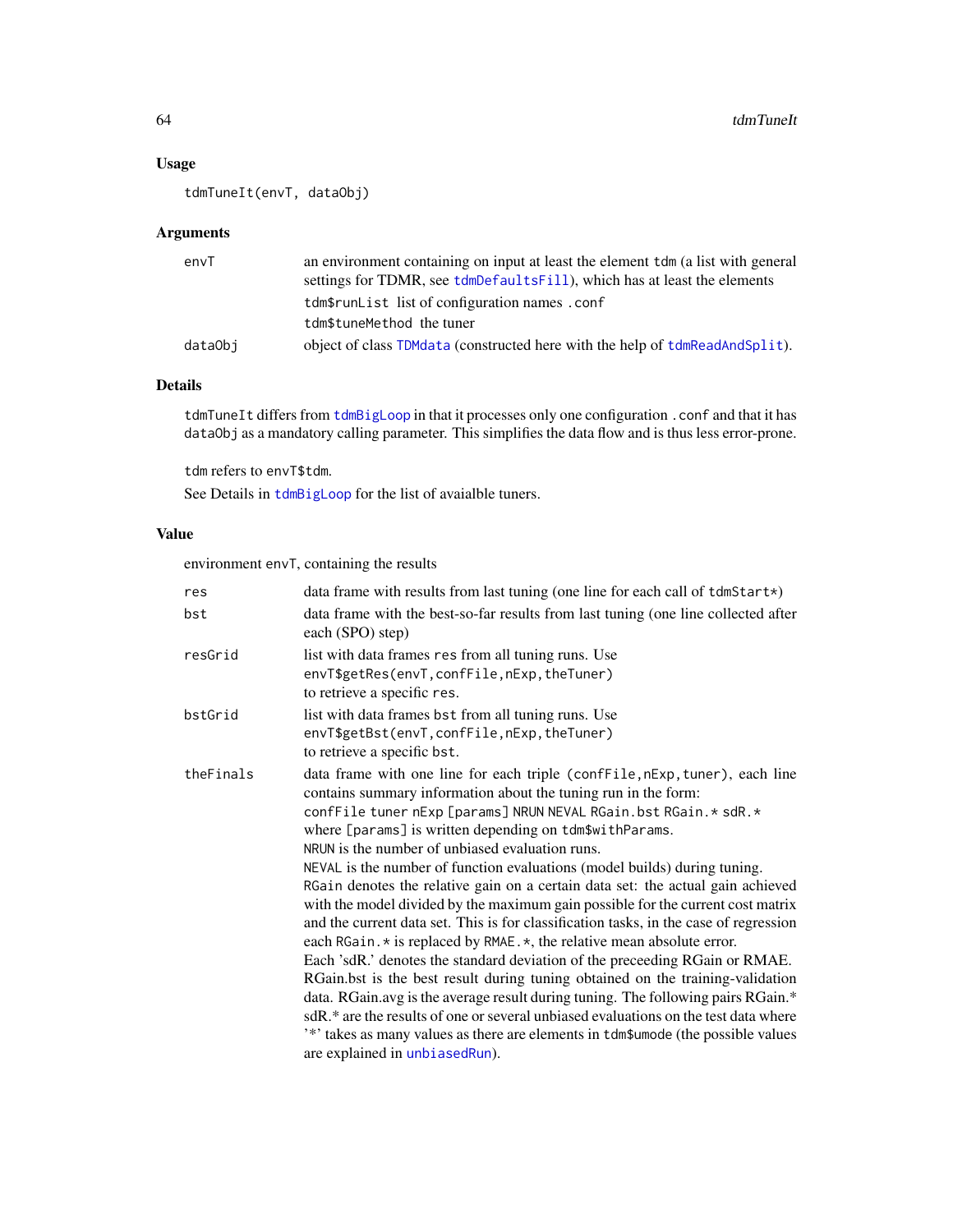## Usage

```
tdmTuneIt(envT, dataObj)
```

## Arguments

| | |
|---|---|
| envT | an environment containing on input at least the element tdm (a list with general settings for TDMR, see tdmDefaultsFill), which has at least the elements<br>tdm$runList list of configuration names .conf<br>tdm$tuneMethod the tuner |
| dataObj | object of class TDMdata (constructed here with the help of tdmReadAndSplit). |

## Details

tdmTuneIt differs from tdmBigLoop in that it processes only one configuration .conf and that it has dataObj as a mandatory calling parameter. This simplifies the data flow and is thus less error-prone.

tdm refers to envT$tdm.

See Details in tdmBigLoop for the list of avaialble tuners.

## Value

environment envT, containing the results

| | |
|---|---|
| res | data frame with results from last tuning (one line for each call of tdmStart*) |
| bst | data frame with the best-so-far results from last tuning (one line collected after each (SPO) step) |
| resGrid | list with data frames res from all tuning runs. Use<br>envT$getRes(envT,confFile,nExp,theTuner)<br>to retrieve a specific res. |
| bstGrid | list with data frames bst from all tuning runs. Use<br>envT$getBst(envT,confFile,nExp,theTuner)<br>to retrieve a specific bst. |
| theFinals | data frame with one line for each triple (confFile,nExp,tuner), each line contains summary information about the tuning run in the form:<br>confFile tuner nExp [params] NRUN NEVAL RGain.bst RGain.* sdR.*<br>where [params] is written depending on tdm$withParams.<br>NRUN is the number of unbiased evaluation runs.<br>NEVAL is the number of function evaluations (model builds) during tuning.<br>RGain denotes the relative gain on a certain data set: the actual gain achieved with the model divided by the maximum gain possible for the current cost matrix and the current data set. This is for classification tasks, in the case of regression each RGain.* is replaced by RMAE.*, the relative mean absolute error.<br>Each 'sdR.' denotes the standard deviation of the preceeding RGain or RMAE.<br>RGain.bst is the best result during tuning obtained on the training-validation data. RGain.avg is the average result during tuning. The following pairs RGain.* sdR.* are the results of one or several unbiased evaluations on the test data where '*' takes as many values as there are elements in tdm$umode (the possible values are explained in unbiasedRun). |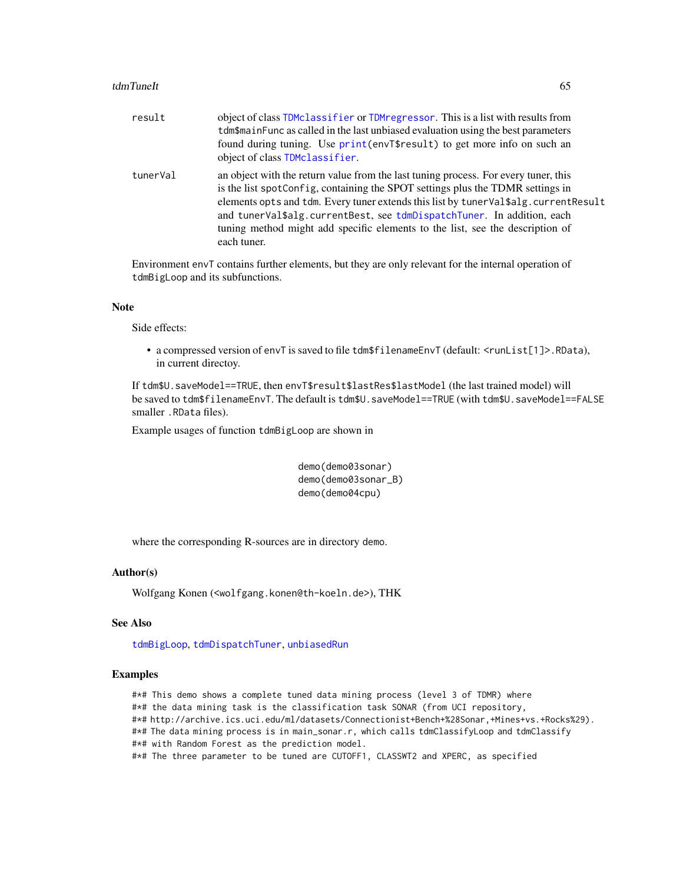result object of class `TDMclassifier` or `TDMregressor`. This is a list with results from `tdm$mainFunc` as called in the last unbiased evaluation using the best parameters found during tuning. Use `print(envT$result)` to get more info on such an object of class `TDMclassifier`.

tunerVal an object with the return value from the last tuning process. For every tuner, this is the list `spotConfig`, containing the SPOT settings plus the TDMR settings in elements `opts` and `tdm`. Every tuner extends this list by `tunerVal$alg.currentResult` and `tunerVal$alg.currentBest`, see `tdmDispatchTuner`. In addition, each tuning method might add specific elements to the list, see the description of each tuner.

Environment `envT` contains further elements, but they are only relevant for the internal operation of `tdmBigLoop` and its subfunctions.

### Note

Side effects:

- a compressed version of `envT` is saved to file `tdm$filenameEnvT` (default: `<runList[1]>.RData`), in current directoy.

If `tdm$U.saveModel==TRUE`, then `envT$result$lastRes$lastModel` (the last trained model) will be saved to `tdm$filenameEnvT`. The default is `tdm$U.saveModel==TRUE` (with `tdm$U.saveModel==FALSE` smaller `.RData` files).

Example usages of function `tdmBigLoop` are shown in

```
demo(demo03sonar)
demo(demo03sonar_B)
demo(demo04cpu)
```

where the corresponding R-sources are in directory `demo`.

### Author(s)

Wolfgang Konen (<wolfgang.konen@th-koeln.de>), THK

### See Also

`tdmBigLoop`, `tdmDispatchTuner`, `unbiasedRun`

### Examples

```
#*# This demo shows a complete tuned data mining process (level 3 of TDMR) where
#*# the data mining task is the classification task SONAR (from UCI repository,
#*# http://archive.ics.uci.edu/ml/datasets/Connectionist+Bench+%28Sonar,+Mines+vs.+Rocks%29).
#*# The data mining process is in main_sonar.r, which calls tdmClassifyLoop and tdmClassify
#*# with Random Forest as the prediction model.
#*# The three parameter to be tuned are CUTOFF1, CLASSWT2 and XPERC, as specified
```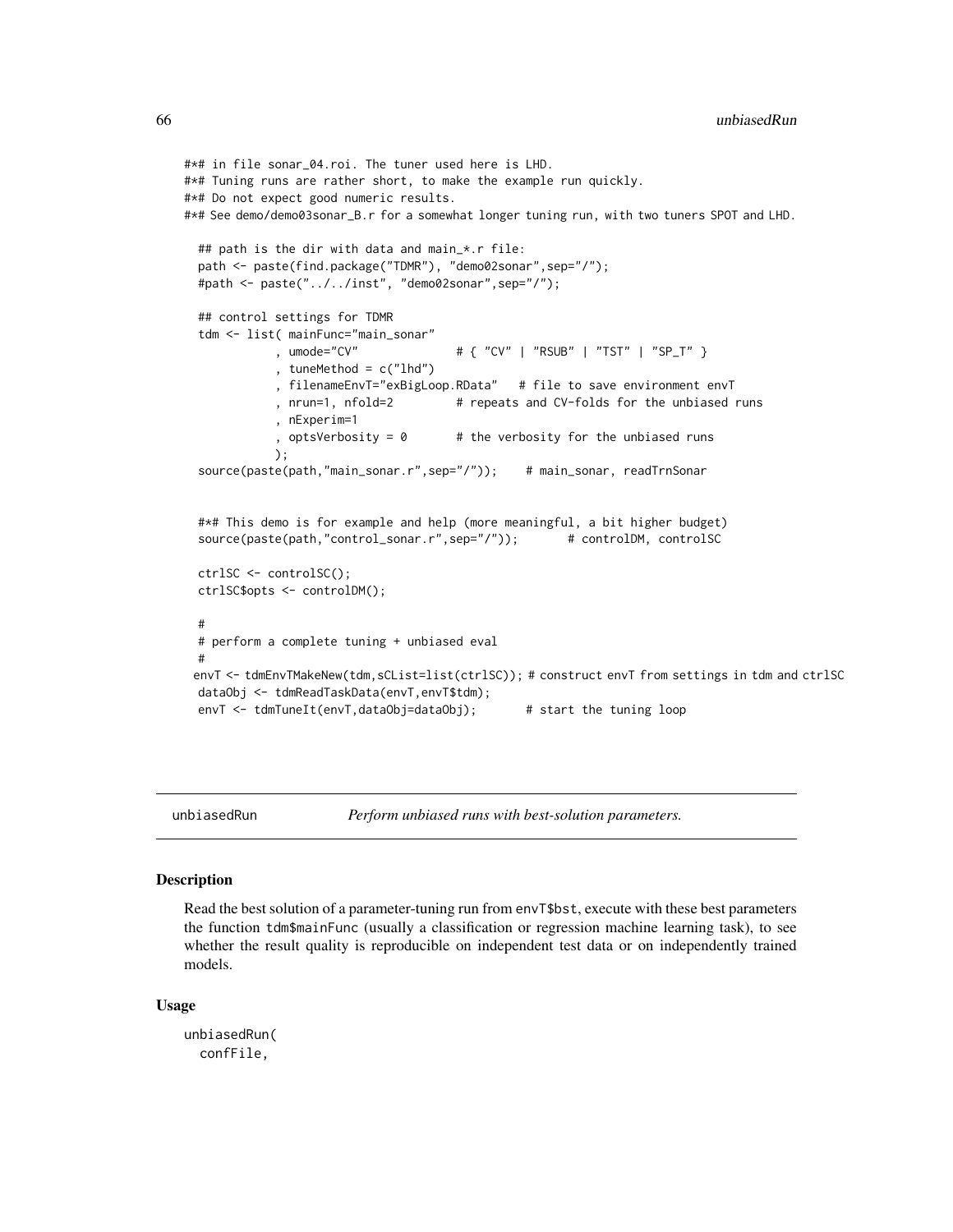```
#*# in file sonar_04.roi. The tuner used here is LHD.
#*# Tuning runs are rather short, to make the example run quickly.
#*# Do not expect good numeric results.
#*# See demo/demo03sonar_B.r for a somewhat longer tuning run, with two tuners SPOT and LHD.

  ## path is the dir with data and main_*.r file:
  path <- paste(find.package("TDMR"), "demo02sonar",sep="/");
  #path <- paste("../../inst", "demo02sonar",sep="/");

  ## control settings for TDMR
  tdm <- list( mainFunc="main_sonar"
             , umode="CV"              # { "CV" | "RSUB" | "TST" | "SP_T" }
             , tuneMethod = c("lhd")
             , filenameEnvT="exBigLoop.RData"   # file to save environment envT
             , nrun=1, nfold=2         # repeats and CV-folds for the unbiased runs
             , nExperim=1
             , optsVerbosity = 0       # the verbosity for the unbiased runs
             );
  source(paste(path,"main_sonar.r",sep="/"));    # main_sonar, readTrnSonar


  #*# This demo is for example and help (more meaningful, a bit higher budget)
  source(paste(path,"control_sonar.r",sep="/"));       # controlDM, controlSC

  ctrlSC <- controlSC();
  ctrlSC$opts <- controlDM();

  #
  # perform a complete tuning + unbiased eval
  #
 envT <- tdmEnvTMakeNew(tdm,sCList=list(ctrlSC)); # construct envT from settings in tdm and ctrlSC
  dataObj <- tdmReadTaskData(envT,envT$tdm);
  envT <- tdmTuneIt(envT,dataObj=dataObj);       # start the tuning loop
```

---

unbiasedRun &nbsp;&nbsp;&nbsp;&nbsp;&nbsp; *Perform unbiased runs with best-solution parameters.*

---

### Description

Read the best solution of a parameter-tuning run from envT$bst, execute with these best parameters the function tdm$mainFunc (usually a classification or regression machine learning task), to see whether the result quality is reproducible on independent test data or on independently trained models.

### Usage

```
unbiasedRun(
  confFile,
```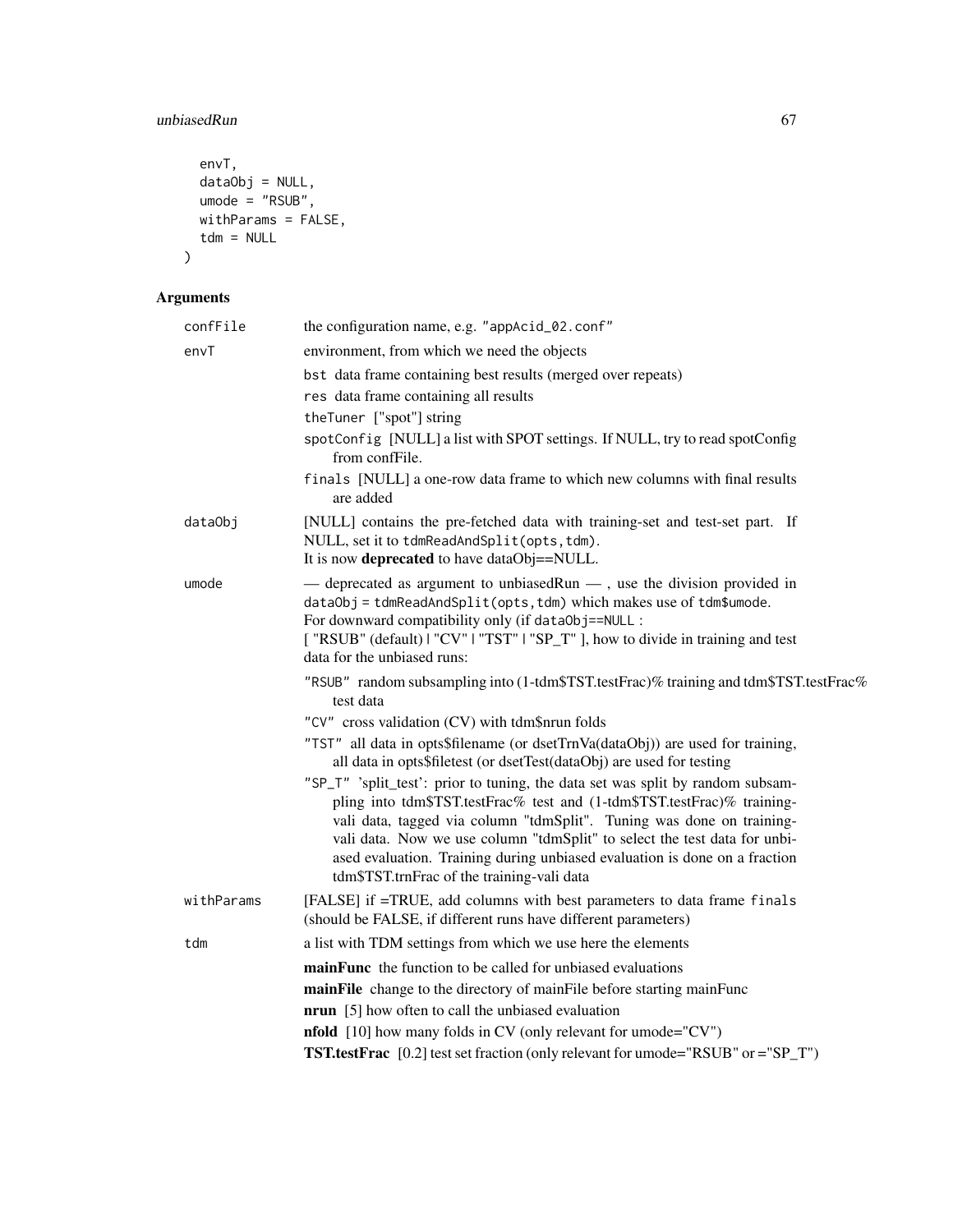```
  envT,
  dataObj = NULL,
  umode = "RSUB",
  withParams = FALSE,
  tdm = NULL
)
```

## Arguments

| | |
|---|---|
| confFile | the configuration name, e.g. "appAcid_02.conf" |
| envT | environment, from which we need the objects<br>`bst` data frame containing best results (merged over repeats)<br>`res` data frame containing all results<br>`theTuner` ["spot"] string<br>`spotConfig` [NULL] a list with SPOT settings. If NULL, try to read spotConfig from confFile.<br>`finals` [NULL] a one-row data frame to which new columns with final results are added |
| dataObj | [NULL] contains the pre-fetched data with training-set and test-set part. If NULL, set it to `tdmReadAndSplit(opts,tdm)`.<br>It is now **deprecated** to have dataObj==NULL. |
| umode | — deprecated as argument to unbiasedRun — , use the division provided in `dataObj = tdmReadAndSplit(opts,tdm)` which makes use of `tdm$umode`.<br>For downward compatibility only (if `dataObj==NULL` :<br>[ "RSUB" (default) \| "CV" \| "TST" \| "SP_T" ], how to divide in training and test data for the unbiased runs:<br>`"RSUB"` random subsampling into (1-tdm$TST.testFrac)% training and tdm$TST.testFrac% test data<br>`"CV"` cross validation (CV) with tdm$nrun folds<br>`"TST"` all data in opts$filename (or dsetTrnVa(dataObj)) are used for training, all data in opts$filetest (or dsetTest(dataObj) are used for testing<br>`"SP_T"` 'split_test': prior to tuning, the data set was split by random subsampling into tdm$TST.testFrac% test and (1-tdm$TST.testFrac)% training-vali data, tagged via column "tdmSplit". Tuning was done on training-vali data. Now we use column "tdmSplit" to select the test data for unbiased evaluation. Training during unbiased evaluation is done on a fraction tdm$TST.trnFrac of the training-vali data |
| withParams | [FALSE] if =TRUE, add columns with best parameters to data frame `finals` (should be FALSE, if different runs have different parameters) |
| tdm | a list with TDM settings from which we use here the elements<br>**mainFunc** the function to be called for unbiased evaluations<br>**mainFile** change to the directory of mainFile before starting mainFunc<br>**nrun** [5] how often to call the unbiased evaluation<br>**nfold** [10] how many folds in CV (only relevant for umode="CV")<br>**TST.testFrac** [0.2] test set fraction (only relevant for umode="RSUB" or ="SP_T") |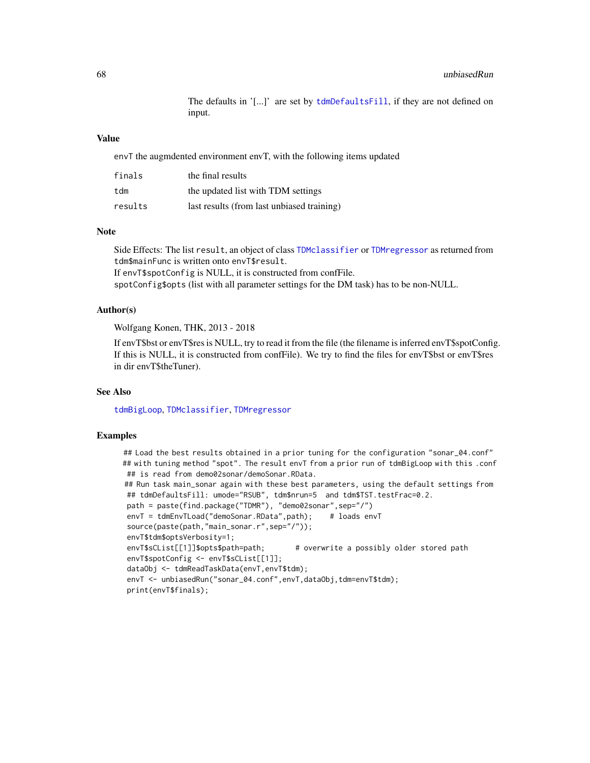The defaults in '[...]' are set by tdmDefaultsFill, if they are not defined on input.

## Value

envT the augmdented environment envT, with the following items updated

| | |
|---|---|
| finals | the final results |
| tdm | the updated list with TDM settings |
| results | last results (from last unbiased training) |

## Note

Side Effects: The list result, an object of class TDMclassifier or TDMregressor as returned from tdm$mainFunc is written onto envT$result.
If envT$spotConfig is NULL, it is constructed from confFile.
spotConfig$opts (list with all parameter settings for the DM task) has to be non-NULL.

## Author(s)

Wolfgang Konen, THK, 2013 - 2018

If envT$bst or envT$res is NULL, try to read it from the file (the filename is inferred envT$spotConfig. If this is NULL, it is constructed from confFile). We try to find the files for envT$bst or envT$res in dir envT$theTuner).

## See Also

tdmBigLoop, TDMclassifier, TDMregressor

## Examples

```
## Load the best results obtained in a prior tuning for the configuration "sonar_04.conf"
## with tuning method "spot". The result envT from a prior run of tdmBigLoop with this .conf
## is read from demo02sonar/demoSonar.RData.
## Run task main_sonar again with these best parameters, using the default settings from
## tdmDefaultsFill: umode="RSUB", tdm$nrun=5  and tdm$TST.testFrac=0.2.
path = paste(find.package("TDMR"), "demo02sonar",sep="/")
envT = tdmEnvTLoad("demoSonar.RData",path);    # loads envT
source(paste(path,"main_sonar.r",sep="/"));
envT$tdm$optsVerbosity=1;
envT$sCList[[1]]$opts$path=path;       # overwrite a possibly older stored path
envT$spotConfig <- envT$sCList[[1]];
dataObj <- tdmReadTaskData(envT,envT$tdm);
envT <- unbiasedRun("sonar_04.conf",envT,dataObj,tdm=envT$tdm);
print(envT$finals);
```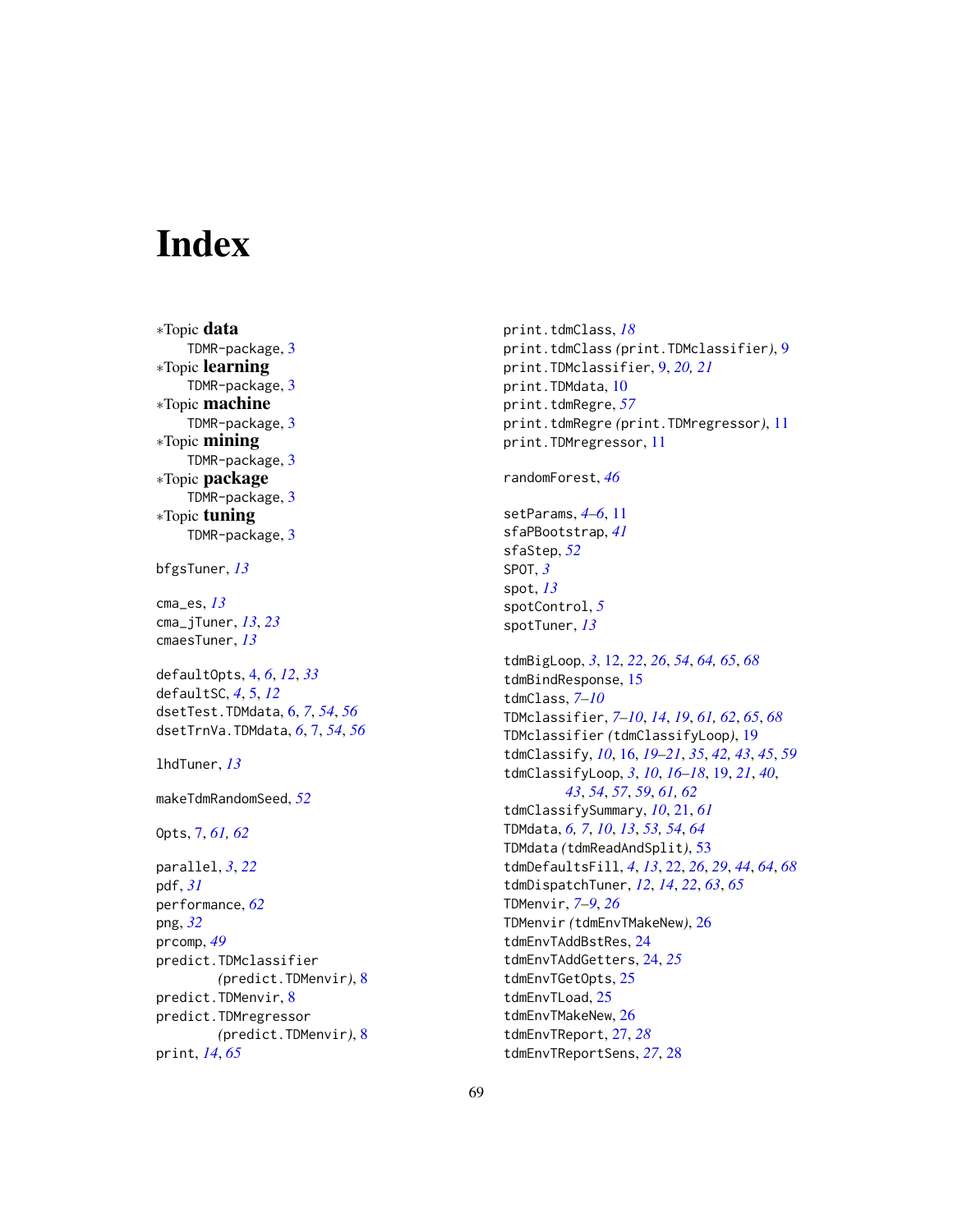# Index

∗Topic **data**
  TDMR-package, 3
∗Topic **learning**
  TDMR-package, 3
∗Topic **machine**
  TDMR-package, 3
∗Topic **mining**
  TDMR-package, 3
∗Topic **package**
  TDMR-package, 3
∗Topic **tuning**
  TDMR-package, 3

bfgsTuner, *13*

cma_es, *13*
cma_jTuner, *13*, *23*
cmaesTuner, *13*

defaultOpts, 4, *6*, *12*, *33*
defaultSC, *4*, 5, *12*
dsetTest.TDMdata, 6, *7*, *54*, *56*
dsetTrnVa.TDMdata, *6*, 7, *54*, *56*

lhdTuner, *13*

makeTdmRandomSeed, *52*

Opts, 7, *61, 62*

parallel, *3*, *22*
pdf, *31*
performance, *62*
png, *32*
prcomp, *49*
predict.TDMclassifier *(predict.TDMenvir)*, 8
predict.TDMenvir, 8
predict.TDMregressor *(predict.TDMenvir)*, 8
print, *14*, *65*
print.tdmClass, *18*
print.tdmClass *(print.TDMclassifier)*, 9
print.TDMclassifier, 9, *20, 21*
print.TDMdata, 10
print.tdmRegre, *57*
print.tdmRegre *(print.TDMregressor)*, 11
print.TDMregressor, 11

randomForest, *46*

setParams, *4–6*, 11
sfaPBootstrap, *41*
sfaStep, *52*
SPOT, *3*
spot, *13*
spotControl, *5*
spotTuner, *13*

tdmBigLoop, *3*, 12, *22*, *26*, *54*, *64, 65*, *68*
tdmBindResponse, 15
tdmClass, *7–10*
TDMclassifier, *7–10*, *14*, *19*, *61, 62*, *65*, *68*
TDMclassifier *(tdmClassifyLoop)*, 19
tdmClassify, *10*, 16, *19–21*, *35*, *42, 43*, *45*, *59*
tdmClassifyLoop, *3*, *10*, *16–18*, 19, *21*, *40*, *43*, *54*, *57*, *59*, *61, 62*
tdmClassifySummary, *10*, 21, *61*
TDMdata, *6, 7*, *10*, *13*, *53, 54*, *64*
TDMdata *(tdmReadAndSplit)*, 53
tdmDefaultsFill, *4*, *13*, 22, *26*, *29*, *44*, *64*, *68*
tdmDispatchTuner, *12*, *14*, *22*, *63*, *65*
TDMenvir, *7–9*, *26*
TDMenvir *(tdmEnvTMakeNew)*, 26
tdmEnvTAddBstRes, 24
tdmEnvTAddGetters, 24, *25*
tdmEnvTGetOpts, 25
tdmEnvTLoad, 25
tdmEnvTMakeNew, 26
tdmEnvTReport, 27, *28*
tdmEnvTReportSens, *27*, 28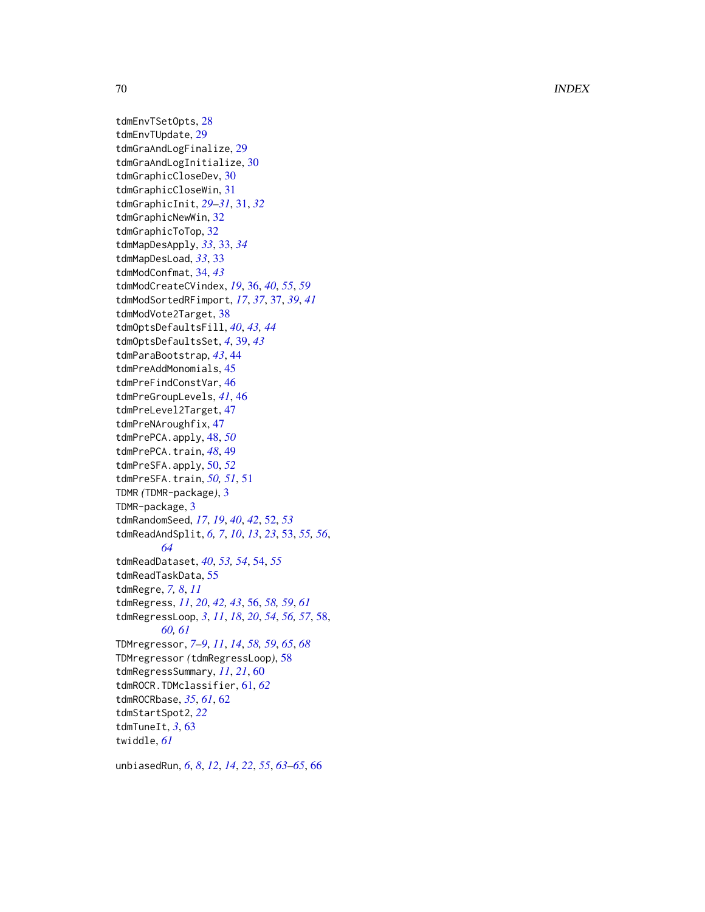tdmEnvTSetOpts, 28
tdmEnvTUpdate, 29
tdmGraAndLogFinalize, 29
tdmGraAndLogInitialize, 30
tdmGraphicCloseDev, 30
tdmGraphicCloseWin, 31
tdmGraphicInit, *29–31*, 31, *32*
tdmGraphicNewWin, 32
tdmGraphicToTop, 32
tdmMapDesApply, *33*, 33, *34*
tdmMapDesLoad, *33*, 33
tdmModConfmat, 34, *43*
tdmModCreateCVindex, *19*, 36, *40*, *55*, *59*
tdmModSortedRFimport, *17*, *37*, 37, *39*, *41*
tdmModVote2Target, 38
tdmOptsDefaultsFill, *40*, *43, 44*
tdmOptsDefaultsSet, *4*, 39, *43*
tdmParaBootstrap, *43*, 44
tdmPreAddMonomials, 45
tdmPreFindConstVar, 46
tdmPreGroupLevels, *41*, 46
tdmPreLevel2Target, 47
tdmPreNAroughfix, 47
tdmPrePCA.apply, 48, *50*
tdmPrePCA.train, *48*, 49
tdmPreSFA.apply, 50, *52*
tdmPreSFA.train, *50, 51*, 51
TDMR *(*TDMR-package*)*, 3
TDMR-package, 3
tdmRandomSeed, *17*, *19*, *40*, *42*, 52, *53*
tdmReadAndSplit, *6, 7*, *10*, *13*, *23*, 53, *55, 56*, *64*
tdmReadDataset, *40*, *53, 54*, 54, *55*
tdmReadTaskData, 55
tdmRegre, *7, 8*, *11*
tdmRegress, *11*, *20*, *42, 43*, 56, *58, 59*, *61*
tdmRegressLoop, *3*, *11*, *18*, *20*, *54*, *56, 57*, 58, *60, 61*
TDMregressor, *7–9*, *11*, *14*, *58, 59*, *65*, *68*
TDMregressor *(*tdmRegressLoop*)*, 58
tdmRegressSummary, *11*, *21*, 60
tdmROCR.TDMclassifier, 61, *62*
tdmROCRbase, *35*, *61*, 62
tdmStartSpot2, *22*
tdmTuneIt, *3*, 63
twiddle, *61*

unbiasedRun, *6*, *8*, *12*, *14*, *22*, *55*, *63–65*, 66